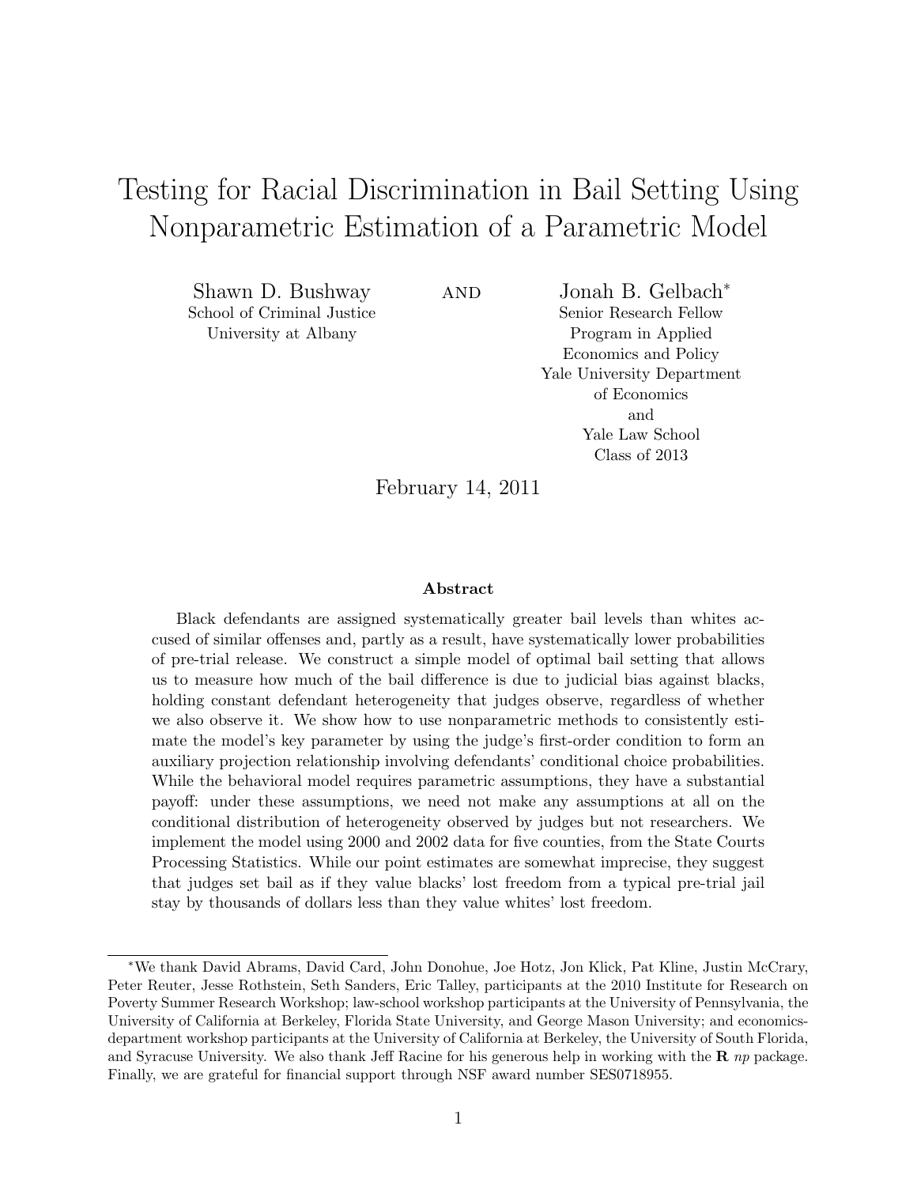# Testing for Racial Discrimination in Bail Setting Using Nonparametric Estimation of a Parametric Model

Shawn D. Bushway
School of Criminal Justice
University at Albany

AND

Jonah B. Gelbach*
Senior Research Fellow
Program in Applied Economics and Policy
Yale University Department of Economics
and
Yale Law School
Class of 2013

February 14, 2011

**Abstract**

Black defendants are assigned systematically greater bail levels than whites accused of similar offenses and, partly as a result, have systematically lower probabilities of pre-trial release. We construct a simple model of optimal bail setting that allows us to measure how much of the bail difference is due to judicial bias against blacks, holding constant defendant heterogeneity that judges observe, regardless of whether we also observe it. We show how to use nonparametric methods to consistently estimate the model's key parameter by using the judge's first-order condition to form an auxiliary projection relationship involving defendants' conditional choice probabilities. While the behavioral model requires parametric assumptions, they have a substantial payoff: under these assumptions, we need not make any assumptions at all on the conditional distribution of heterogeneity observed by judges but not researchers. We implement the model using 2000 and 2002 data for five counties, from the State Courts Processing Statistics. While our point estimates are somewhat imprecise, they suggest that judges set bail as if they value blacks' lost freedom from a typical pre-trial jail stay by thousands of dollars less than they value whites' lost freedom.

---

*We thank David Abrams, David Card, John Donohue, Joe Hotz, Jon Klick, Pat Kline, Justin McCrary, Peter Reuter, Jesse Rothstein, Seth Sanders, Eric Talley, participants at the 2010 Institute for Research on Poverty Summer Research Workshop; law-school workshop participants at the University of Pennsylvania, the University of California at Berkeley, Florida State University, and George Mason University; and economics-department workshop participants at the University of California at Berkeley, the University of South Florida, and Syracuse University. We also thank Jeff Racine for his generous help in working with the **R** *np* package. Finally, we are grateful for financial support through NSF award number SES0718955.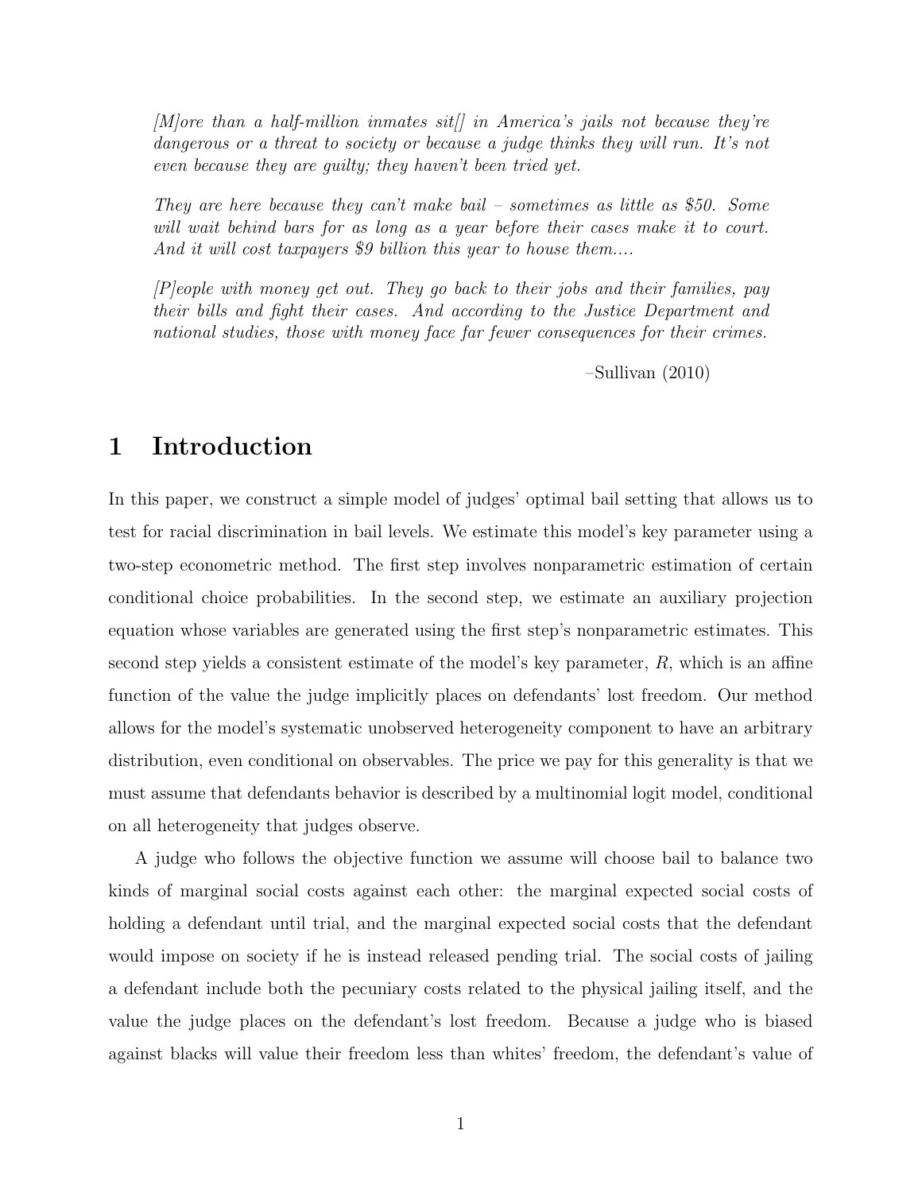*[M]ore than a half-million inmates sit[] in America's jails not because they're dangerous or a threat to society or because a judge thinks they will run. It's not even because they are guilty; they haven't been tried yet.*

*They are here because they can't make bail – sometimes as little as $50. Some will wait behind bars for as long as a year before their cases make it to court. And it will cost taxpayers $9 billion this year to house them....*

*[P]eople with money get out. They go back to their jobs and their families, pay their bills and fight their cases. And according to the Justice Department and national studies, those with money face far fewer consequences for their crimes.*

–Sullivan (2010)

# 1 Introduction

In this paper, we construct a simple model of judges' optimal bail setting that allows us to test for racial discrimination in bail levels. We estimate this model's key parameter using a two-step econometric method. The first step involves nonparametric estimation of certain conditional choice probabilities. In the second step, we estimate an auxiliary projection equation whose variables are generated using the first step's nonparametric estimates. This second step yields a consistent estimate of the model's key parameter, $R$, which is an affine function of the value the judge implicitly places on defendants' lost freedom. Our method allows for the model's systematic unobserved heterogeneity component to have an arbitrary distribution, even conditional on observables. The price we pay for this generality is that we must assume that defendants behavior is described by a multinomial logit model, conditional on all heterogeneity that judges observe.

A judge who follows the objective function we assume will choose bail to balance two kinds of marginal social costs against each other: the marginal expected social costs of holding a defendant until trial, and the marginal expected social costs that the defendant would impose on society if he is instead released pending trial. The social costs of jailing a defendant include both the pecuniary costs related to the physical jailing itself, and the value the judge places on the defendant's lost freedom. Because a judge who is biased against blacks will value their freedom less than whites' freedom, the defendant's value of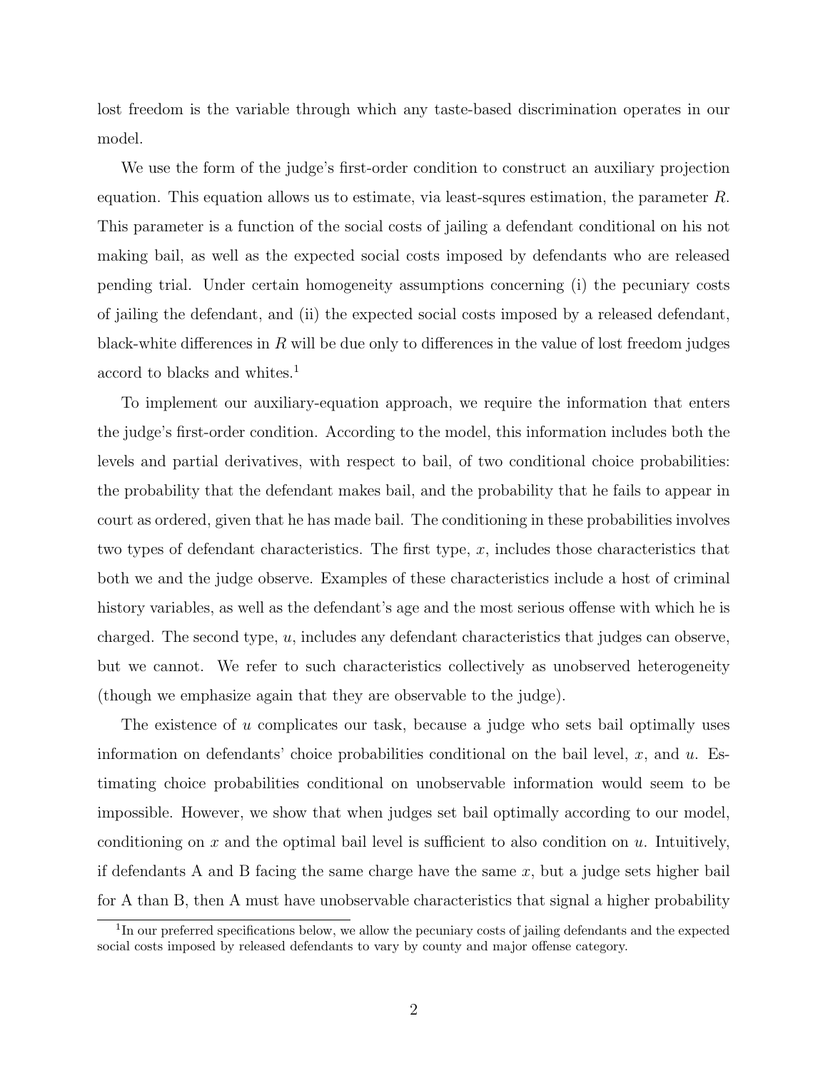lost freedom is the variable through which any taste-based discrimination operates in our model.

We use the form of the judge's first-order condition to construct an auxiliary projection equation. This equation allows us to estimate, via least-squres estimation, the parameter $R$. This parameter is a function of the social costs of jailing a defendant conditional on his not making bail, as well as the expected social costs imposed by defendants who are released pending trial. Under certain homogeneity assumptions concerning (i) the pecuniary costs of jailing the defendant, and (ii) the expected social costs imposed by a released defendant, black-white differences in $R$ will be due only to differences in the value of lost freedom judges accord to blacks and whites.[1]

To implement our auxiliary-equation approach, we require the information that enters the judge's first-order condition. According to the model, this information includes both the levels and partial derivatives, with respect to bail, of two conditional choice probabilities: the probability that the defendant makes bail, and the probability that he fails to appear in court as ordered, given that he has made bail. The conditioning in these probabilities involves two types of defendant characteristics. The first type, $x$, includes those characteristics that both we and the judge observe. Examples of these characteristics include a host of criminal history variables, as well as the defendant's age and the most serious offense with which he is charged. The second type, $u$, includes any defendant characteristics that judges can observe, but we cannot. We refer to such characteristics collectively as unobserved heterogeneity (though we emphasize again that they are observable to the judge).

The existence of $u$ complicates our task, because a judge who sets bail optimally uses information on defendants' choice probabilities conditional on the bail level, $x$, and $u$. Estimating choice probabilities conditional on unobservable information would seem to be impossible. However, we show that when judges set bail optimally according to our model, conditioning on $x$ and the optimal bail level is sufficient to also condition on $u$. Intuitively, if defendants A and B facing the same charge have the same $x$, but a judge sets higher bail for A than B, then A must have unobservable characteristics that signal a higher probability

[1] In our preferred specifications below, we allow the pecuniary costs of jailing defendants and the expected social costs imposed by released defendants to vary by county and major offense category.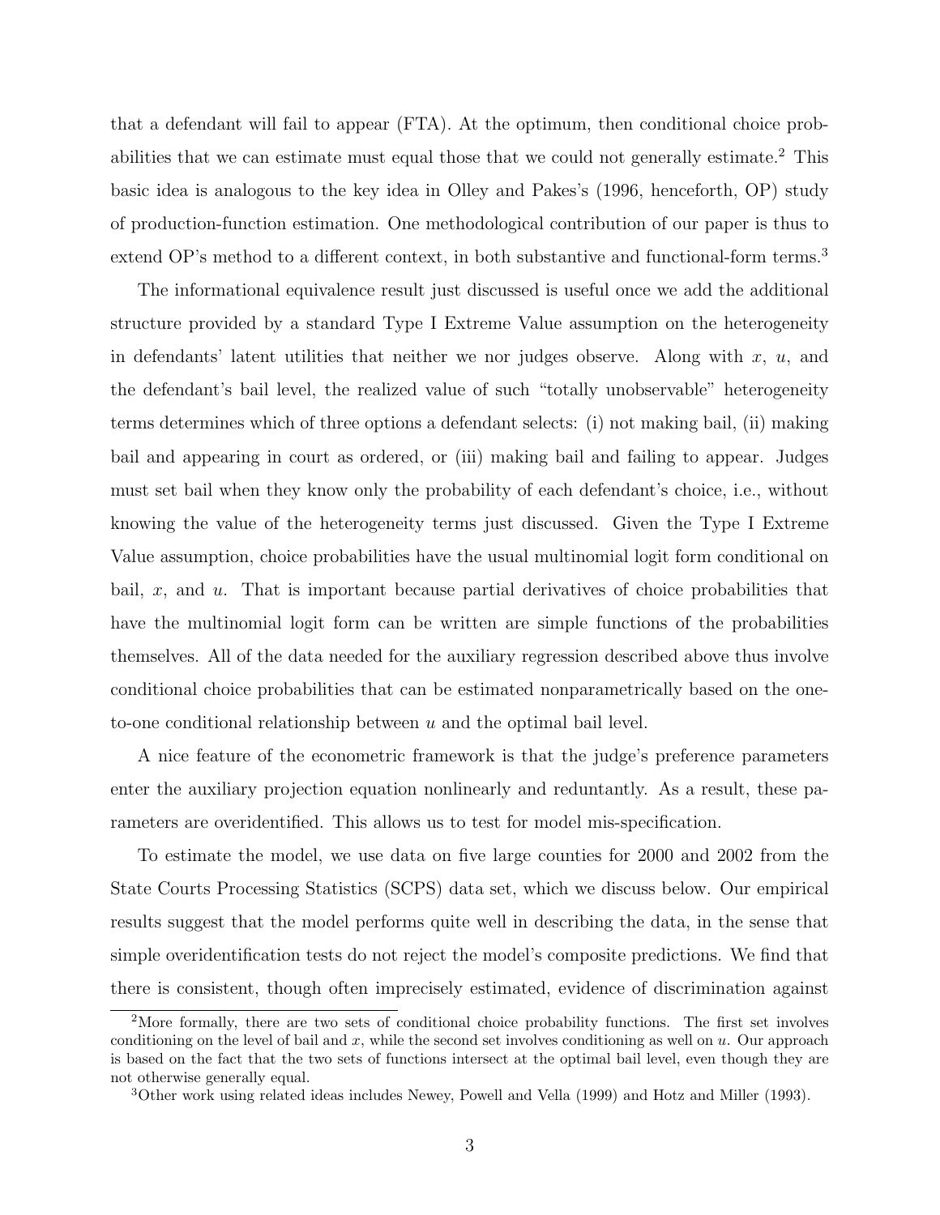that a defendant will fail to appear (FTA). At the optimum, then conditional choice probabilities that we can estimate must equal those that we could not generally estimate.[2] This basic idea is analogous to the key idea in Olley and Pakes's (1996, henceforth, OP) study of production-function estimation. One methodological contribution of our paper is thus to extend OP's method to a different context, in both substantive and functional-form terms.[3]

The informational equivalence result just discussed is useful once we add the additional structure provided by a standard Type I Extreme Value assumption on the heterogeneity in defendants' latent utilities that neither we nor judges observe. Along with $x$, $u$, and the defendant's bail level, the realized value of such "totally unobservable" heterogeneity terms determines which of three options a defendant selects: (i) not making bail, (ii) making bail and appearing in court as ordered, or (iii) making bail and failing to appear. Judges must set bail when they know only the probability of each defendant's choice, i.e., without knowing the value of the heterogeneity terms just discussed. Given the Type I Extreme Value assumption, choice probabilities have the usual multinomial logit form conditional on bail, $x$, and $u$. That is important because partial derivatives of choice probabilities that have the multinomial logit form can be written are simple functions of the probabilities themselves. All of the data needed for the auxiliary regression described above thus involve conditional choice probabilities that can be estimated nonparametrically based on the one-to-one conditional relationship between $u$ and the optimal bail level.

A nice feature of the econometric framework is that the judge's preference parameters enter the auxiliary projection equation nonlinearly and reduntantly. As a result, these parameters are overidentified. This allows us to test for model mis-specification.

To estimate the model, we use data on five large counties for 2000 and 2002 from the State Courts Processing Statistics (SCPS) data set, which we discuss below. Our empirical results suggest that the model performs quite well in describing the data, in the sense that simple overidentification tests do not reject the model's composite predictions. We find that there is consistent, though often imprecisely estimated, evidence of discrimination against

[2]More formally, there are two sets of conditional choice probability functions. The first set involves conditioning on the level of bail and $x$, while the second set involves conditioning as well on $u$. Our approach is based on the fact that the two sets of functions intersect at the optimal bail level, even though they are not otherwise generally equal.

[3]Other work using related ideas includes Newey, Powell and Vella (1999) and Hotz and Miller (1993).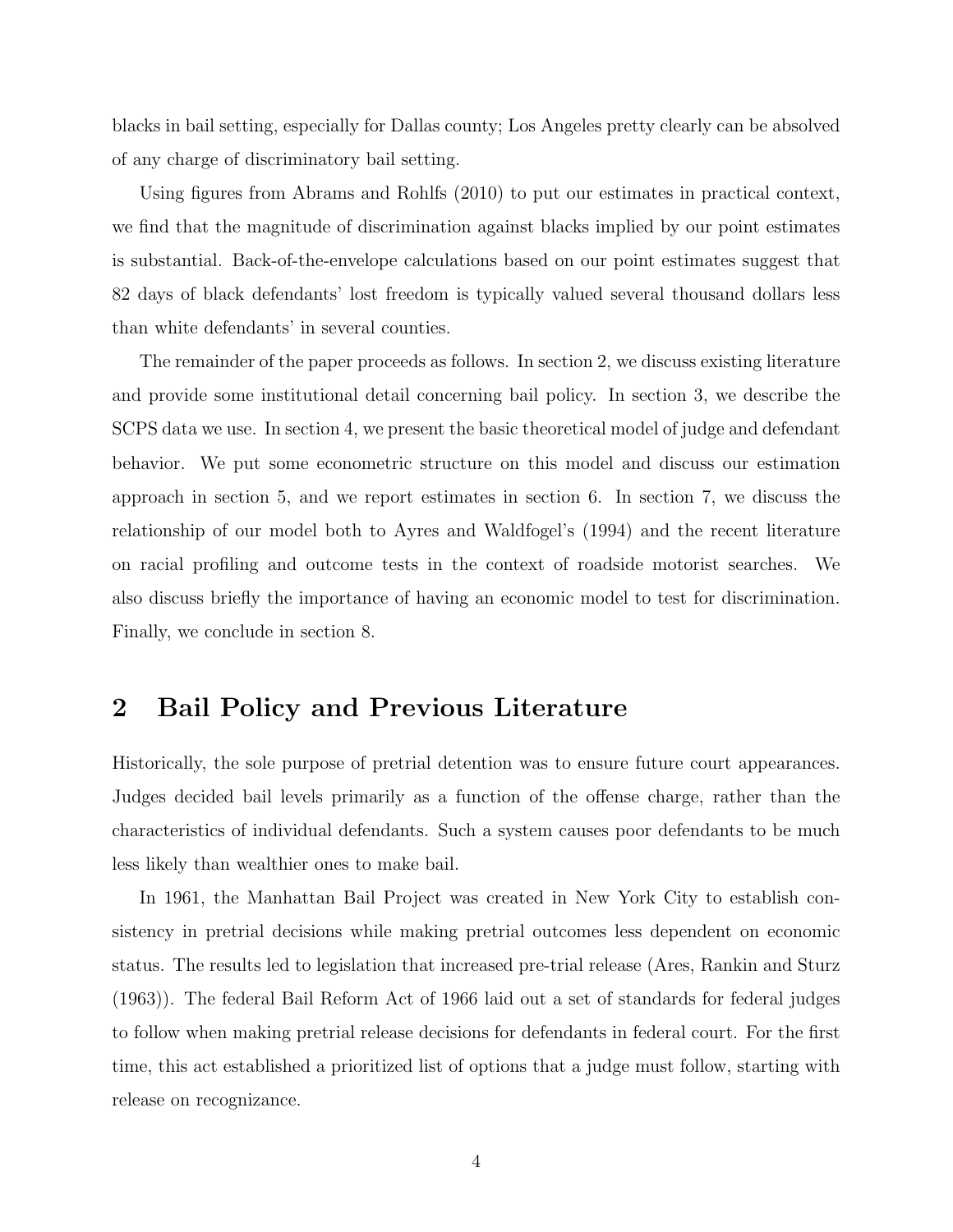blacks in bail setting, especially for Dallas county; Los Angeles pretty clearly can be absolved of any charge of discriminatory bail setting.

Using figures from Abrams and Rohlfs (2010) to put our estimates in practical context, we find that the magnitude of discrimination against blacks implied by our point estimates is substantial. Back-of-the-envelope calculations based on our point estimates suggest that 82 days of black defendants' lost freedom is typically valued several thousand dollars less than white defendants' in several counties.

The remainder of the paper proceeds as follows. In section 2, we discuss existing literature and provide some institutional detail concerning bail policy. In section 3, we describe the SCPS data we use. In section 4, we present the basic theoretical model of judge and defendant behavior. We put some econometric structure on this model and discuss our estimation approach in section 5, and we report estimates in section 6. In section 7, we discuss the relationship of our model both to Ayres and Waldfogel's (1994) and the recent literature on racial profiling and outcome tests in the context of roadside motorist searches. We also discuss briefly the importance of having an economic model to test for discrimination. Finally, we conclude in section 8.

## 2 Bail Policy and Previous Literature

Historically, the sole purpose of pretrial detention was to ensure future court appearances. Judges decided bail levels primarily as a function of the offense charge, rather than the characteristics of individual defendants. Such a system causes poor defendants to be much less likely than wealthier ones to make bail.

In 1961, the Manhattan Bail Project was created in New York City to establish consistency in pretrial decisions while making pretrial outcomes less dependent on economic status. The results led to legislation that increased pre-trial release (Ares, Rankin and Sturz (1963)). The federal Bail Reform Act of 1966 laid out a set of standards for federal judges to follow when making pretrial release decisions for defendants in federal court. For the first time, this act established a prioritized list of options that a judge must follow, starting with release on recognizance.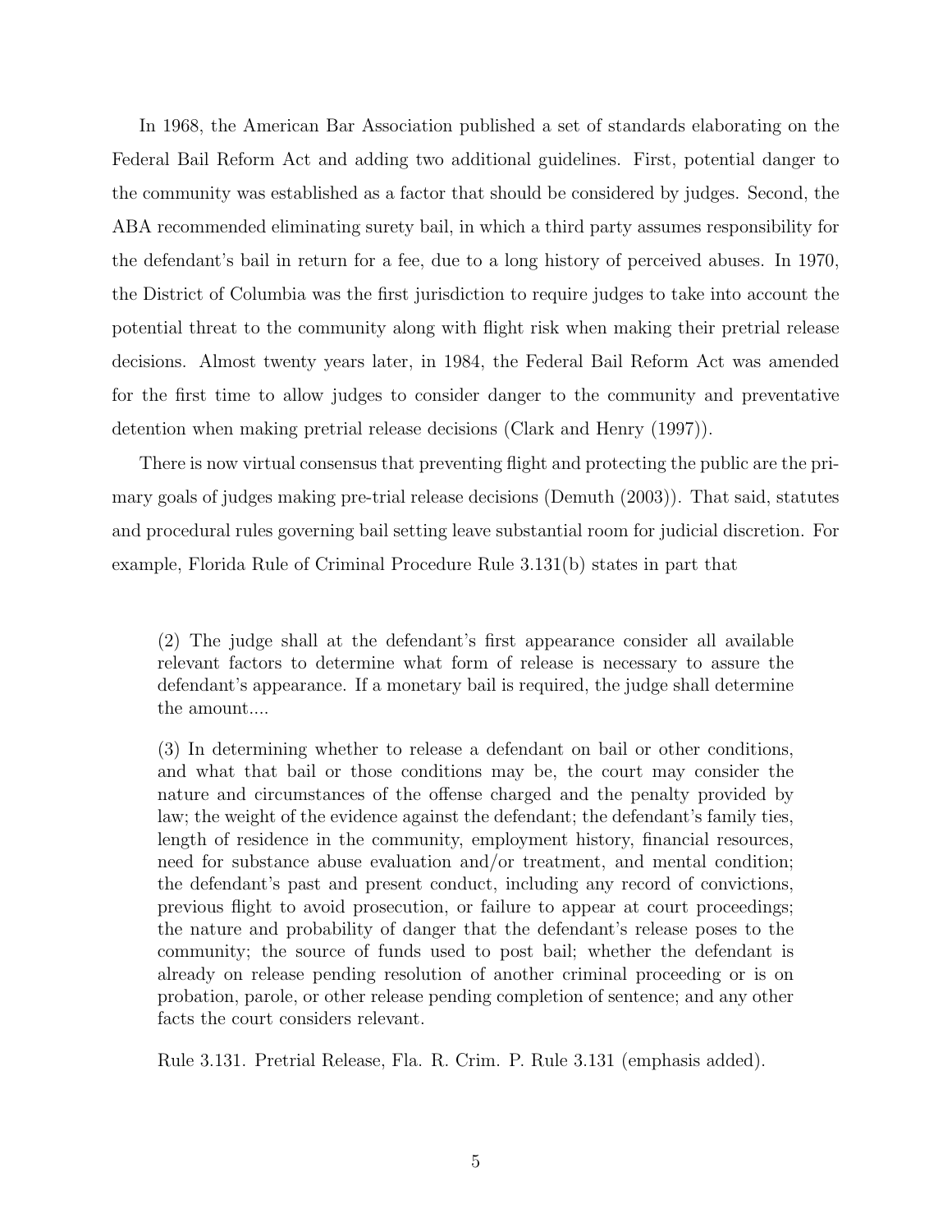In 1968, the American Bar Association published a set of standards elaborating on the Federal Bail Reform Act and adding two additional guidelines. First, potential danger to the community was established as a factor that should be considered by judges. Second, the ABA recommended eliminating surety bail, in which a third party assumes responsibility for the defendant's bail in return for a fee, due to a long history of perceived abuses. In 1970, the District of Columbia was the first jurisdiction to require judges to take into account the potential threat to the community along with flight risk when making their pretrial release decisions. Almost twenty years later, in 1984, the Federal Bail Reform Act was amended for the first time to allow judges to consider danger to the community and preventative detention when making pretrial release decisions (Clark and Henry (1997)).

There is now virtual consensus that preventing flight and protecting the public are the primary goals of judges making pre-trial release decisions (Demuth (2003)). That said, statutes and procedural rules governing bail setting leave substantial room for judicial discretion. For example, Florida Rule of Criminal Procedure Rule 3.131(b) states in part that

> (2) The judge shall at the defendant's first appearance consider all available relevant factors to determine what form of release is necessary to assure the defendant's appearance. If a monetary bail is required, the judge shall determine the amount....
>
> (3) In determining whether to release a defendant on bail or other conditions, and what that bail or those conditions may be, the court may consider the nature and circumstances of the offense charged and the penalty provided by law; the weight of the evidence against the defendant; the defendant's family ties, length of residence in the community, employment history, financial resources, need for substance abuse evaluation and/or treatment, and mental condition; the defendant's past and present conduct, including any record of convictions, previous flight to avoid prosecution, or failure to appear at court proceedings; the nature and probability of danger that the defendant's release poses to the community; the source of funds used to post bail; whether the defendant is already on release pending resolution of another criminal proceeding or is on probation, parole, or other release pending completion of sentence; and any other facts the court considers relevant.
>
> Rule 3.131. Pretrial Release, Fla. R. Crim. P. Rule 3.131 (emphasis added).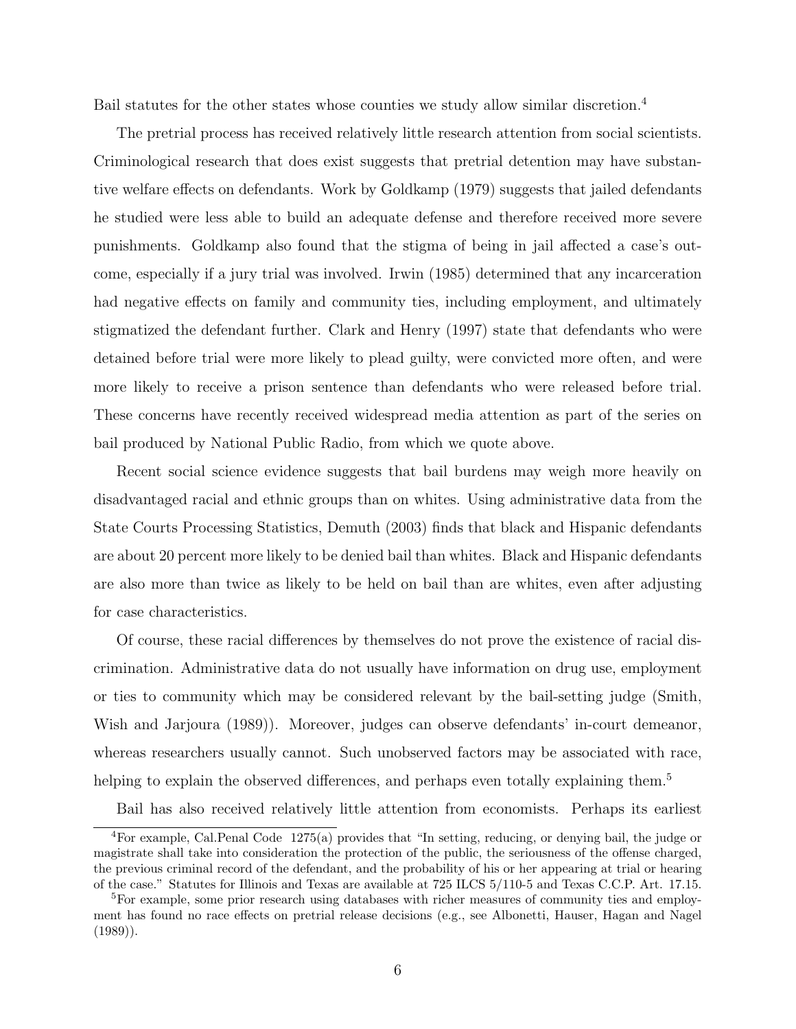Bail statutes for the other states whose counties we study allow similar discretion.[4]

The pretrial process has received relatively little research attention from social scientists. Criminological research that does exist suggests that pretrial detention may have substantive welfare effects on defendants. Work by Goldkamp (1979) suggests that jailed defendants he studied were less able to build an adequate defense and therefore received more severe punishments. Goldkamp also found that the stigma of being in jail affected a case's outcome, especially if a jury trial was involved. Irwin (1985) determined that any incarceration had negative effects on family and community ties, including employment, and ultimately stigmatized the defendant further. Clark and Henry (1997) state that defendants who were detained before trial were more likely to plead guilty, were convicted more often, and were more likely to receive a prison sentence than defendants who were released before trial. These concerns have recently received widespread media attention as part of the series on bail produced by National Public Radio, from which we quote above.

Recent social science evidence suggests that bail burdens may weigh more heavily on disadvantaged racial and ethnic groups than on whites. Using administrative data from the State Courts Processing Statistics, Demuth (2003) finds that black and Hispanic defendants are about 20 percent more likely to be denied bail than whites. Black and Hispanic defendants are also more than twice as likely to be held on bail than are whites, even after adjusting for case characteristics.

Of course, these racial differences by themselves do not prove the existence of racial discrimination. Administrative data do not usually have information on drug use, employment or ties to community which may be considered relevant by the bail-setting judge (Smith, Wish and Jarjoura (1989)). Moreover, judges can observe defendants' in-court demeanor, whereas researchers usually cannot. Such unobserved factors may be associated with race, helping to explain the observed differences, and perhaps even totally explaining them.[5]

Bail has also received relatively little attention from economists. Perhaps its earliest

[4] For example, Cal.Penal Code 1275(a) provides that "In setting, reducing, or denying bail, the judge or magistrate shall take into consideration the protection of the public, the seriousness of the offense charged, the previous criminal record of the defendant, and the probability of his or her appearing at trial or hearing of the case." Statutes for Illinois and Texas are available at 725 ILCS 5/110-5 and Texas C.C.P. Art. 17.15.

[5] For example, some prior research using databases with richer measures of community ties and employment has found no race effects on pretrial release decisions (e.g., see Albonetti, Hauser, Hagan and Nagel (1989)).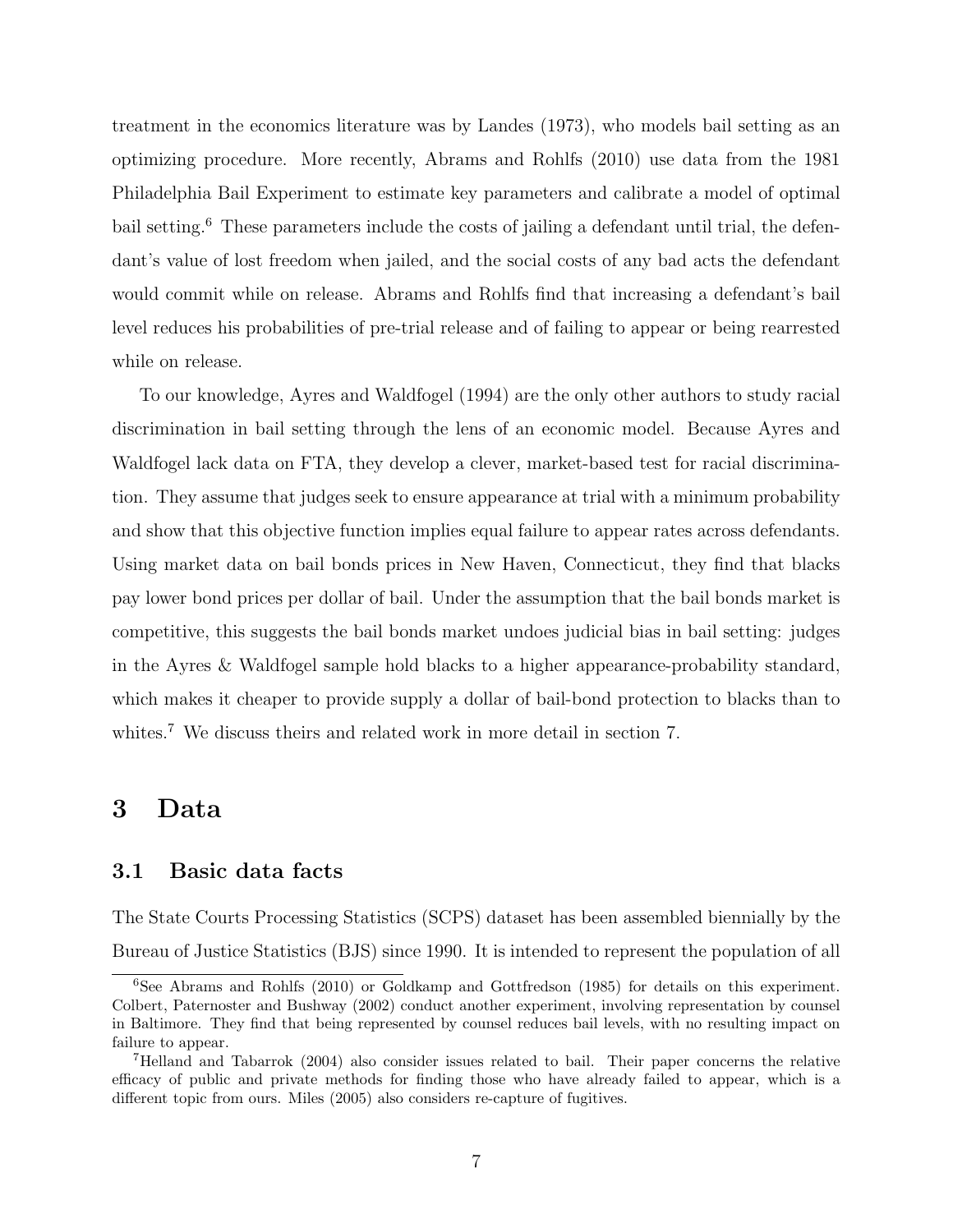treatment in the economics literature was by Landes (1973), who models bail setting as an optimizing procedure. More recently, Abrams and Rohlfs (2010) use data from the 1981 Philadelphia Bail Experiment to estimate key parameters and calibrate a model of optimal bail setting.[6] These parameters include the costs of jailing a defendant until trial, the defendant's value of lost freedom when jailed, and the social costs of any bad acts the defendant would commit while on release. Abrams and Rohlfs find that increasing a defendant's bail level reduces his probabilities of pre-trial release and of failing to appear or being rearrested while on release.

To our knowledge, Ayres and Waldfogel (1994) are the only other authors to study racial discrimination in bail setting through the lens of an economic model. Because Ayres and Waldfogel lack data on FTA, they develop a clever, market-based test for racial discrimination. They assume that judges seek to ensure appearance at trial with a minimum probability and show that this objective function implies equal failure to appear rates across defendants. Using market data on bail bonds prices in New Haven, Connecticut, they find that blacks pay lower bond prices per dollar of bail. Under the assumption that the bail bonds market is competitive, this suggests the bail bonds market undoes judicial bias in bail setting: judges in the Ayres & Waldfogel sample hold blacks to a higher appearance-probability standard, which makes it cheaper to provide supply a dollar of bail-bond protection to blacks than to whites.[7] We discuss theirs and related work in more detail in section 7.

# 3 Data

## 3.1 Basic data facts

The State Courts Processing Statistics (SCPS) dataset has been assembled biennially by the Bureau of Justice Statistics (BJS) since 1990. It is intended to represent the population of all

[6] See Abrams and Rohlfs (2010) or Goldkamp and Gottfredson (1985) for details on this experiment. Colbert, Paternoster and Bushway (2002) conduct another experiment, involving representation by counsel in Baltimore. They find that being represented by counsel reduces bail levels, with no resulting impact on failure to appear.

[7] Helland and Tabarrok (2004) also consider issues related to bail. Their paper concerns the relative efficacy of public and private methods for finding those who have already failed to appear, which is a different topic from ours. Miles (2005) also considers re-capture of fugitives.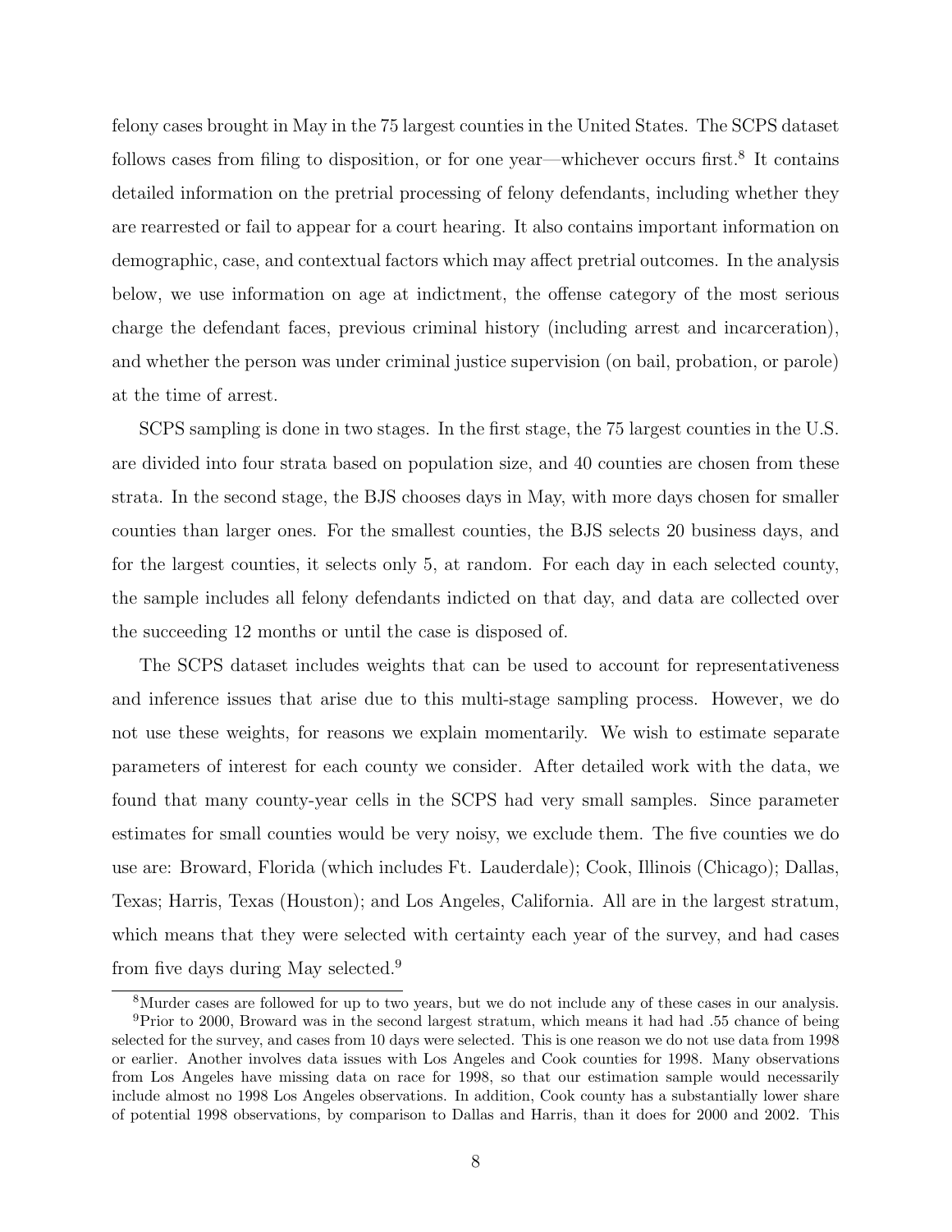felony cases brought in May in the 75 largest counties in the United States. The SCPS dataset follows cases from filing to disposition, or for one year—whichever occurs first.[8] It contains detailed information on the pretrial processing of felony defendants, including whether they are rearrested or fail to appear for a court hearing. It also contains important information on demographic, case, and contextual factors which may affect pretrial outcomes. In the analysis below, we use information on age at indictment, the offense category of the most serious charge the defendant faces, previous criminal history (including arrest and incarceration), and whether the person was under criminal justice supervision (on bail, probation, or parole) at the time of arrest.

SCPS sampling is done in two stages. In the first stage, the 75 largest counties in the U.S. are divided into four strata based on population size, and 40 counties are chosen from these strata. In the second stage, the BJS chooses days in May, with more days chosen for smaller counties than larger ones. For the smallest counties, the BJS selects 20 business days, and for the largest counties, it selects only 5, at random. For each day in each selected county, the sample includes all felony defendants indicted on that day, and data are collected over the succeeding 12 months or until the case is disposed of.

The SCPS dataset includes weights that can be used to account for representativeness and inference issues that arise due to this multi-stage sampling process. However, we do not use these weights, for reasons we explain momentarily. We wish to estimate separate parameters of interest for each county we consider. After detailed work with the data, we found that many county-year cells in the SCPS had very small samples. Since parameter estimates for small counties would be very noisy, we exclude them. The five counties we do use are: Broward, Florida (which includes Ft. Lauderdale); Cook, Illinois (Chicago); Dallas, Texas; Harris, Texas (Houston); and Los Angeles, California. All are in the largest stratum, which means that they were selected with certainty each year of the survey, and had cases from five days during May selected.[9]

[8] Murder cases are followed for up to two years, but we do not include any of these cases in our analysis.

[9] Prior to 2000, Broward was in the second largest stratum, which means it had had .55 chance of being selected for the survey, and cases from 10 days were selected. This is one reason we do not use data from 1998 or earlier. Another involves data issues with Los Angeles and Cook counties for 1998. Many observations from Los Angeles have missing data on race for 1998, so that our estimation sample would necessarily include almost no 1998 Los Angeles observations. In addition, Cook county has a substantially lower share of potential 1998 observations, by comparison to Dallas and Harris, than it does for 2000 and 2002. This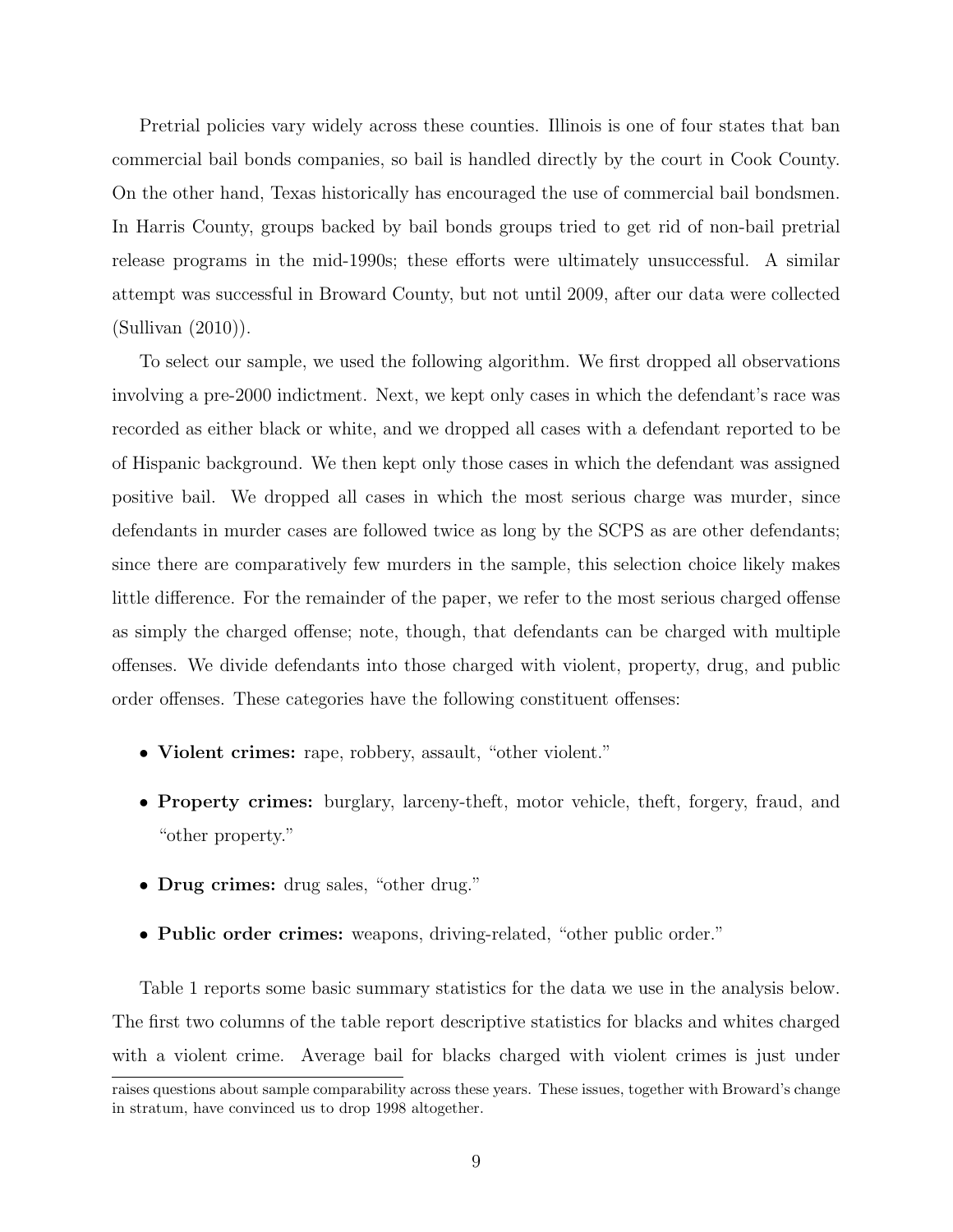Pretrial policies vary widely across these counties. Illinois is one of four states that ban commercial bail bonds companies, so bail is handled directly by the court in Cook County. On the other hand, Texas historically has encouraged the use of commercial bail bondsmen. In Harris County, groups backed by bail bonds groups tried to get rid of non-bail pretrial release programs in the mid-1990s; these efforts were ultimately unsuccessful. A similar attempt was successful in Broward County, but not until 2009, after our data were collected (Sullivan (2010)).

To select our sample, we used the following algorithm. We first dropped all observations involving a pre-2000 indictment. Next, we kept only cases in which the defendant's race was recorded as either black or white, and we dropped all cases with a defendant reported to be of Hispanic background. We then kept only those cases in which the defendant was assigned positive bail. We dropped all cases in which the most serious charge was murder, since defendants in murder cases are followed twice as long by the SCPS as are other defendants; since there are comparatively few murders in the sample, this selection choice likely makes little difference. For the remainder of the paper, we refer to the most serious charged offense as simply the charged offense; note, though, that defendants can be charged with multiple offenses. We divide defendants into those charged with violent, property, drug, and public order offenses. These categories have the following constituent offenses:

- **Violent crimes:** rape, robbery, assault, "other violent."
- **Property crimes:** burglary, larceny-theft, motor vehicle, theft, forgery, fraud, and "other property."
- **Drug crimes:** drug sales, "other drug."
- **Public order crimes:** weapons, driving-related, "other public order."

Table 1 reports some basic summary statistics for the data we use in the analysis below. The first two columns of the table report descriptive statistics for blacks and whites charged with a violent crime. Average bail for blacks charged with violent crimes is just under

raises questions about sample comparability across these years. These issues, together with Broward's change in stratum, have convinced us to drop 1998 altogether.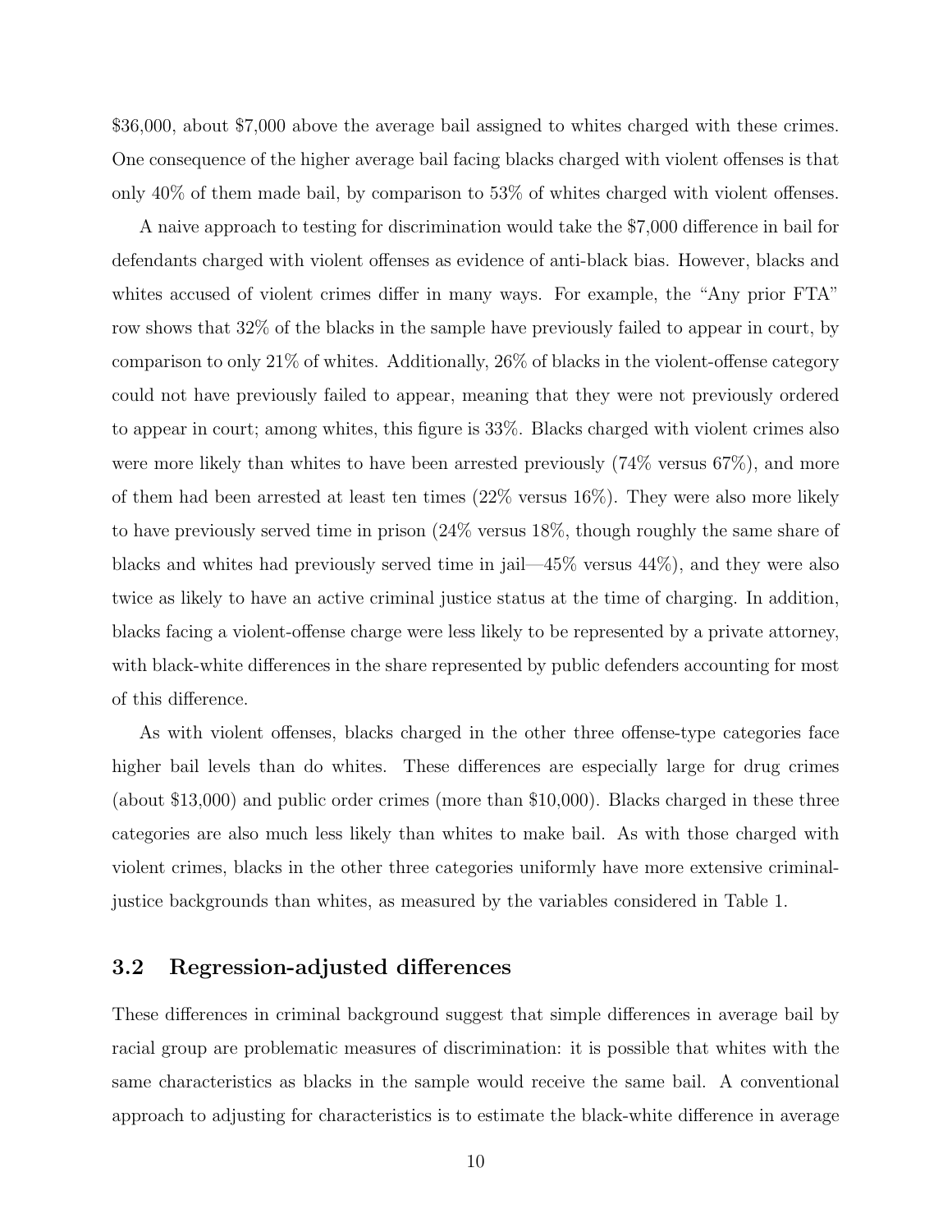$36,000, about $7,000 above the average bail assigned to whites charged with these crimes. One consequence of the higher average bail facing blacks charged with violent offenses is that only 40% of them made bail, by comparison to 53% of whites charged with violent offenses.

A naive approach to testing for discrimination would take the $7,000 difference in bail for defendants charged with violent offenses as evidence of anti-black bias. However, blacks and whites accused of violent crimes differ in many ways. For example, the "Any prior FTA" row shows that 32% of the blacks in the sample have previously failed to appear in court, by comparison to only 21% of whites. Additionally, 26% of blacks in the violent-offense category could not have previously failed to appear, meaning that they were not previously ordered to appear in court; among whites, this figure is 33%. Blacks charged with violent crimes also were more likely than whites to have been arrested previously (74% versus 67%), and more of them had been arrested at least ten times (22% versus 16%). They were also more likely to have previously served time in prison (24% versus 18%, though roughly the same share of blacks and whites had previously served time in jail—45% versus 44%), and they were also twice as likely to have an active criminal justice status at the time of charging. In addition, blacks facing a violent-offense charge were less likely to be represented by a private attorney, with black-white differences in the share represented by public defenders accounting for most of this difference.

As with violent offenses, blacks charged in the other three offense-type categories face higher bail levels than do whites. These differences are especially large for drug crimes (about $13,000) and public order crimes (more than $10,000). Blacks charged in these three categories are also much less likely than whites to make bail. As with those charged with violent crimes, blacks in the other three categories uniformly have more extensive criminal-justice backgrounds than whites, as measured by the variables considered in Table 1.

### 3.2 Regression-adjusted differences

These differences in criminal background suggest that simple differences in average bail by racial group are problematic measures of discrimination: it is possible that whites with the same characteristics as blacks in the sample would receive the same bail. A conventional approach to adjusting for characteristics is to estimate the black-white difference in average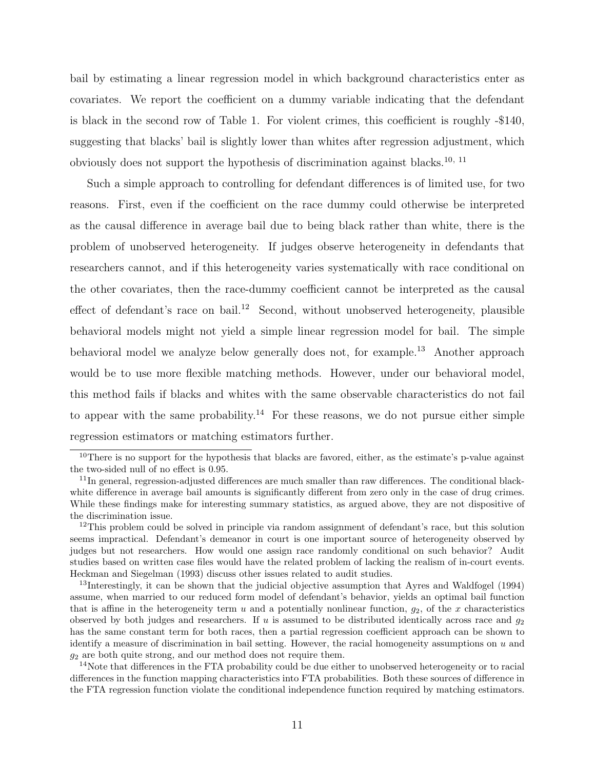bail by estimating a linear regression model in which background characteristics enter as covariates. We report the coefficient on a dummy variable indicating that the defendant is black in the second row of Table 1. For violent crimes, this coefficient is roughly -$140, suggesting that blacks' bail is slightly lower than whites after regression adjustment, which obviously does not support the hypothesis of discrimination against blacks.[10, 11]

Such a simple approach to controlling for defendant differences is of limited use, for two reasons. First, even if the coefficient on the race dummy could otherwise be interpreted as the causal difference in average bail due to being black rather than white, there is the problem of unobserved heterogeneity. If judges observe heterogeneity in defendants that researchers cannot, and if this heterogeneity varies systematically with race conditional on the other covariates, then the race-dummy coefficient cannot be interpreted as the causal effect of defendant's race on bail.[12] Second, without unobserved heterogeneity, plausible behavioral models might not yield a simple linear regression model for bail. The simple behavioral model we analyze below generally does not, for example.[13] Another approach would be to use more flexible matching methods. However, under our behavioral model, this method fails if blacks and whites with the same observable characteristics do not fail to appear with the same probability.[14] For these reasons, we do not pursue either simple regression estimators or matching estimators further.

---

[10] There is no support for the hypothesis that blacks are favored, either, as the estimate's p-value against the two-sided null of no effect is 0.95.

[11] In general, regression-adjusted differences are much smaller than raw differences. The conditional black-white difference in average bail amounts is significantly different from zero only in the case of drug crimes. While these findings make for interesting summary statistics, as argued above, they are not dispositive of the discrimination issue.

[12] This problem could be solved in principle via random assignment of defendant's race, but this solution seems impractical. Defendant's demeanor in court is one important source of heterogeneity observed by judges but not researchers. How would one assign race randomly conditional on such behavior? Audit studies based on written case files would have the related problem of lacking the realism of in-court events. Heckman and Siegelman (1993) discuss other issues related to audit studies.

[13] Interestingly, it can be shown that the judicial objective assumption that Ayres and Waldfogel (1994) assume, when married to our reduced form model of defendant's behavior, yields an optimal bail function that is affine in the heterogeneity term $u$ and a potentially nonlinear function, $g_2$, of the $x$ characteristics observed by both judges and researchers. If $u$ is assumed to be distributed identically across race and $g_2$ has the same constant term for both races, then a partial regression coefficient approach can be shown to identify a measure of discrimination in bail setting. However, the racial homogeneity assumptions on $u$ and $g_2$ are both quite strong, and our method does not require them.

[14] Note that differences in the FTA probability could be due either to unobserved heterogeneity or to racial differences in the function mapping characteristics into FTA probabilities. Both these sources of difference in the FTA regression function violate the conditional independence function required by matching estimators.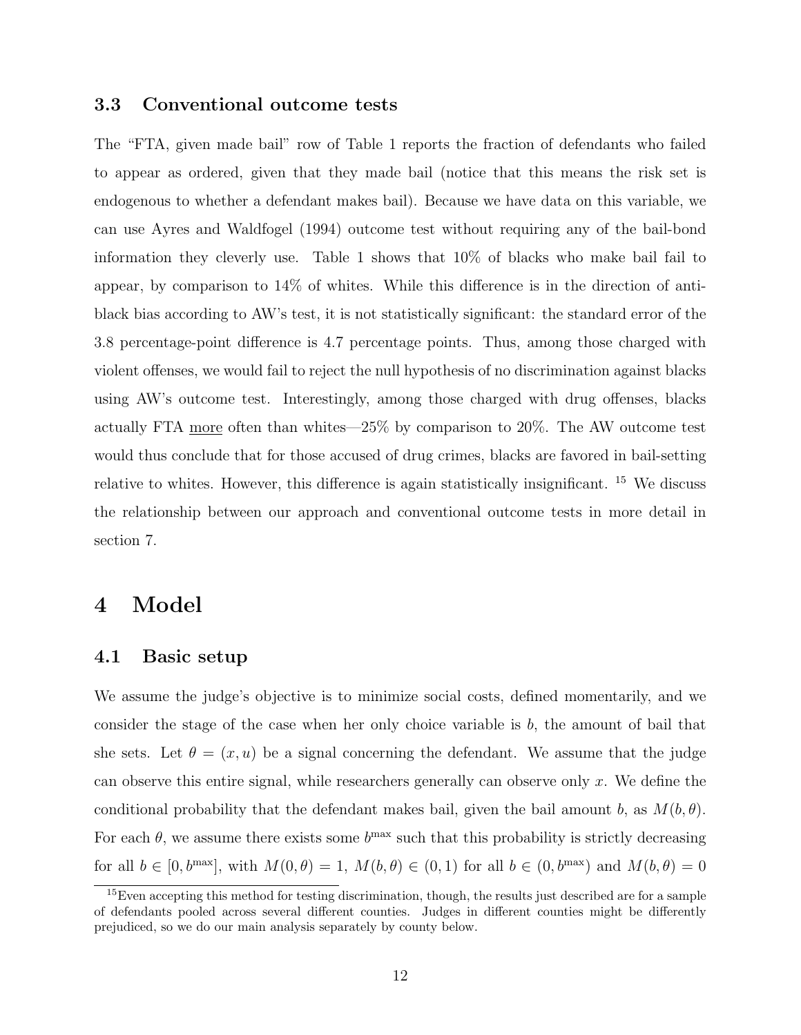### 3.3 Conventional outcome tests

The "FTA, given made bail" row of Table 1 reports the fraction of defendants who failed to appear as ordered, given that they made bail (notice that this means the risk set is endogenous to whether a defendant makes bail). Because we have data on this variable, we can use Ayres and Waldfogel (1994) outcome test without requiring any of the bail-bond information they cleverly use. Table 1 shows that 10% of blacks who make bail fail to appear, by comparison to 14% of whites. While this difference is in the direction of anti-black bias according to AW's test, it is not statistically significant: the standard error of the 3.8 percentage-point difference is 4.7 percentage points. Thus, among those charged with violent offenses, we would fail to reject the null hypothesis of no discrimination against blacks using AW's outcome test. Interestingly, among those charged with drug offenses, blacks actually FTA more often than whites—25% by comparison to 20%. The AW outcome test would thus conclude that for those accused of drug crimes, blacks are favored in bail-setting relative to whites. However, this difference is again statistically insignificant. [15] We discuss the relationship between our approach and conventional outcome tests in more detail in section 7.

# 4 Model

## 4.1 Basic setup

We assume the judge's objective is to minimize social costs, defined momentarily, and we consider the stage of the case when her only choice variable is $b$, the amount of bail that she sets. Let $\theta = (x, u)$ be a signal concerning the defendant. We assume that the judge can observe this entire signal, while researchers generally can observe only $x$. We define the conditional probability that the defendant makes bail, given the bail amount $b$, as $M(b, \theta)$. For each $\theta$, we assume there exists some $b^{\max}$ such that this probability is strictly decreasing for all $b \in [0, b^{\max}]$, with $M(0, \theta) = 1$, $M(b, \theta) \in (0, 1)$ for all $b \in (0, b^{\max})$ and $M(b, \theta) = 0$

[15] Even accepting this method for testing discrimination, though, the results just described are for a sample of defendants pooled across several different counties. Judges in different counties might be differently prejudiced, so we do our main analysis separately by county below.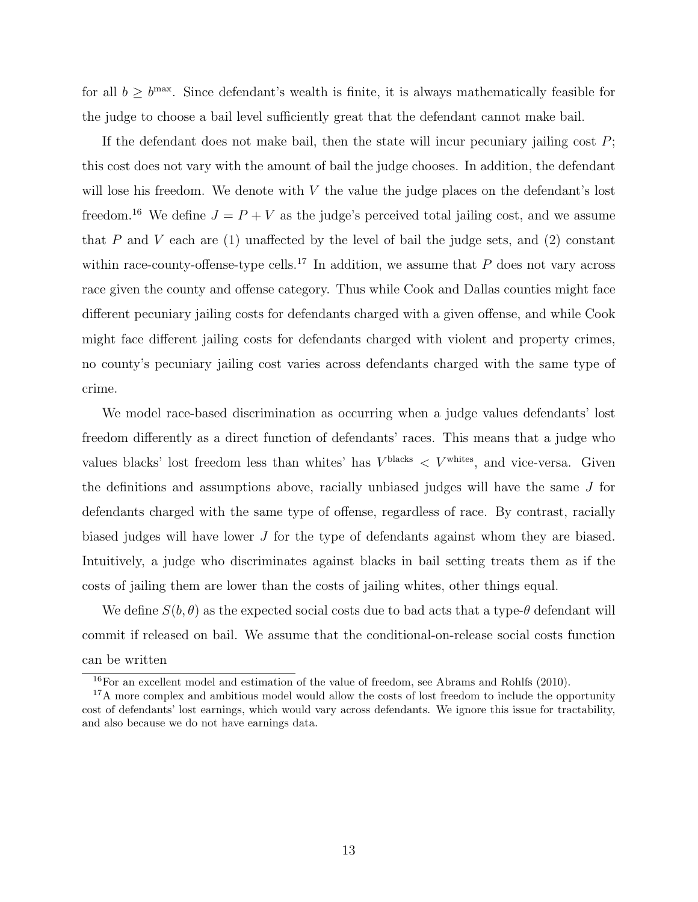for all $b \geq b^{\max}$. Since defendant's wealth is finite, it is always mathematically feasible for the judge to choose a bail level sufficiently great that the defendant cannot make bail.

If the defendant does not make bail, then the state will incur pecuniary jailing cost $P$; this cost does not vary with the amount of bail the judge chooses. In addition, the defendant will lose his freedom. We denote with $V$ the value the judge places on the defendant's lost freedom.[16] We define $J = P + V$ as the judge's perceived total jailing cost, and we assume that $P$ and $V$ each are (1) unaffected by the level of bail the judge sets, and (2) constant within race-county-offense-type cells.[17] In addition, we assume that $P$ does not vary across race given the county and offense category. Thus while Cook and Dallas counties might face different pecuniary jailing costs for defendants charged with a given offense, and while Cook might face different jailing costs for defendants charged with violent and property crimes, no county's pecuniary jailing cost varies across defendants charged with the same type of crime.

We model race-based discrimination as occurring when a judge values defendants' lost freedom differently as a direct function of defendants' races. This means that a judge who values blacks' lost freedom less than whites' has $V^{\text{blacks}} < V^{\text{whites}}$, and vice-versa. Given the definitions and assumptions above, racially unbiased judges will have the same $J$ for defendants charged with the same type of offense, regardless of race. By contrast, racially biased judges will have lower $J$ for the type of defendants against whom they are biased. Intuitively, a judge who discriminates against blacks in bail setting treats them as if the costs of jailing them are lower than the costs of jailing whites, other things equal.

We define $S(b, \theta)$ as the expected social costs due to bad acts that a type-$\theta$ defendant will commit if released on bail. We assume that the conditional-on-release social costs function can be written

[16] For an excellent model and estimation of the value of freedom, see Abrams and Rohlfs (2010).

[17] A more complex and ambitious model would allow the costs of lost freedom to include the opportunity cost of defendants' lost earnings, which would vary across defendants. We ignore this issue for tractability, and also because we do not have earnings data.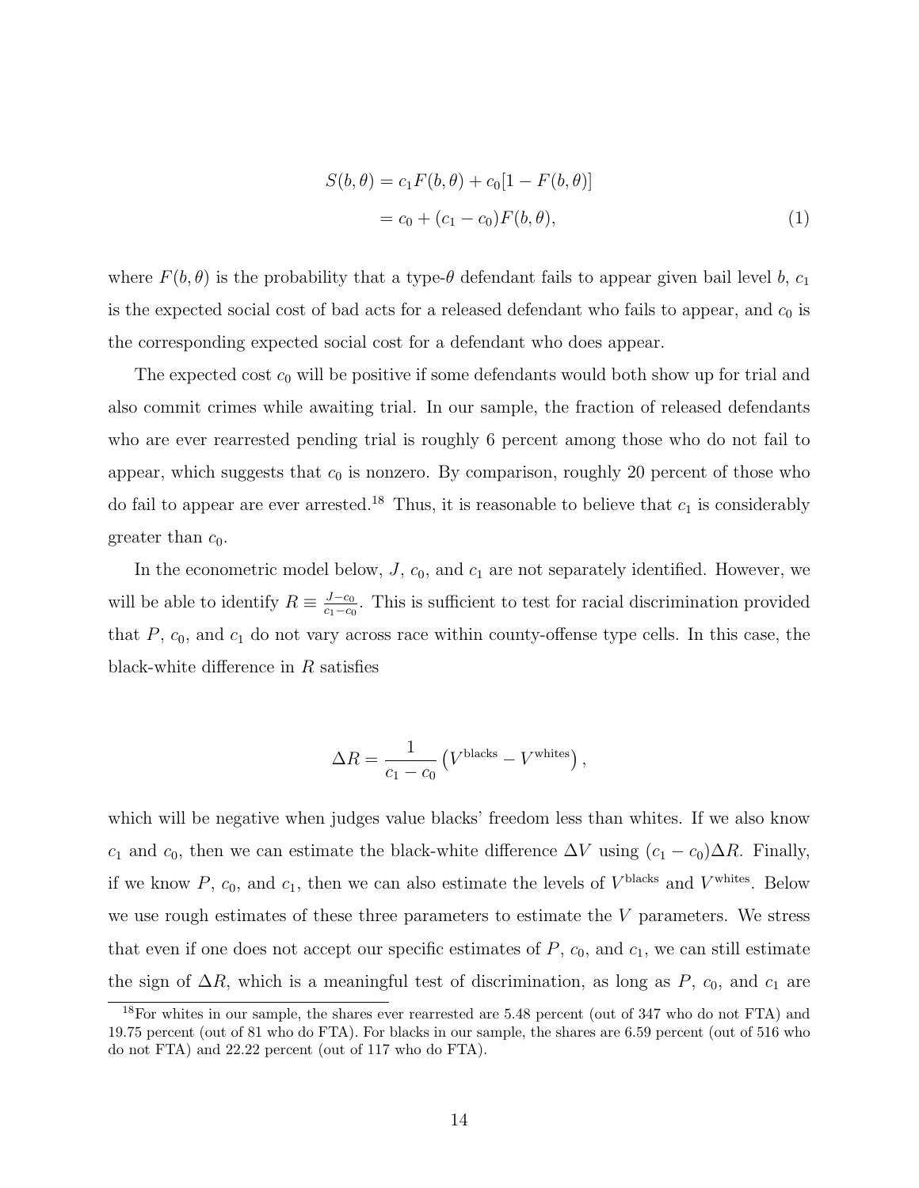$$
\begin{aligned}
S(b,\theta) &= c_1 F(b,\theta) + c_0[1 - F(b,\theta)] \\
&= c_0 + (c_1 - c_0)F(b,\theta), \qquad (1)
\end{aligned}
$$

where $F(b,\theta)$ is the probability that a type-$\theta$ defendant fails to appear given bail level $b$, $c_1$ is the expected social cost of bad acts for a released defendant who fails to appear, and $c_0$ is the corresponding expected social cost for a defendant who does appear.

The expected cost $c_0$ will be positive if some defendants would both show up for trial and also commit crimes while awaiting trial. In our sample, the fraction of released defendants who are ever rearrested pending trial is roughly 6 percent among those who do not fail to appear, which suggests that $c_0$ is nonzero. By comparison, roughly 20 percent of those who do fail to appear are ever arrested.[18] Thus, it is reasonable to believe that $c_1$ is considerably greater than $c_0$.

In the econometric model below, $J$, $c_0$, and $c_1$ are not separately identified. However, we will be able to identify $R \equiv \frac{J - c_0}{c_1 - c_0}$. This is sufficient to test for racial discrimination provided that $P$, $c_0$, and $c_1$ do not vary across race within county-offense type cells. In this case, the black-white difference in $R$ satisfies

$$
\Delta R = \frac{1}{c_1 - c_0}\left(V^{\text{blacks}} - V^{\text{whites}}\right),
$$

which will be negative when judges value blacks' freedom less than whites. If we also know $c_1$ and $c_0$, then we can estimate the black-white difference $\Delta V$ using $(c_1 - c_0)\Delta R$. Finally, if we know $P$, $c_0$, and $c_1$, then we can also estimate the levels of $V^{\text{blacks}}$ and $V^{\text{whites}}$. Below we use rough estimates of these three parameters to estimate the $V$ parameters. We stress that even if one does not accept our specific estimates of $P$, $c_0$, and $c_1$, we can still estimate the sign of $\Delta R$, which is a meaningful test of discrimination, as long as $P$, $c_0$, and $c_1$ are

[18] For whites in our sample, the shares ever rearrested are 5.48 percent (out of 347 who do not FTA) and 19.75 percent (out of 81 who do FTA). For blacks in our sample, the shares are 6.59 percent (out of 516 who do not FTA) and 22.22 percent (out of 117 who do FTA).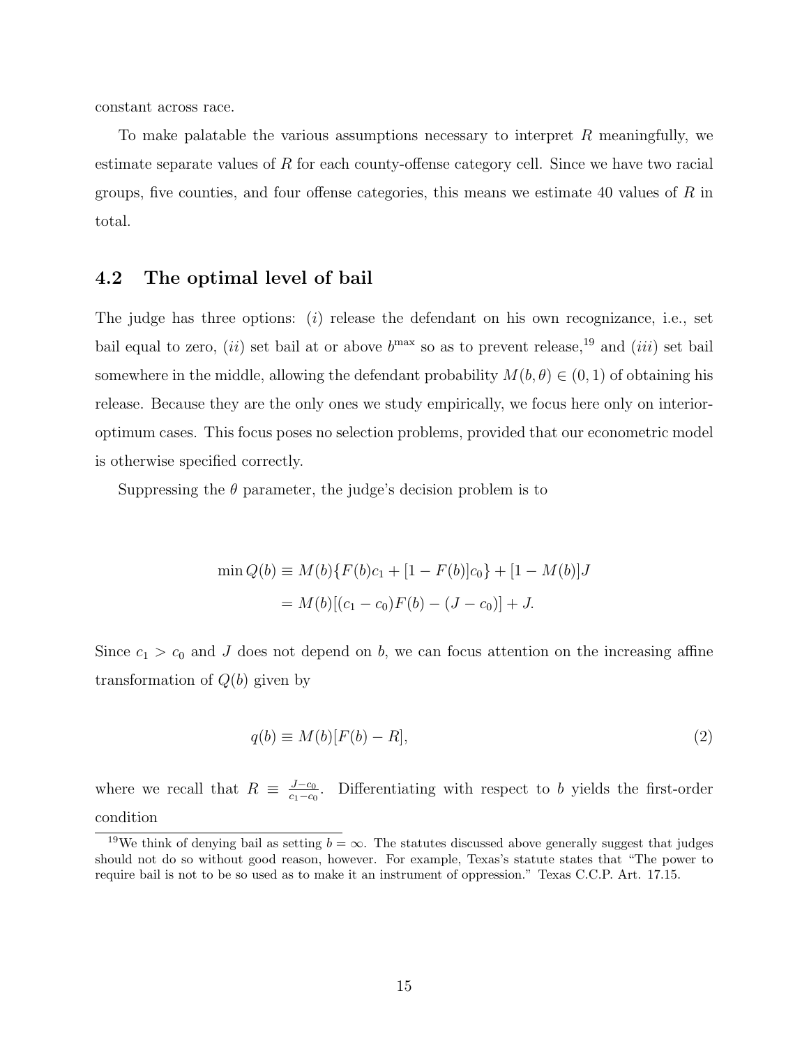constant across race.

To make palatable the various assumptions necessary to interpret $R$ meaningfully, we estimate separate values of $R$ for each county-offense category cell. Since we have two racial groups, five counties, and four offense categories, this means we estimate 40 values of $R$ in total.

## 4.2 The optimal level of bail

The judge has three options: (*i*) release the defendant on his own recognizance, i.e., set bail equal to zero, (*ii*) set bail at or above $b^{\max}$ so as to prevent release,[19] and (*iii*) set bail somewhere in the middle, allowing the defendant probability $M(b, \theta) \in (0, 1)$ of obtaining his release. Because they are the only ones we study empirically, we focus here only on interior-optimum cases. This focus poses no selection problems, provided that our econometric model is otherwise specified correctly.

Suppressing the $\theta$ parameter, the judge's decision problem is to

$$
\begin{aligned}
\min Q(b) &\equiv M(b)\{F(b)c_1 + [1 - F(b)]c_0\} + [1 - M(b)]J \\
&= M(b)[(c_1 - c_0)F(b) - (J - c_0)] + J.
\end{aligned}
$$

Since $c_1 > c_0$ and $J$ does not depend on $b$, we can focus attention on the increasing affine transformation of $Q(b)$ given by

$$
q(b) \equiv M(b)[F(b) - R], \tag{2}
$$

where we recall that $R \equiv \frac{J - c_0}{c_1 - c_0}$. Differentiating with respect to $b$ yields the first-order condition

[19] We think of denying bail as setting $b = \infty$. The statutes discussed above generally suggest that judges should not do so without good reason, however. For example, Texas's statute states that "The power to require bail is not to be so used as to make it an instrument of oppression." Texas C.C.P. Art. 17.15.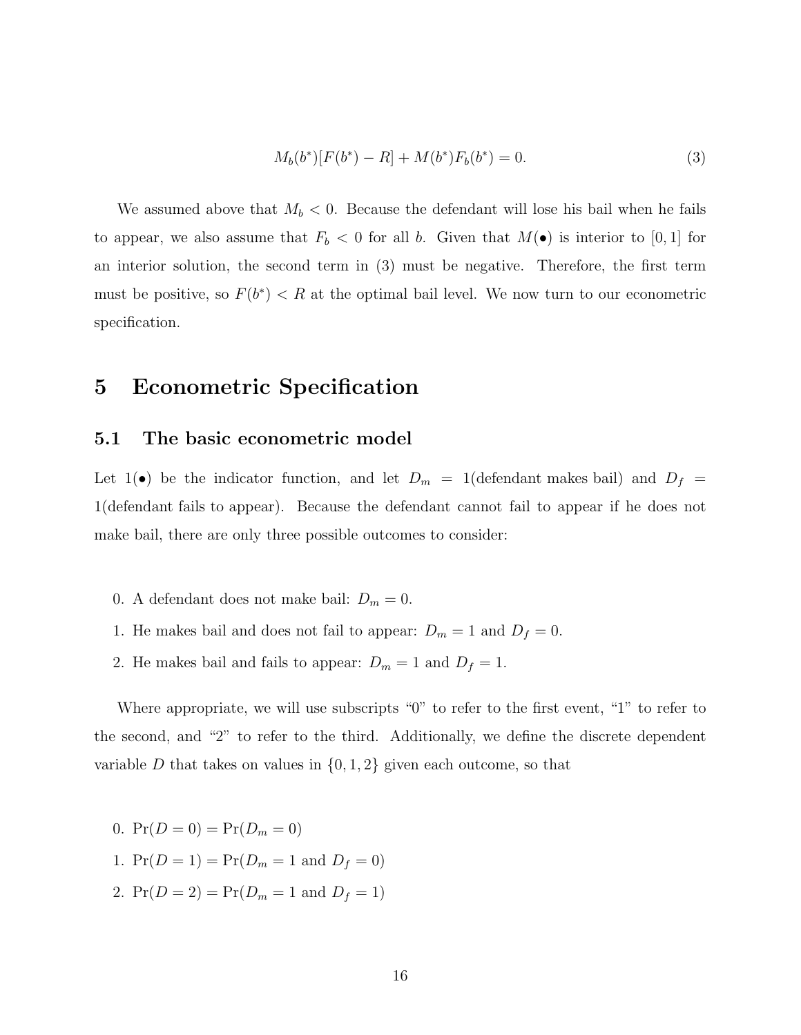$$M_b(b^*)[F(b^*) - R] + M(b^*)F_b(b^*) = 0. \tag{3}$$

We assumed above that $M_b < 0$. Because the defendant will lose his bail when he fails to appear, we also assume that $F_b < 0$ for all $b$. Given that $M(\bullet)$ is interior to $[0, 1]$ for an interior solution, the second term in (3) must be negative. Therefore, the first term must be positive, so $F(b^*) < R$ at the optimal bail level. We now turn to our econometric specification.

# 5 Econometric Specification

## 5.1 The basic econometric model

Let $1(\bullet)$ be the indicator function, and let $D_m = 1$(defendant makes bail) and $D_f = 1$(defendant fails to appear). Because the defendant cannot fail to appear if he does not make bail, there are only three possible outcomes to consider:

0. A defendant does not make bail: $D_m = 0$.
1. He makes bail and does not fail to appear: $D_m = 1$ and $D_f = 0$.
2. He makes bail and fails to appear: $D_m = 1$ and $D_f = 1$.

Where appropriate, we will use subscripts "0" to refer to the first event, "1" to refer to the second, and "2" to refer to the third. Additionally, we define the discrete dependent variable $D$ that takes on values in $\{0, 1, 2\}$ given each outcome, so that

0. $\Pr(D = 0) = \Pr(D_m = 0)$
1. $\Pr(D = 1) = \Pr(D_m = 1 \text{ and } D_f = 0)$
2. $\Pr(D = 2) = \Pr(D_m = 1 \text{ and } D_f = 1)$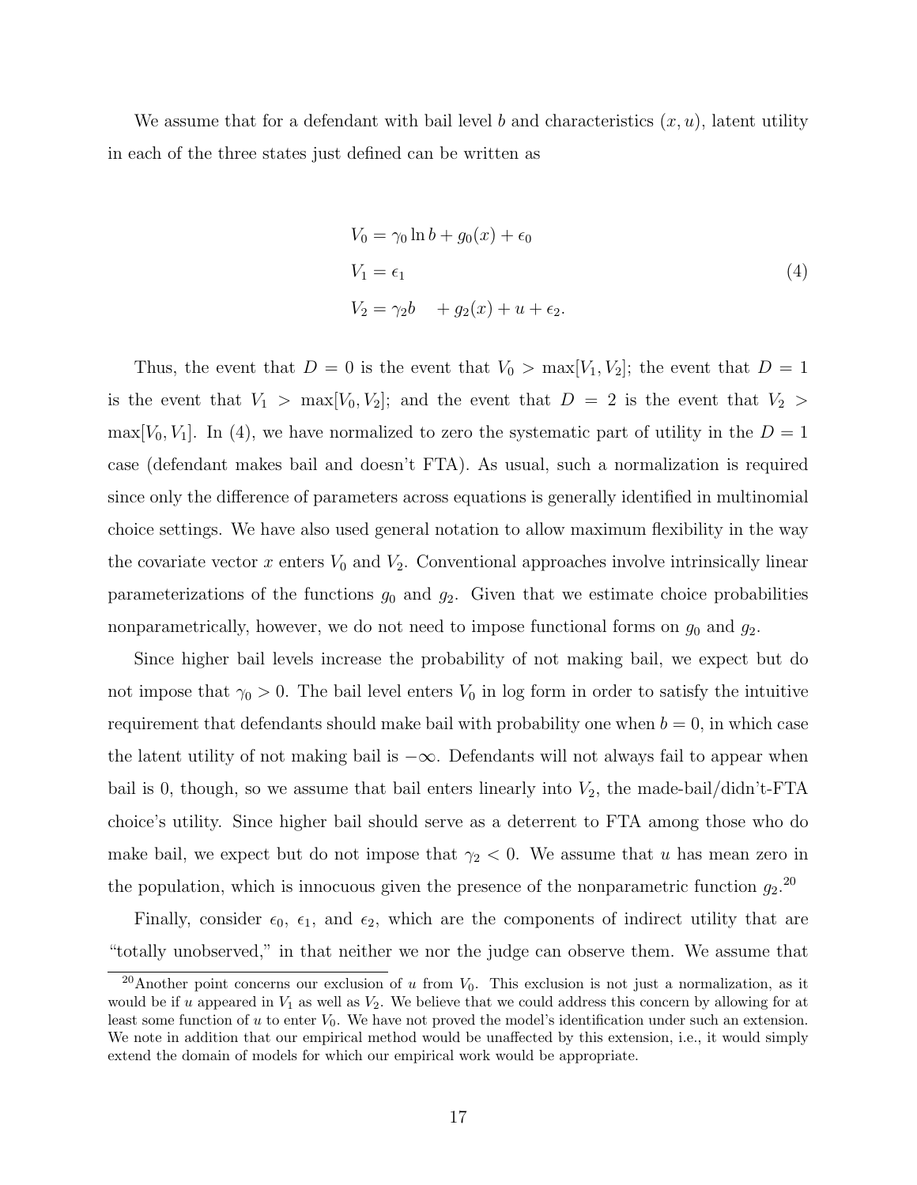We assume that for a defendant with bail level $b$ and characteristics $(x, u)$, latent utility in each of the three states just defined can be written as

$$
\begin{aligned}
V_0 &= \gamma_0 \ln b + g_0(x) + \epsilon_0 \\
V_1 &= \epsilon_1 \\
V_2 &= \gamma_2 b \quad + g_2(x) + u + \epsilon_2.
\end{aligned}
\tag{4}
$$

Thus, the event that $D = 0$ is the event that $V_0 > \max[V_1, V_2]$; the event that $D = 1$ is the event that $V_1 > \max[V_0, V_2]$; and the event that $D = 2$ is the event that $V_2 > \max[V_0, V_1]$. In (4), we have normalized to zero the systematic part of utility in the $D = 1$ case (defendant makes bail and doesn't FTA). As usual, such a normalization is required since only the difference of parameters across equations is generally identified in multinomial choice settings. We have also used general notation to allow maximum flexibility in the way the covariate vector $x$ enters $V_0$ and $V_2$. Conventional approaches involve intrinsically linear parameterizations of the functions $g_0$ and $g_2$. Given that we estimate choice probabilities nonparametrically, however, we do not need to impose functional forms on $g_0$ and $g_2$.

Since higher bail levels increase the probability of not making bail, we expect but do not impose that $\gamma_0 > 0$. The bail level enters $V_0$ in log form in order to satisfy the intuitive requirement that defendants should make bail with probability one when $b = 0$, in which case the latent utility of not making bail is $-\infty$. Defendants will not always fail to appear when bail is 0, though, so we assume that bail enters linearly into $V_2$, the made-bail/didn't-FTA choice's utility. Since higher bail should serve as a deterrent to FTA among those who do make bail, we expect but do not impose that $\gamma_2 < 0$. We assume that $u$ has mean zero in the population, which is innocuous given the presence of the nonparametric function $g_2$.[20]

Finally, consider $\epsilon_0$, $\epsilon_1$, and $\epsilon_2$, which are the components of indirect utility that are "totally unobserved," in that neither we nor the judge can observe them. We assume that

[20] Another point concerns our exclusion of $u$ from $V_0$. This exclusion is not just a normalization, as it would be if $u$ appeared in $V_1$ as well as $V_2$. We believe that we could address this concern by allowing for at least some function of $u$ to enter $V_0$. We have not proved the model's identification under such an extension. We note in addition that our empirical method would be unaffected by this extension, i.e., it would simply extend the domain of models for which our empirical work would be appropriate.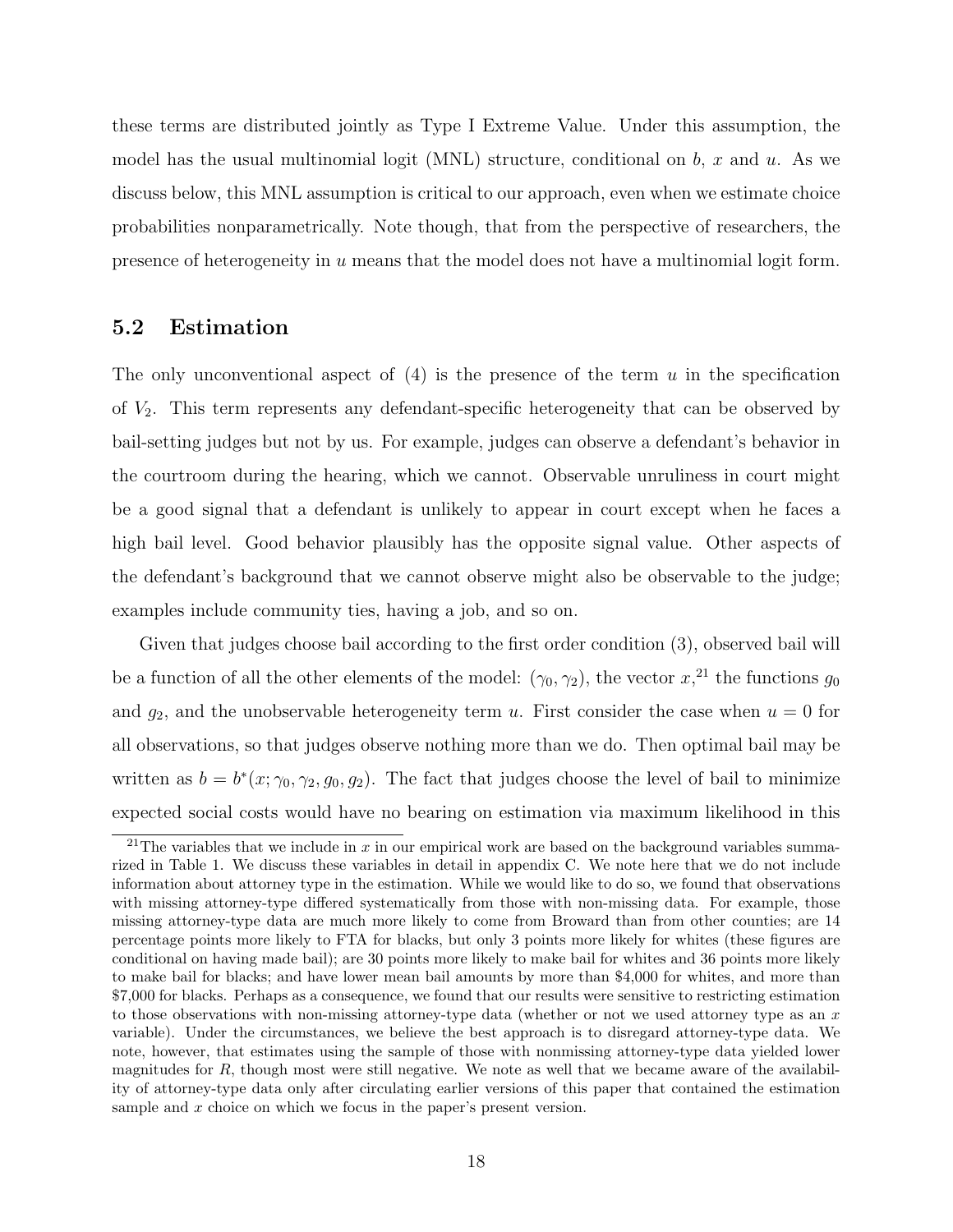these terms are distributed jointly as Type I Extreme Value. Under this assumption, the model has the usual multinomial logit (MNL) structure, conditional on $b$, $x$ and $u$. As we discuss below, this MNL assumption is critical to our approach, even when we estimate choice probabilities nonparametrically. Note though, that from the perspective of researchers, the presence of heterogeneity in $u$ means that the model does not have a multinomial logit form.

## 5.2 Estimation

The only unconventional aspect of (4) is the presence of the term $u$ in the specification of $V_2$. This term represents any defendant-specific heterogeneity that can be observed by bail-setting judges but not by us. For example, judges can observe a defendant's behavior in the courtroom during the hearing, which we cannot. Observable unruliness in court might be a good signal that a defendant is unlikely to appear in court except when he faces a high bail level. Good behavior plausibly has the opposite signal value. Other aspects of the defendant's background that we cannot observe might also be observable to the judge; examples include community ties, having a job, and so on.

Given that judges choose bail according to the first order condition (3), observed bail will be a function of all the other elements of the model: $(\gamma_0, \gamma_2)$, the vector $x$,[21] the functions $g_0$ and $g_2$, and the unobservable heterogeneity term $u$. First consider the case when $u = 0$ for all observations, so that judges observe nothing more than we do. Then optimal bail may be written as $b = b^*(x; \gamma_0, \gamma_2, g_0, g_2)$. The fact that judges choose the level of bail to minimize expected social costs would have no bearing on estimation via maximum likelihood in this

[21] The variables that we include in $x$ in our empirical work are based on the background variables summarized in Table 1. We discuss these variables in detail in appendix C. We note here that we do not include information about attorney type in the estimation. While we would like to do so, we found that observations with missing attorney-type differed systematically from those with non-missing data. For example, those missing attorney-type data are much more likely to come from Broward than from other counties; are 14 percentage points more likely to FTA for blacks, but only 3 points more likely for whites (these figures are conditional on having made bail); are 30 points more likely to make bail for whites and 36 points more likely to make bail for blacks; and have lower mean bail amounts by more than \$4,000 for whites, and more than \$7,000 for blacks. Perhaps as a consequence, we found that our results were sensitive to restricting estimation to those observations with non-missing attorney-type data (whether or not we used attorney type as an $x$ variable). Under the circumstances, we believe the best approach is to disregard attorney-type data. We note, however, that estimates using the sample of those with nonmissing attorney-type data yielded lower magnitudes for $R$, though most were still negative. We note as well that we became aware of the availability of attorney-type data only after circulating earlier versions of this paper that contained the estimation sample and $x$ choice on which we focus in the paper's present version.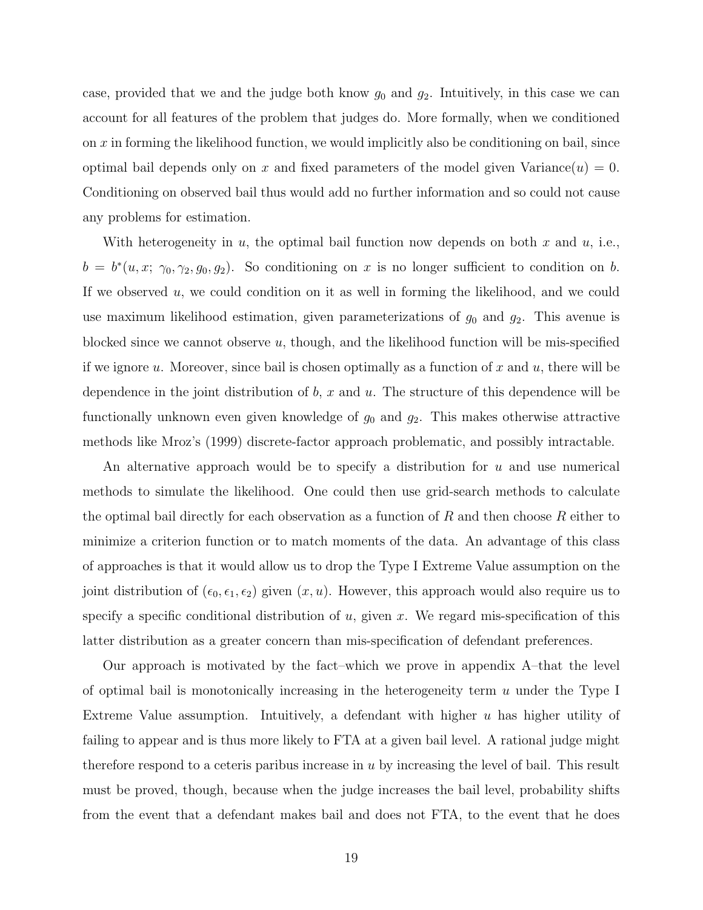case, provided that we and the judge both know $g_0$ and $g_2$. Intuitively, in this case we can account for all features of the problem that judges do. More formally, when we conditioned on $x$ in forming the likelihood function, we would implicitly also be conditioning on bail, since optimal bail depends only on $x$ and fixed parameters of the model given Variance$(u) = 0$. Conditioning on observed bail thus would add no further information and so could not cause any problems for estimation.

With heterogeneity in $u$, the optimal bail function now depends on both $x$ and $u$, i.e., $b = b^*(u, x;\ \gamma_0, \gamma_2, g_0, g_2)$. So conditioning on $x$ is no longer sufficient to condition on $b$. If we observed $u$, we could condition on it as well in forming the likelihood, and we could use maximum likelihood estimation, given parameterizations of $g_0$ and $g_2$. This avenue is blocked since we cannot observe $u$, though, and the likelihood function will be mis-specified if we ignore $u$. Moreover, since bail is chosen optimally as a function of $x$ and $u$, there will be dependence in the joint distribution of $b$, $x$ and $u$. The structure of this dependence will be functionally unknown even given knowledge of $g_0$ and $g_2$. This makes otherwise attractive methods like Mroz's (1999) discrete-factor approach problematic, and possibly intractable.

An alternative approach would be to specify a distribution for $u$ and use numerical methods to simulate the likelihood. One could then use grid-search methods to calculate the optimal bail directly for each observation as a function of $R$ and then choose $R$ either to minimize a criterion function or to match moments of the data. An advantage of this class of approaches is that it would allow us to drop the Type I Extreme Value assumption on the joint distribution of $(\epsilon_0, \epsilon_1, \epsilon_2)$ given $(x, u)$. However, this approach would also require us to specify a specific conditional distribution of $u$, given $x$. We regard mis-specification of this latter distribution as a greater concern than mis-specification of defendant preferences.

Our approach is motivated by the fact–which we prove in appendix A–that the level of optimal bail is monotonically increasing in the heterogeneity term $u$ under the Type I Extreme Value assumption. Intuitively, a defendant with higher $u$ has higher utility of failing to appear and is thus more likely to FTA at a given bail level. A rational judge might therefore respond to a ceteris paribus increase in $u$ by increasing the level of bail. This result must be proved, though, because when the judge increases the bail level, probability shifts from the event that a defendant makes bail and does not FTA, to the event that he does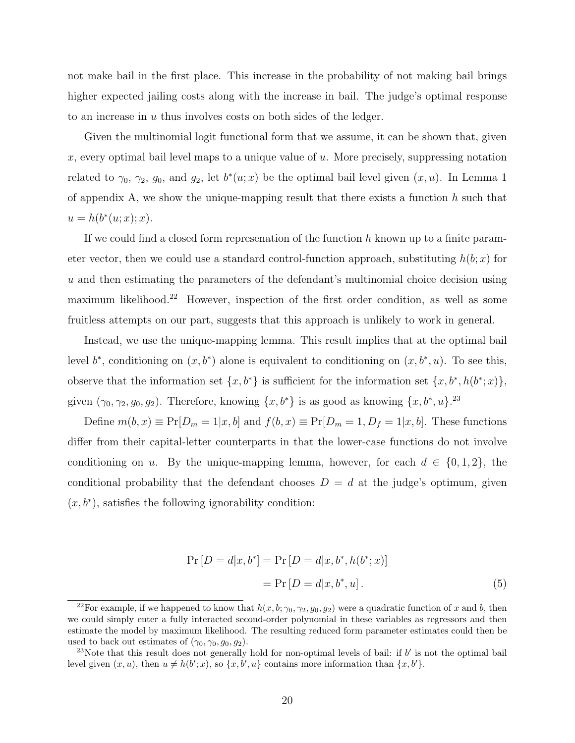not make bail in the first place. This increase in the probability of not making bail brings higher expected jailing costs along with the increase in bail. The judge's optimal response to an increase in $u$ thus involves costs on both sides of the ledger.

Given the multinomial logit functional form that we assume, it can be shown that, given $x$, every optimal bail level maps to a unique value of $u$. More precisely, suppressing notation related to $\gamma_0$, $\gamma_2$, $g_0$, and $g_2$, let $b^*(u; x)$ be the optimal bail level given $(x, u)$. In Lemma 1 of appendix A, we show the unique-mapping result that there exists a function $h$ such that $u = h(b^*(u; x); x)$.

If we could find a closed form represenation of the function $h$ known up to a finite parameter vector, then we could use a standard control-function approach, substituting $h(b; x)$ for $u$ and then estimating the parameters of the defendant's multinomial choice decision using maximum likelihood.[22] However, inspection of the first order condition, as well as some fruitless attempts on our part, suggests that this approach is unlikely to work in general.

Instead, we use the unique-mapping lemma. This result implies that at the optimal bail level $b^*$, conditioning on $(x, b^*)$ alone is equivalent to conditioning on $(x, b^*, u)$. To see this, observe that the information set $\{x, b^*\}$ is sufficient for the information set $\{x, b^*, h(b^*; x)\}$, given $(\gamma_0, \gamma_2, g_0, g_2)$. Therefore, knowing $\{x, b^*\}$ is as good as knowing $\{x, b^*, u\}$.[23]

Define $m(b, x) \equiv \Pr[D_m = 1 | x, b]$ and $f(b, x) \equiv \Pr[D_m = 1, D_f = 1 | x, b]$. These functions differ from their capital-letter counterparts in that the lower-case functions do not involve conditioning on $u$. By the unique-mapping lemma, however, for each $d \in \{0, 1, 2\}$, the conditional probability that the defendant chooses $D = d$ at the judge's optimum, given $(x, b^*)$, satisfies the following ignorability condition:

$$
\begin{aligned}
\Pr\left[D = d | x, b^*\right] &= \Pr\left[D = d | x, b^*, h(b^*; x)\right] \\
&= \Pr\left[D = d | x, b^*, u\right]. \qquad (5)
\end{aligned}
$$

[22] For example, if we happened to know that $h(x, b; \gamma_0, \gamma_2, g_0, g_2)$ were a quadratic function of $x$ and $b$, then we could simply enter a fully interacted second-order polynomial in these variables as regressors and then estimate the model by maximum likelihood. The resulting reduced form parameter estimates could then be used to back out estimates of $(\gamma_0, \gamma_0, g_0, g_2)$.

[23] Note that this result does not generally hold for non-optimal levels of bail: if $b'$ is not the optimal bail level given $(x, u)$, then $u \neq h(b'; x)$, so $\{x, b', u\}$ contains more information than $\{x, b'\}$.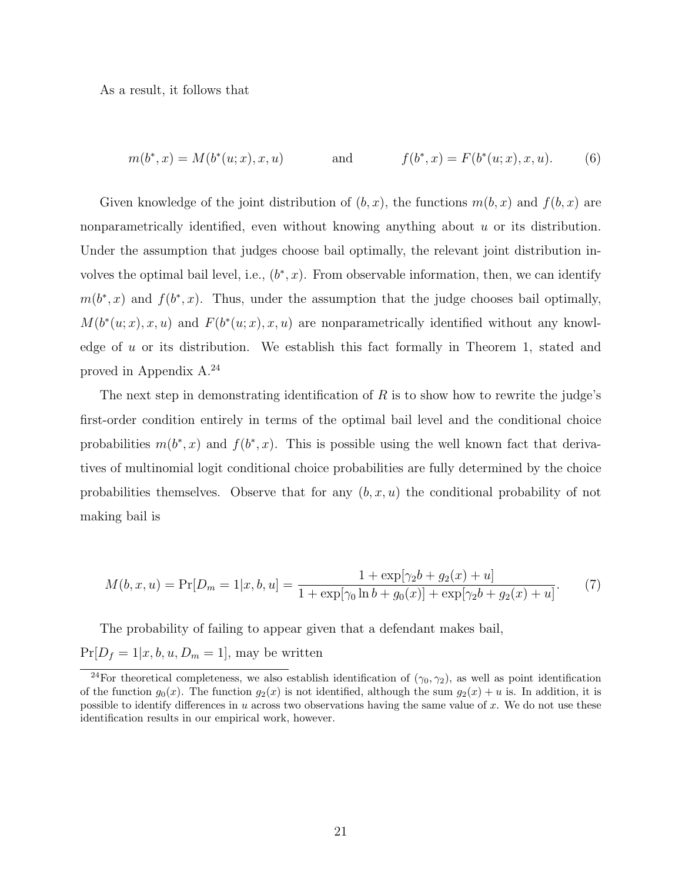As a result, it follows that

$$m(b^*, x) = M(b^*(u; x), x, u) \qquad \text{and} \qquad f(b^*, x) = F(b^*(u; x), x, u). \tag{6}$$

Given knowledge of the joint distribution of $(b, x)$, the functions $m(b, x)$ and $f(b, x)$ are nonparametrically identified, even without knowing anything about $u$ or its distribution. Under the assumption that judges choose bail optimally, the relevant joint distribution involves the optimal bail level, i.e., $(b^*, x)$. From observable information, then, we can identify $m(b^*, x)$ and $f(b^*, x)$. Thus, under the assumption that the judge chooses bail optimally, $M(b^*(u; x), x, u)$ and $F(b^*(u; x), x, u)$ are nonparametrically identified without any knowledge of $u$ or its distribution. We establish this fact formally in Theorem 1, stated and proved in Appendix A.[24]

The next step in demonstrating identification of $R$ is to show how to rewrite the judge's first-order condition entirely in terms of the optimal bail level and the conditional choice probabilities $m(b^*, x)$ and $f(b^*, x)$. This is possible using the well known fact that derivatives of multinomial logit conditional choice probabilities are fully determined by the choice probabilities themselves. Observe that for any $(b, x, u)$ the conditional probability of not making bail is

$$M(b, x, u) = \Pr[D_m = 1 | x, b, u] = \frac{1 + \exp[\gamma_2 b + g_2(x) + u]}{1 + \exp[\gamma_0 \ln b + g_0(x)] + \exp[\gamma_2 b + g_2(x) + u]}. \tag{7}$$

The probability of failing to appear given that a defendant makes bail, $\Pr[D_f = 1 | x, b, u, D_m = 1]$, may be written

[24] For theoretical completeness, we also establish identification of $(\gamma_0, \gamma_2)$, as well as point identification of the function $g_0(x)$. The function $g_2(x)$ is not identified, although the sum $g_2(x) + u$ is. In addition, it is possible to identify differences in $u$ across two observations having the same value of $x$. We do not use these identification results in our empirical work, however.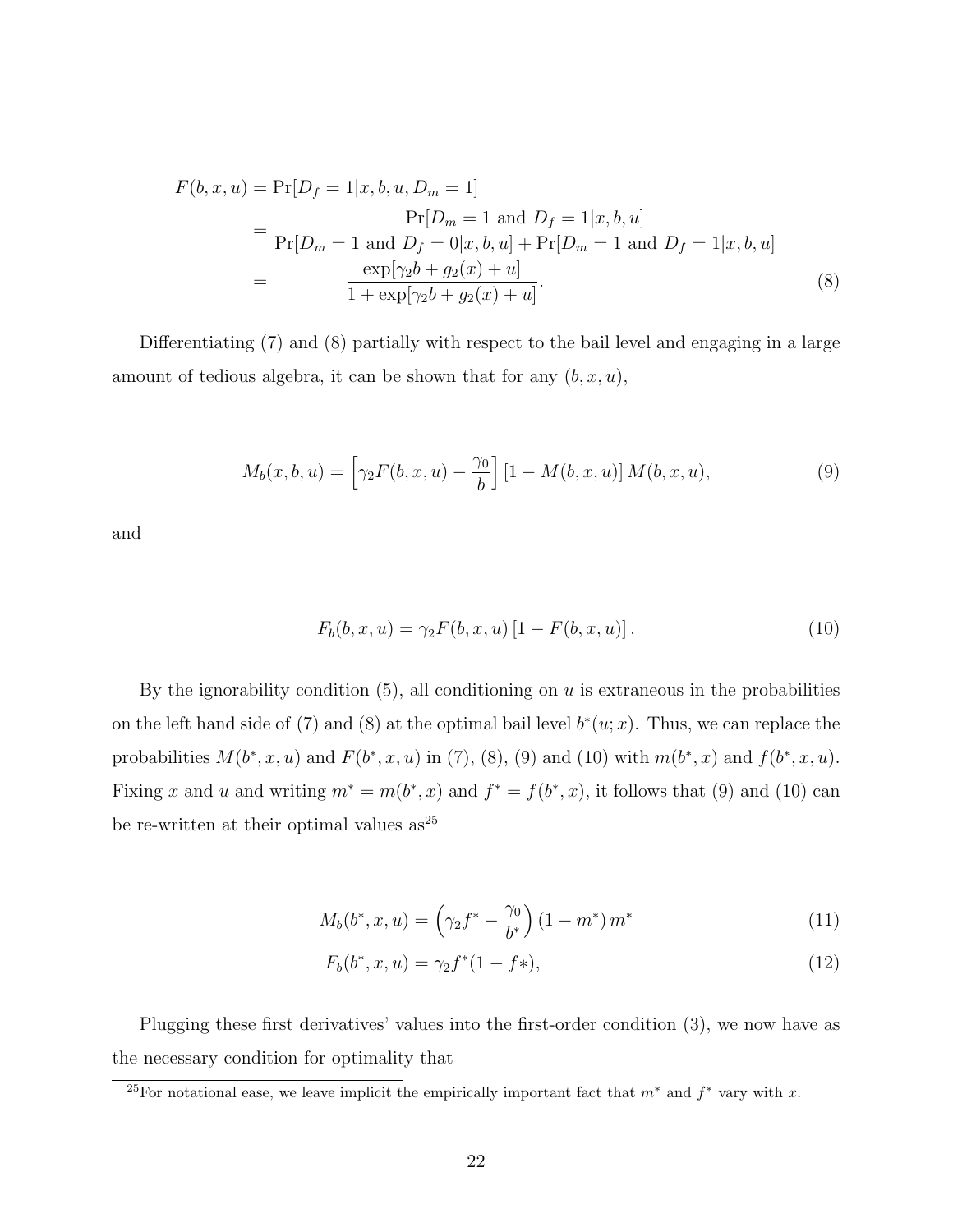$$
\begin{aligned}
F(b,x,u) &= \Pr[D_f = 1 | x, b, u, D_m = 1] \\
&= \frac{\Pr[D_m = 1 \text{ and } D_f = 1 | x, b, u]}{\Pr[D_m = 1 \text{ and } D_f = 0 | x, b, u] + \Pr[D_m = 1 \text{ and } D_f = 1 | x, b, u]} \\
&= \frac{\exp[\gamma_2 b + g_2(x) + u]}{1 + \exp[\gamma_2 b + g_2(x) + u]}.
\end{aligned}
\tag{8}
$$

Differentiating (7) and (8) partially with respect to the bail level and engaging in a large amount of tedious algebra, it can be shown that for any $(b, x, u)$,

$$
M_b(x,b,u) = \left[\gamma_2 F(b,x,u) - \frac{\gamma_0}{b}\right][1 - M(b,x,u)]\, M(b,x,u), \tag{9}
$$

and

$$
F_b(b,x,u) = \gamma_2 F(b,x,u)\left[1 - F(b,x,u)\right]. \tag{10}
$$

By the ignorability condition (5), all conditioning on $u$ is extraneous in the probabilities on the left hand side of (7) and (8) at the optimal bail level $b^*(u;x)$. Thus, we can replace the probabilities $M(b^*, x, u)$ and $F(b^*, x, u)$ in (7), (8), (9) and (10) with $m(b^*, x)$ and $f(b^*, x, u)$. Fixing $x$ and $u$ and writing $m^* = m(b^*, x)$ and $f^* = f(b^*, x)$, it follows that (9) and (10) can be re-written at their optimal values as[25]

$$
M_b(b^*, x, u) = \left(\gamma_2 f^* - \frac{\gamma_0}{b^*}\right)(1 - m^*)\, m^* \tag{11}
$$

$$
F_b(b^*, x, u) = \gamma_2 f^*(1 - f*), \tag{12}
$$

Plugging these first derivatives' values into the first-order condition (3), we now have as the necessary condition for optimality that

[25] For notational ease, we leave implicit the empirically important fact that $m^*$ and $f^*$ vary with $x$.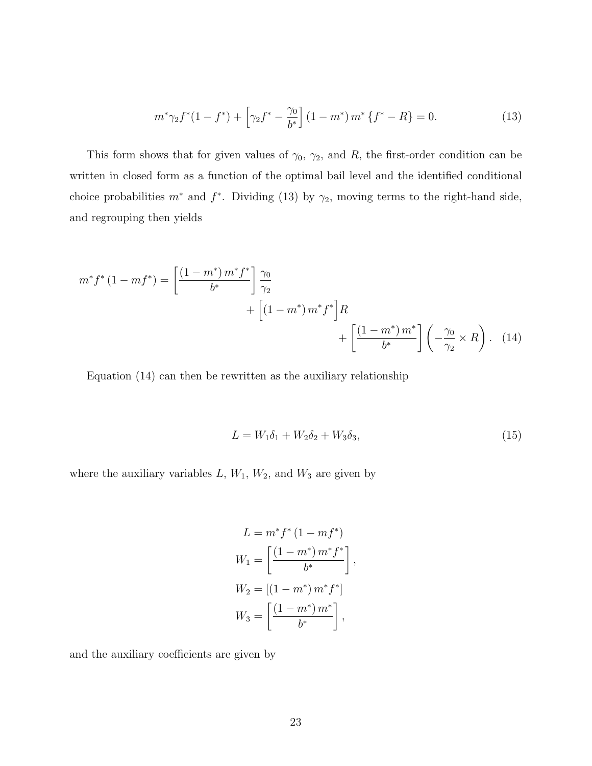$$m^*\gamma_2 f^*(1-f^*) + \left[\gamma_2 f^* - \frac{\gamma_0}{b^*}\right](1-m^*)\, m^* \{f^* - R\} = 0. \tag{13}$$

This form shows that for given values of $\gamma_0$, $\gamma_2$, and $R$, the first-order condition can be written in closed form as a function of the optimal bail level and the identified conditional choice probabilities $m^*$ and $f^*$. Dividing (13) by $\gamma_2$, moving terms to the right-hand side, and regrouping then yields

$$\begin{aligned} m^* f^* (1 - m f^*) = \left[\frac{(1-m^*)\, m^* f^*}{b^*}\right] \frac{\gamma_0}{\gamma_2} & \\ + \Big[(1-m^*)\, m^* f^*\Big] R & \\ + \left[\frac{(1-m^*)\, m^*}{b^*}\right] \left(-\frac{\gamma_0}{\gamma_2} \times R\right). & \end{aligned} \tag{14}$$

Equation (14) can then be rewritten as the auxiliary relationship

$$L = W_1 \delta_1 + W_2 \delta_2 + W_3 \delta_3, \tag{15}$$

where the auxiliary variables $L$, $W_1$, $W_2$, and $W_3$ are given by

$$\begin{aligned} L &= m^* f^* (1 - m f^*) \\ W_1 &= \left[\frac{(1-m^*)\, m^* f^*}{b^*}\right], \\ W_2 &= \left[(1-m^*)\, m^* f^*\right] \\ W_3 &= \left[\frac{(1-m^*)\, m^*}{b^*}\right], \end{aligned}$$

and the auxiliary coefficients are given by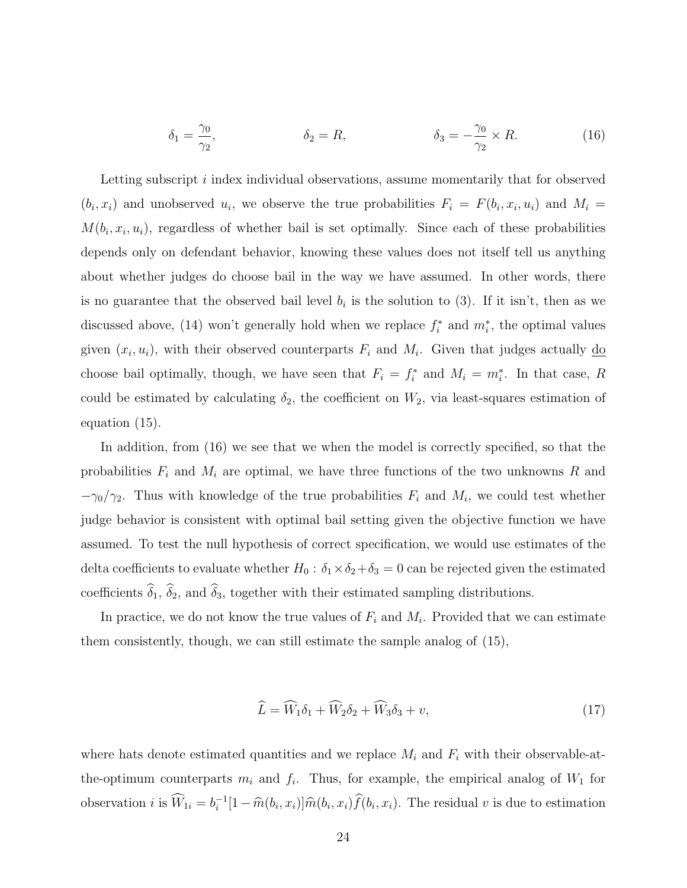$$\delta_1 = \frac{\gamma_0}{\gamma_2}, \qquad \delta_2 = R, \qquad \delta_3 = -\frac{\gamma_0}{\gamma_2} \times R. \tag{16}$$

Letting subscript $i$ index individual observations, assume momentarily that for observed $(b_i, x_i)$ and unobserved $u_i$, we observe the true probabilities $F_i = F(b_i, x_i, u_i)$ and $M_i = M(b_i, x_i, u_i)$, regardless of whether bail is set optimally. Since each of these probabilities depends only on defendant behavior, knowing these values does not itself tell us anything about whether judges do choose bail in the way we have assumed. In other words, there is no guarantee that the observed bail level $b_i$ is the solution to (3). If it isn't, then as we discussed above, (14) won't generally hold when we replace $f_i^*$ and $m_i^*$, the optimal values given $(x_i, u_i)$, with their observed counterparts $F_i$ and $M_i$. Given that judges actually do choose bail optimally, though, we have seen that $F_i = f_i^*$ and $M_i = m_i^*$. In that case, $R$ could be estimated by calculating $\delta_2$, the coefficient on $W_2$, via least-squares estimation of equation (15).

In addition, from (16) we see that we when the model is correctly specified, so that the probabilities $F_i$ and $M_i$ are optimal, we have three functions of the two unknowns $R$ and $-\gamma_0/\gamma_2$. Thus with knowledge of the true probabilities $F_i$ and $M_i$, we could test whether judge behavior is consistent with optimal bail setting given the objective function we have assumed. To test the null hypothesis of correct specification, we would use estimates of the delta coefficients to evaluate whether $H_0 : \delta_1 \times \delta_2 + \delta_3 = 0$ can be rejected given the estimated coefficients $\widehat{\delta}_1$, $\widehat{\delta}_2$, and $\widehat{\delta}_3$, together with their estimated sampling distributions.

In practice, we do not know the true values of $F_i$ and $M_i$. Provided that we can estimate them consistently, though, we can still estimate the sample analog of (15),

$$\widehat{L} = \widehat{W}_1\delta_1 + \widehat{W}_2\delta_2 + \widehat{W}_3\delta_3 + v, \tag{17}$$

where hats denote estimated quantities and we replace $M_i$ and $F_i$ with their observable-at-the-optimum counterparts $m_i$ and $f_i$. Thus, for example, the empirical analog of $W_1$ for observation $i$ is $\widehat{W}_{1i} = b_i^{-1}[1 - \widehat{m}(b_i, x_i)]\widehat{m}(b_i, x_i)\widehat{f}(b_i, x_i)$. The residual $v$ is due to estimation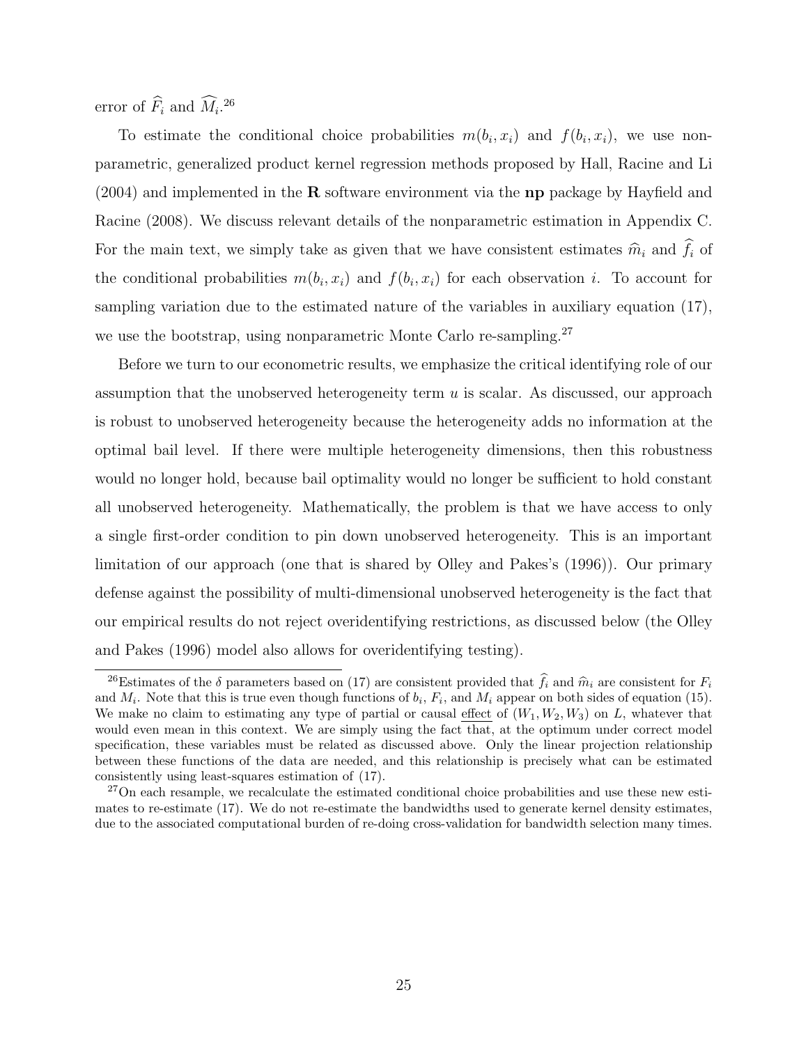error of $\widehat{F}_i$ and $\widehat{M}_i$.[26]

To estimate the conditional choice probabilities $m(b_i, x_i)$ and $f(b_i, x_i)$, we use nonparametric, generalized product kernel regression methods proposed by Hall, Racine and Li (2004) and implemented in the **R** software environment via the **np** package by Hayfield and Racine (2008). We discuss relevant details of the nonparametric estimation in Appendix C. For the main text, we simply take as given that we have consistent estimates $\widehat{m}_i$ and $\widehat{f}_i$ of the conditional probabilities $m(b_i, x_i)$ and $f(b_i, x_i)$ for each observation $i$. To account for sampling variation due to the estimated nature of the variables in auxiliary equation (17), we use the bootstrap, using nonparametric Monte Carlo re-sampling.[27]

Before we turn to our econometric results, we emphasize the critical identifying role of our assumption that the unobserved heterogeneity term $u$ is scalar. As discussed, our approach is robust to unobserved heterogeneity because the heterogeneity adds no information at the optimal bail level. If there were multiple heterogeneity dimensions, then this robustness would no longer hold, because bail optimality would no longer be sufficient to hold constant all unobserved heterogeneity. Mathematically, the problem is that we have access to only a single first-order condition to pin down unobserved heterogeneity. This is an important limitation of our approach (one that is shared by Olley and Pakes's (1996)). Our primary defense against the possibility of multi-dimensional unobserved heterogeneity is the fact that our empirical results do not reject overidentifying restrictions, as discussed below (the Olley and Pakes (1996) model also allows for overidentifying testing).

[26] Estimates of the $\delta$ parameters based on (17) are consistent provided that $\widehat{f}_i$ and $\widehat{m}_i$ are consistent for $F_i$ and $M_i$. Note that this is true even though functions of $b_i$, $F_i$, and $M_i$ appear on both sides of equation (15). We make no claim to estimating any type of partial or causal effect of $(W_1, W_2, W_3)$ on $L$, whatever that would even mean in this context. We are simply using the fact that, at the optimum under correct model specification, these variables must be related as discussed above. Only the linear projection relationship between these functions of the data are needed, and this relationship is precisely what can be estimated consistently using least-squares estimation of (17).

[27] On each resample, we recalculate the estimated conditional choice probabilities and use these new estimates to re-estimate (17). We do not re-estimate the bandwidths used to generate kernel density estimates, due to the associated computational burden of re-doing cross-validation for bandwidth selection many times.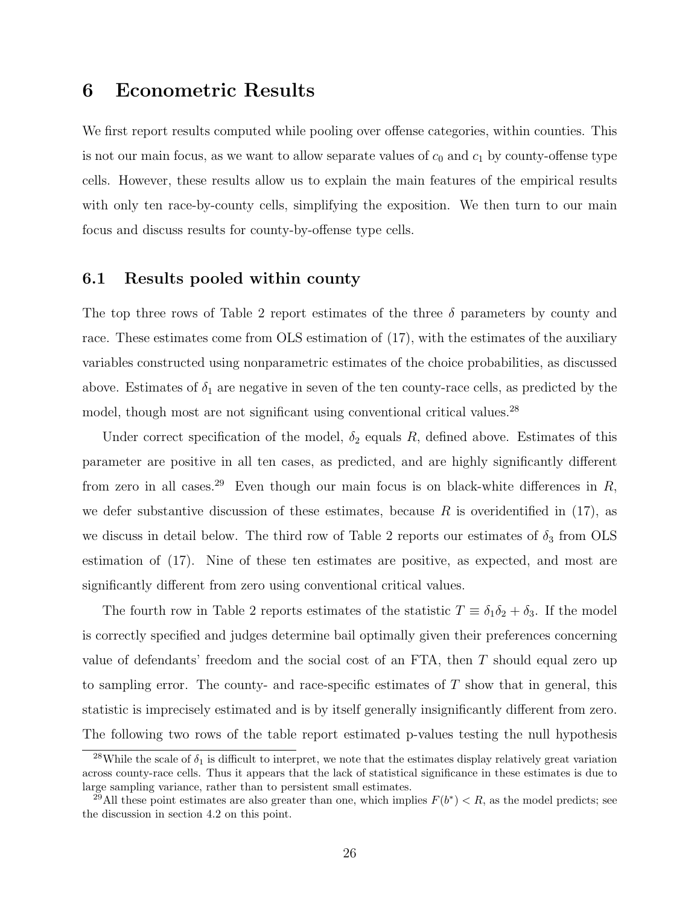# 6 Econometric Results

We first report results computed while pooling over offense categories, within counties. This is not our main focus, as we want to allow separate values of $c_0$ and $c_1$ by county-offense type cells. However, these results allow us to explain the main features of the empirical results with only ten race-by-county cells, simplifying the exposition. We then turn to our main focus and discuss results for county-by-offense type cells.

## 6.1 Results pooled within county

The top three rows of Table 2 report estimates of the three $\delta$ parameters by county and race. These estimates come from OLS estimation of (17), with the estimates of the auxiliary variables constructed using nonparametric estimates of the choice probabilities, as discussed above. Estimates of $\delta_1$ are negative in seven of the ten county-race cells, as predicted by the model, though most are not significant using conventional critical values.[28]

Under correct specification of the model, $\delta_2$ equals $R$, defined above. Estimates of this parameter are positive in all ten cases, as predicted, and are highly significantly different from zero in all cases.[29] Even though our main focus is on black-white differences in $R$, we defer substantive discussion of these estimates, because $R$ is overidentified in (17), as we discuss in detail below. The third row of Table 2 reports our estimates of $\delta_3$ from OLS estimation of (17). Nine of these ten estimates are positive, as expected, and most are significantly different from zero using conventional critical values.

The fourth row in Table 2 reports estimates of the statistic $T \equiv \delta_1\delta_2 + \delta_3$. If the model is correctly specified and judges determine bail optimally given their preferences concerning value of defendants' freedom and the social cost of an FTA, then $T$ should equal zero up to sampling error. The county- and race-specific estimates of $T$ show that in general, this statistic is imprecisely estimated and is by itself generally insignificantly different from zero. The following two rows of the table report estimated p-values testing the null hypothesis

[28] While the scale of $\delta_1$ is difficult to interpret, we note that the estimates display relatively great variation across county-race cells. Thus it appears that the lack of statistical significance in these estimates is due to large sampling variance, rather than to persistent small estimates.

[29] All these point estimates are also greater than one, which implies $F(b^*) < R$, as the model predicts; see the discussion in section 4.2 on this point.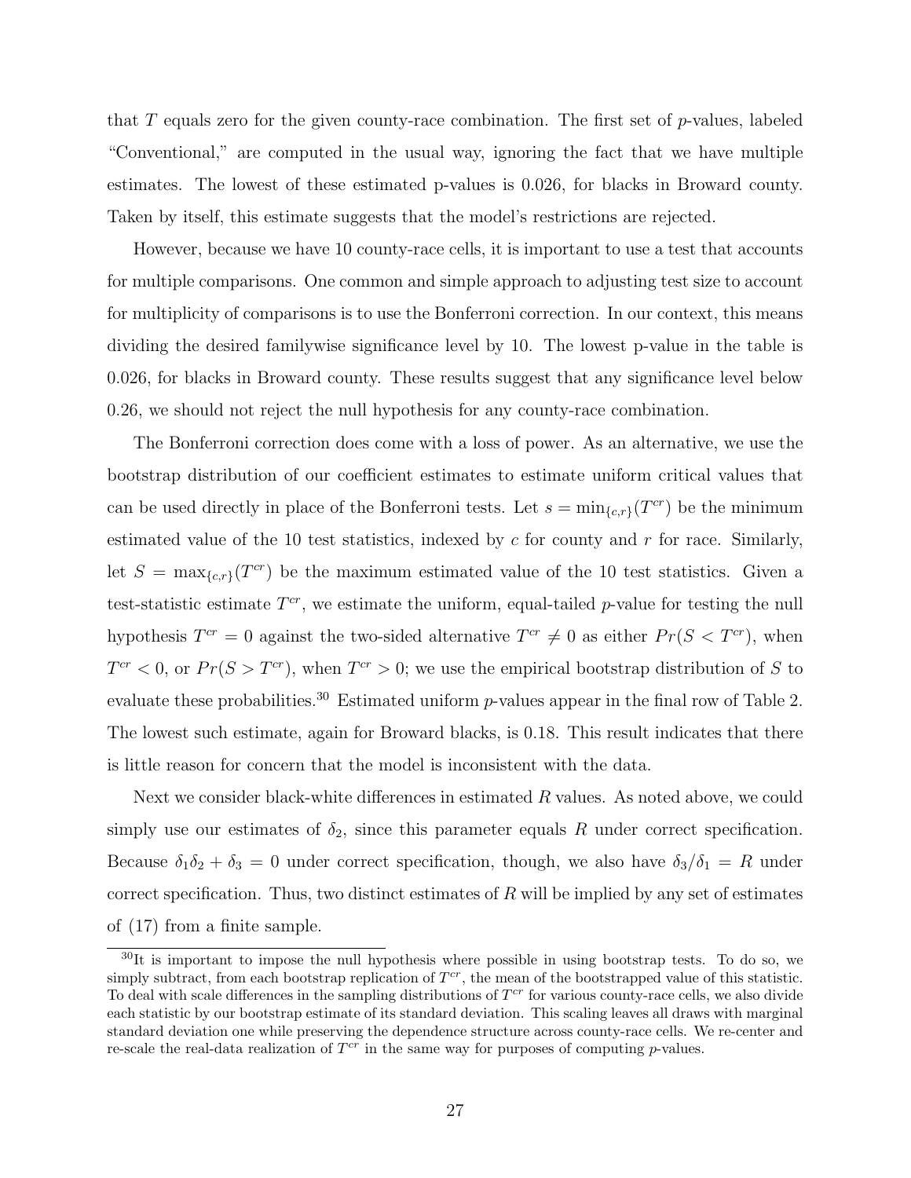that $T$ equals zero for the given county-race combination. The first set of $p$-values, labeled "Conventional," are computed in the usual way, ignoring the fact that we have multiple estimates. The lowest of these estimated p-values is 0.026, for blacks in Broward county. Taken by itself, this estimate suggests that the model's restrictions are rejected.

However, because we have 10 county-race cells, it is important to use a test that accounts for multiple comparisons. One common and simple approach to adjusting test size to account for multiplicity of comparisons is to use the Bonferroni correction. In our context, this means dividing the desired familywise significance level by 10. The lowest p-value in the table is 0.026, for blacks in Broward county. These results suggest that any significance level below 0.26, we should not reject the null hypothesis for any county-race combination.

The Bonferroni correction does come with a loss of power. As an alternative, we use the bootstrap distribution of our coefficient estimates to estimate uniform critical values that can be used directly in place of the Bonferroni tests. Let $s = \min_{\{c,r\}}(T^{cr})$ be the minimum estimated value of the 10 test statistics, indexed by $c$ for county and $r$ for race. Similarly, let $S = \max_{\{c,r\}}(T^{cr})$ be the maximum estimated value of the 10 test statistics. Given a test-statistic estimate $T^{cr}$, we estimate the uniform, equal-tailed $p$-value for testing the null hypothesis $T^{cr} = 0$ against the two-sided alternative $T^{cr} \neq 0$ as either $Pr(S < T^{cr})$, when $T^{cr} < 0$, or $Pr(S > T^{cr})$, when $T^{cr} > 0$; we use the empirical bootstrap distribution of $S$ to evaluate these probabilities.[30] Estimated uniform $p$-values appear in the final row of Table 2. The lowest such estimate, again for Broward blacks, is 0.18. This result indicates that there is little reason for concern that the model is inconsistent with the data.

Next we consider black-white differences in estimated $R$ values. As noted above, we could simply use our estimates of $\delta_2$, since this parameter equals $R$ under correct specification. Because $\delta_1\delta_2 + \delta_3 = 0$ under correct specification, though, we also have $\delta_3/\delta_1 = R$ under correct specification. Thus, two distinct estimates of $R$ will be implied by any set of estimates of (17) from a finite sample.

[30] It is important to impose the null hypothesis where possible in using bootstrap tests. To do so, we simply subtract, from each bootstrap replication of $T^{cr}$, the mean of the bootstrapped value of this statistic. To deal with scale differences in the sampling distributions of $T^{cr}$ for various county-race cells, we also divide each statistic by our bootstrap estimate of its standard deviation. This scaling leaves all draws with marginal standard deviation one while preserving the dependence structure across county-race cells. We re-center and re-scale the real-data realization of $T^{cr}$ in the same way for purposes of computing $p$-values.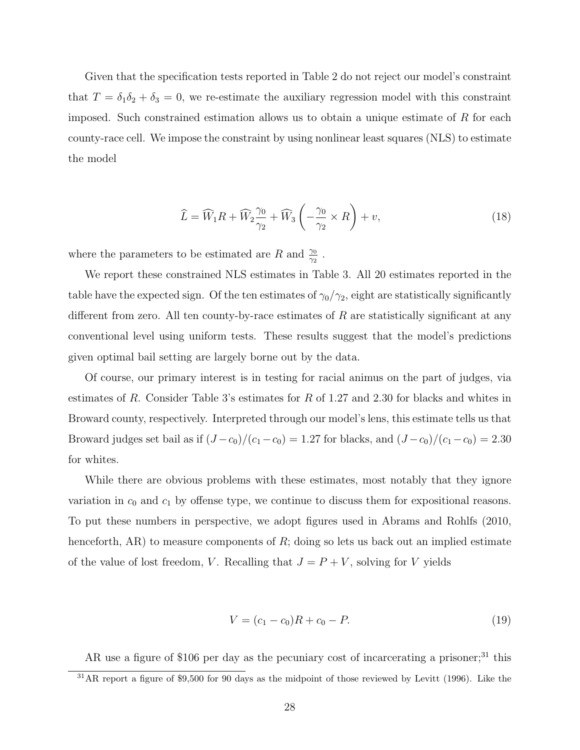Given that the specification tests reported in Table 2 do not reject our model's constraint that $T = \delta_1\delta_2 + \delta_3 = 0$, we re-estimate the auxiliary regression model with this constraint imposed. Such constrained estimation allows us to obtain a unique estimate of $R$ for each county-race cell. We impose the constraint by using nonlinear least squares (NLS) to estimate the model

$$\widehat{L} = \widehat{W}_1 R + \widehat{W}_2 \frac{\gamma_0}{\gamma_2} + \widehat{W}_3 \left( -\frac{\gamma_0}{\gamma_2} \times R \right) + v, \tag{18}$$

where the parameters to be estimated are $R$ and $\frac{\gamma_0}{\gamma_2}$ .

We report these constrained NLS estimates in Table 3. All 20 estimates reported in the table have the expected sign. Of the ten estimates of $\gamma_0/\gamma_2$, eight are statistically significantly different from zero. All ten county-by-race estimates of $R$ are statistically significant at any conventional level using uniform tests. These results suggest that the model's predictions given optimal bail setting are largely borne out by the data.

Of course, our primary interest is in testing for racial animus on the part of judges, via estimates of $R$. Consider Table 3's estimates for $R$ of 1.27 and 2.30 for blacks and whites in Broward county, respectively. Interpreted through our model's lens, this estimate tells us that Broward judges set bail as if $(J - c_0)/(c_1 - c_0) = 1.27$ for blacks, and $(J - c_0)/(c_1 - c_0) = 2.30$ for whites.

While there are obvious problems with these estimates, most notably that they ignore variation in $c_0$ and $c_1$ by offense type, we continue to discuss them for expositional reasons. To put these numbers in perspective, we adopt figures used in Abrams and Rohlfs (2010, henceforth, AR) to measure components of $R$; doing so lets us back out an implied estimate of the value of lost freedom, $V$. Recalling that $J = P + V$, solving for $V$ yields

$$V = (c_1 - c_0)R + c_0 - P. \tag{19}$$

AR use a figure of \$106 per day as the pecuniary cost of incarcerating a prisoner;[31] this

[31] AR report a figure of \$9,500 for 90 days as the midpoint of those reviewed by Levitt (1996). Like the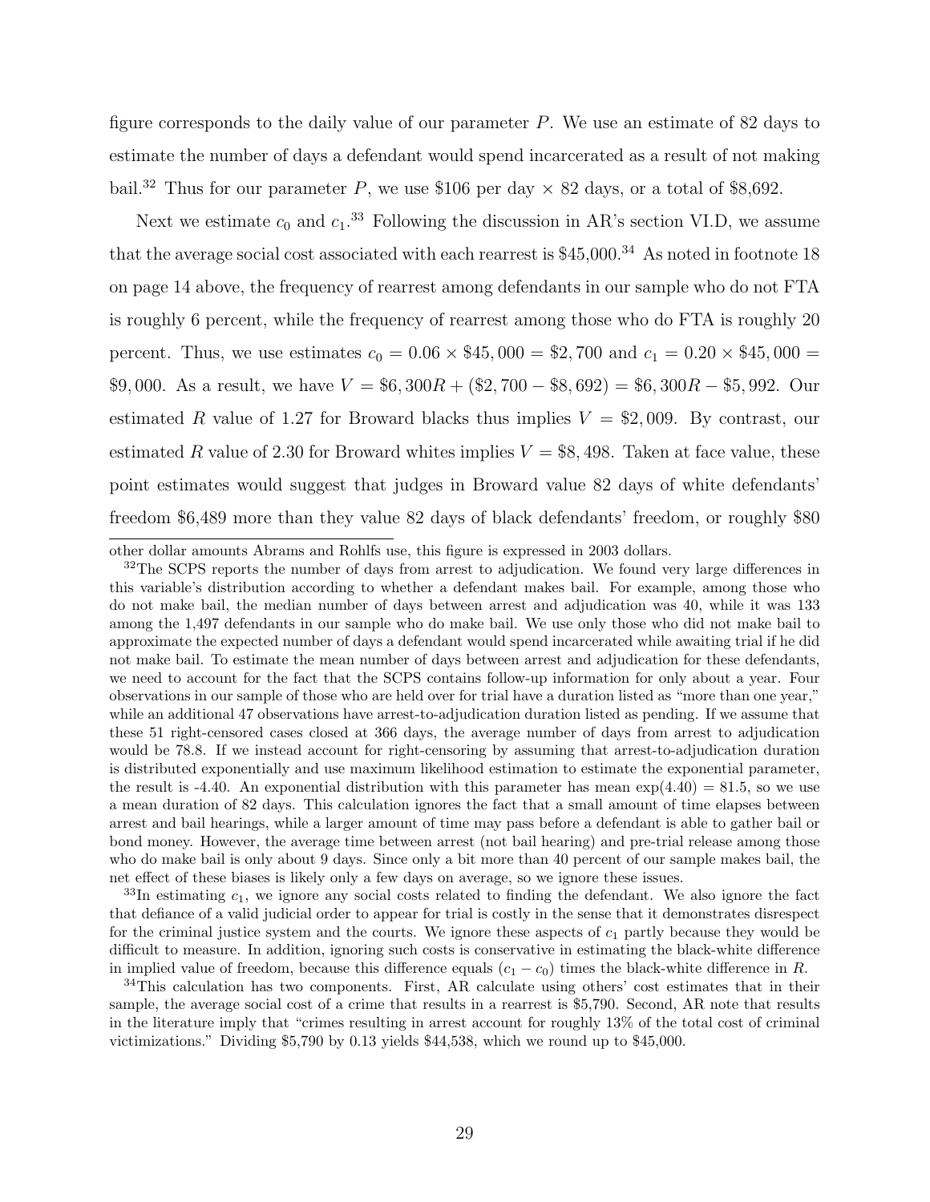figure corresponds to the daily value of our parameter $P$. We use an estimate of 82 days to estimate the number of days a defendant would spend incarcerated as a result of not making bail.[32] Thus for our parameter $P$, we use \$106 per day × 82 days, or a total of \$8,692.

Next we estimate $c_0$ and $c_1$.[33] Following the discussion in AR's section VI.D, we assume that the average social cost associated with each rearrest is \$45,000.[34] As noted in footnote 18 on page 14 above, the frequency of rearrest among defendants in our sample who do not FTA is roughly 6 percent, while the frequency of rearrest among those who do FTA is roughly 20 percent. Thus, we use estimates $c_0 = 0.06 \times \$45,000 = \$2,700$ and $c_1 = 0.20 \times \$45,000 = \$9,000$. As a result, we have $V = \$6,300R + (\$2,700 - \$8,692) = \$6,300R - \$5,992$. Our estimated $R$ value of 1.27 for Broward blacks thus implies $V = \$2,009$. By contrast, our estimated $R$ value of 2.30 for Broward whites implies $V = \$8,498$. Taken at face value, these point estimates would suggest that judges in Broward value 82 days of white defendants' freedom \$6,489 more than they value 82 days of black defendants' freedom, or roughly \$80

other dollar amounts Abrams and Rohlfs use, this figure is expressed in 2003 dollars.

[32] The SCPS reports the number of days from arrest to adjudication. We found very large differences in this variable's distribution according to whether a defendant makes bail. For example, among those who do not make bail, the median number of days between arrest and adjudication was 40, while it was 133 among the 1,497 defendants in our sample who do make bail. We use only those who did not make bail to approximate the expected number of days a defendant would spend incarcerated while awaiting trial if he did not make bail. To estimate the mean number of days between arrest and adjudication for these defendants, we need to account for the fact that the SCPS contains follow-up information for only about a year. Four observations in our sample of those who are held over for trial have a duration listed as "more than one year," while an additional 47 observations have arrest-to-adjudication duration listed as pending. If we assume that these 51 right-censored cases closed at 366 days, the average number of days from arrest to adjudication would be 78.8. If we instead account for right-censoring by assuming that arrest-to-adjudication duration is distributed exponentially and use maximum likelihood estimation to estimate the exponential parameter, the result is -4.40. An exponential distribution with this parameter has mean $\exp(4.40) = 81.5$, so we use a mean duration of 82 days. This calculation ignores the fact that a small amount of time elapses between arrest and bail hearings, while a larger amount of time may pass before a defendant is able to gather bail or bond money. However, the average time between arrest (not bail hearing) and pre-trial release among those who do make bail is only about 9 days. Since only a bit more than 40 percent of our sample makes bail, the net effect of these biases is likely only a few days on average, so we ignore these issues.

[33] In estimating $c_1$, we ignore any social costs related to finding the defendant. We also ignore the fact that defiance of a valid judicial order to appear for trial is costly in the sense that it demonstrates disrespect for the criminal justice system and the courts. We ignore these aspects of $c_1$ partly because they would be difficult to measure. In addition, ignoring such costs is conservative in estimating the black-white difference in implied value of freedom, because this difference equals $(c_1 - c_0)$ times the black-white difference in $R$.

[34] This calculation has two components. First, AR calculate using others' cost estimates that in their sample, the average social cost of a crime that results in a rearrest is \$5,790. Second, AR note that results in the literature imply that "crimes resulting in arrest account for roughly 13% of the total cost of criminal victimizations." Dividing \$5,790 by 0.13 yields \$44,538, which we round up to \$45,000.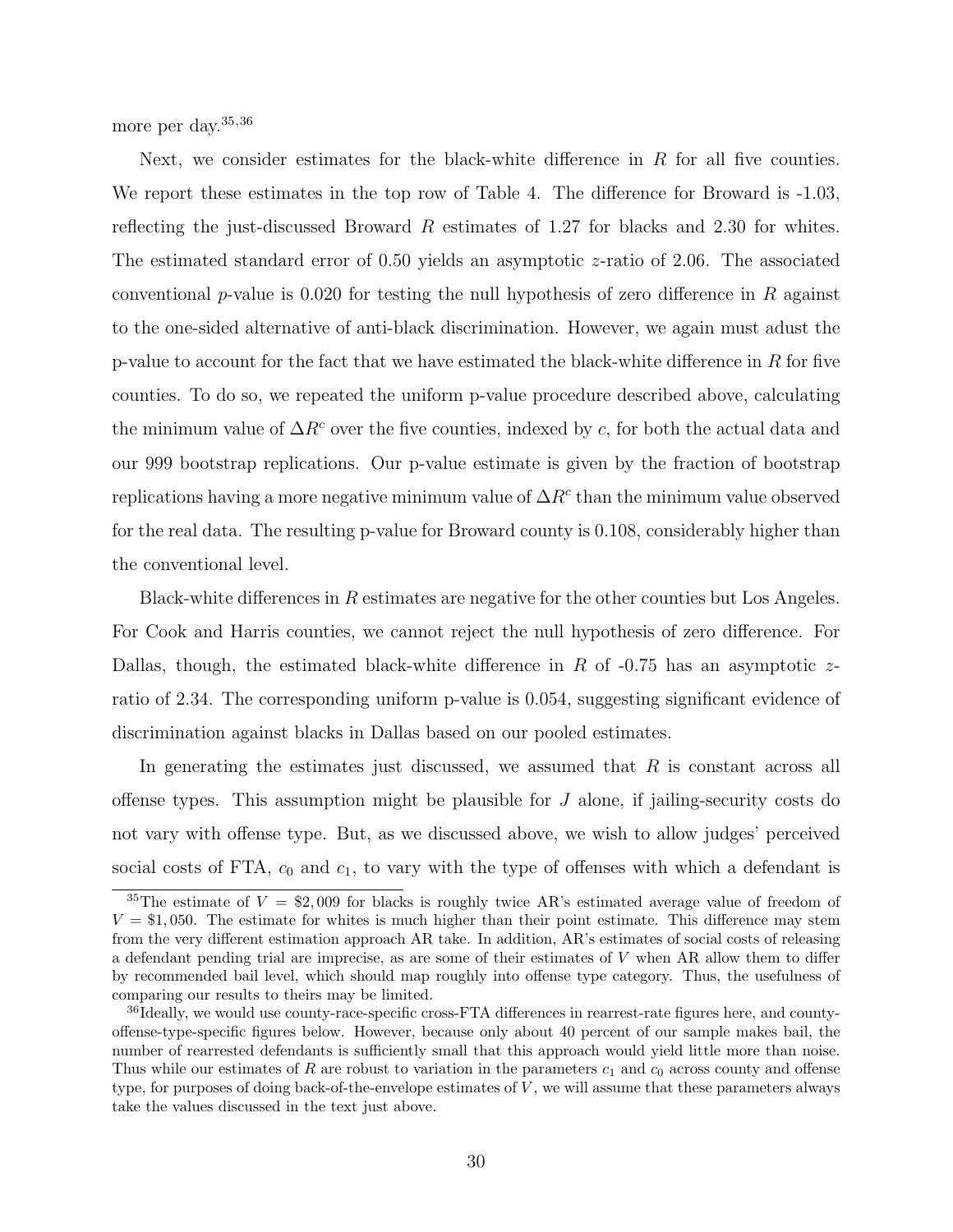more per day.[35,36]

Next, we consider estimates for the black-white difference in $R$ for all five counties. We report these estimates in the top row of Table 4. The difference for Broward is -1.03, reflecting the just-discussed Broward $R$ estimates of 1.27 for blacks and 2.30 for whites. The estimated standard error of 0.50 yields an asymptotic $z$-ratio of 2.06. The associated conventional $p$-value is 0.020 for testing the null hypothesis of zero difference in $R$ against to the one-sided alternative of anti-black discrimination. However, we again must adust the p-value to account for the fact that we have estimated the black-white difference in $R$ for five counties. To do so, we repeated the uniform p-value procedure described above, calculating the minimum value of $\Delta R^c$ over the five counties, indexed by $c$, for both the actual data and our 999 bootstrap replications. Our p-value estimate is given by the fraction of bootstrap replications having a more negative minimum value of $\Delta R^c$ than the minimum value observed for the real data. The resulting p-value for Broward county is 0.108, considerably higher than the conventional level.

Black-white differences in $R$ estimates are negative for the other counties but Los Angeles. For Cook and Harris counties, we cannot reject the null hypothesis of zero difference. For Dallas, though, the estimated black-white difference in $R$ of -0.75 has an asymptotic $z$-ratio of 2.34. The corresponding uniform p-value is 0.054, suggesting significant evidence of discrimination against blacks in Dallas based on our pooled estimates.

In generating the estimates just discussed, we assumed that $R$ is constant across all offense types. This assumption might be plausible for $J$ alone, if jailing-security costs do not vary with offense type. But, as we discussed above, we wish to allow judges' perceived social costs of FTA, $c_0$ and $c_1$, to vary with the type of offenses with which a defendant is

[35] The estimate of $V = \$2,009$ for blacks is roughly twice AR's estimated average value of freedom of $V = \$1,050$. The estimate for whites is much higher than their point estimate. This difference may stem from the very different estimation approach AR take. In addition, AR's estimates of social costs of releasing a defendant pending trial are imprecise, as are some of their estimates of $V$ when AR allow them to differ by recommended bail level, which should map roughly into offense type category. Thus, the usefulness of comparing our results to theirs may be limited.

[36] Ideally, we would use county-race-specific cross-FTA differences in rearrest-rate figures here, and county-offense-type-specific figures below. However, because only about 40 percent of our sample makes bail, the number of rearrested defendants is sufficiently small that this approach would yield little more than noise. Thus while our estimates of $R$ are robust to variation in the parameters $c_1$ and $c_0$ across county and offense type, for purposes of doing back-of-the-envelope estimates of $V$, we will assume that these parameters always take the values discussed in the text just above.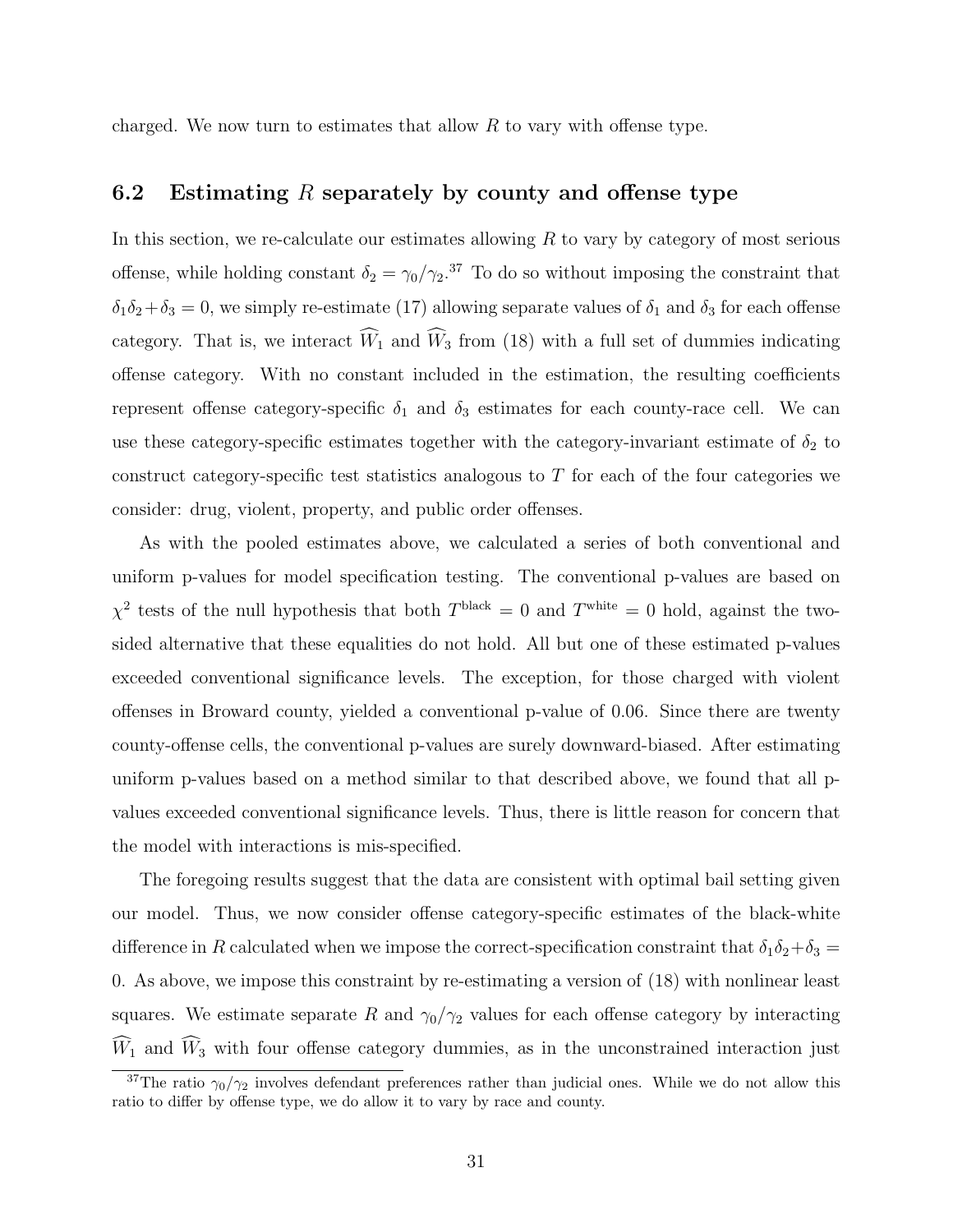charged. We now turn to estimates that allow $R$ to vary with offense type.

## 6.2 Estimating $R$ separately by county and offense type

In this section, we re-calculate our estimates allowing $R$ to vary by category of most serious offense, while holding constant $\delta_2 = \gamma_0/\gamma_2$.[37] To do so without imposing the constraint that $\delta_1\delta_2 + \delta_3 = 0$, we simply re-estimate (17) allowing separate values of $\delta_1$ and $\delta_3$ for each offense category. That is, we interact $\widehat{W}_1$ and $\widehat{W}_3$ from (18) with a full set of dummies indicating offense category. With no constant included in the estimation, the resulting coefficients represent offense category-specific $\delta_1$ and $\delta_3$ estimates for each county-race cell. We can use these category-specific estimates together with the category-invariant estimate of $\delta_2$ to construct category-specific test statistics analogous to $T$ for each of the four categories we consider: drug, violent, property, and public order offenses.

As with the pooled estimates above, we calculated a series of both conventional and uniform p-values for model specification testing. The conventional p-values are based on $\chi^2$ tests of the null hypothesis that both $T^{\text{black}} = 0$ and $T^{\text{white}} = 0$ hold, against the two-sided alternative that these equalities do not hold. All but one of these estimated p-values exceeded conventional significance levels. The exception, for those charged with violent offenses in Broward county, yielded a conventional p-value of 0.06. Since there are twenty county-offense cells, the conventional p-values are surely downward-biased. After estimating uniform p-values based on a method similar to that described above, we found that all p-values exceeded conventional significance levels. Thus, there is little reason for concern that the model with interactions is mis-specified.

The foregoing results suggest that the data are consistent with optimal bail setting given our model. Thus, we now consider offense category-specific estimates of the black-white difference in $R$ calculated when we impose the correct-specification constraint that $\delta_1\delta_2 + \delta_3 = 0$. As above, we impose this constraint by re-estimating a version of (18) with nonlinear least squares. We estimate separate $R$ and $\gamma_0/\gamma_2$ values for each offense category by interacting $\widehat{W}_1$ and $\widehat{W}_3$ with four offense category dummies, as in the unconstrained interaction just

[37] The ratio $\gamma_0/\gamma_2$ involves defendant preferences rather than judicial ones. While we do not allow this ratio to differ by offense type, we do allow it to vary by race and county.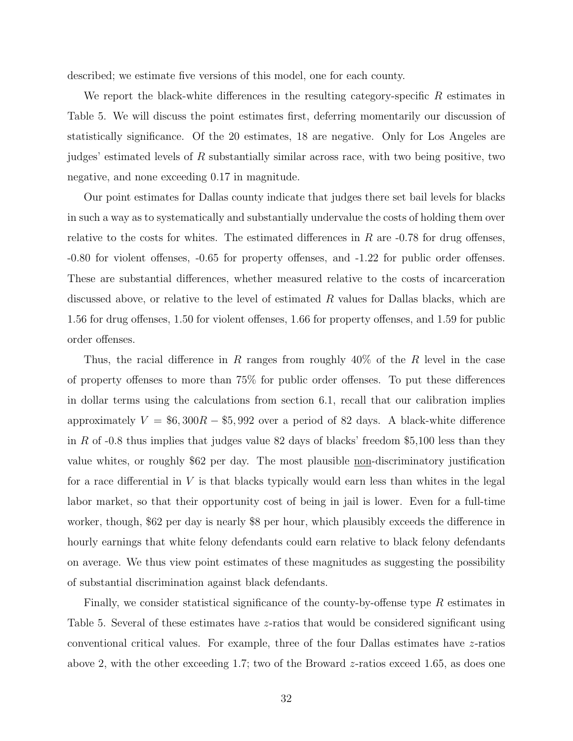described; we estimate five versions of this model, one for each county.

We report the black-white differences in the resulting category-specific $R$ estimates in Table 5. We will discuss the point estimates first, deferring momentarily our discussion of statistically significance. Of the 20 estimates, 18 are negative. Only for Los Angeles are judges' estimated levels of $R$ substantially similar across race, with two being positive, two negative, and none exceeding 0.17 in magnitude.

Our point estimates for Dallas county indicate that judges there set bail levels for blacks in such a way as to systematically and substantially undervalue the costs of holding them over relative to the costs for whites. The estimated differences in $R$ are -0.78 for drug offenses, -0.80 for violent offenses, -0.65 for property offenses, and -1.22 for public order offenses. These are substantial differences, whether measured relative to the costs of incarceration discussed above, or relative to the level of estimated $R$ values for Dallas blacks, which are 1.56 for drug offenses, 1.50 for violent offenses, 1.66 for property offenses, and 1.59 for public order offenses.

Thus, the racial difference in $R$ ranges from roughly 40% of the $R$ level in the case of property offenses to more than 75% for public order offenses. To put these differences in dollar terms using the calculations from section 6.1, recall that our calibration implies approximately $V = \$6,300R - \$5,992$ over a period of 82 days. A black-white difference in $R$ of -0.8 thus implies that judges value 82 days of blacks' freedom $5,100 less than they value whites, or roughly $62 per day. The most plausible non-discriminatory justification for a race differential in $V$ is that blacks typically would earn less than whites in the legal labor market, so that their opportunity cost of being in jail is lower. Even for a full-time worker, though, $62 per day is nearly $8 per hour, which plausibly exceeds the difference in hourly earnings that white felony defendants could earn relative to black felony defendants on average. We thus view point estimates of these magnitudes as suggesting the possibility of substantial discrimination against black defendants.

Finally, we consider statistical significance of the county-by-offense type $R$ estimates in Table 5. Several of these estimates have $z$-ratios that would be considered significant using conventional critical values. For example, three of the four Dallas estimates have $z$-ratios above 2, with the other exceeding 1.7; two of the Broward $z$-ratios exceed 1.65, as does one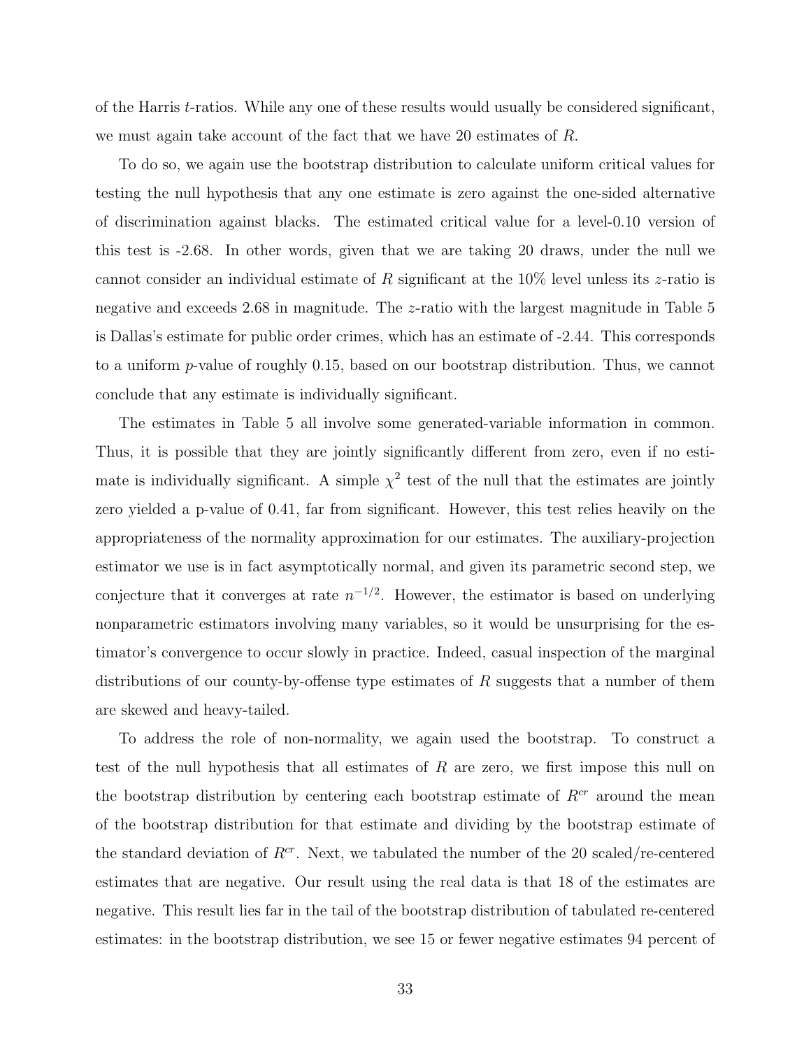of the Harris $t$-ratios. While any one of these results would usually be considered significant, we must again take account of the fact that we have 20 estimates of $R$.

To do so, we again use the bootstrap distribution to calculate uniform critical values for testing the null hypothesis that any one estimate is zero against the one-sided alternative of discrimination against blacks. The estimated critical value for a level-0.10 version of this test is -2.68. In other words, given that we are taking 20 draws, under the null we cannot consider an individual estimate of $R$ significant at the 10% level unless its $z$-ratio is negative and exceeds 2.68 in magnitude. The $z$-ratio with the largest magnitude in Table 5 is Dallas's estimate for public order crimes, which has an estimate of -2.44. This corresponds to a uniform $p$-value of roughly 0.15, based on our bootstrap distribution. Thus, we cannot conclude that any estimate is individually significant.

The estimates in Table 5 all involve some generated-variable information in common. Thus, it is possible that they are jointly significantly different from zero, even if no estimate is individually significant. A simple $\chi^2$ test of the null that the estimates are jointly zero yielded a p-value of 0.41, far from significant. However, this test relies heavily on the appropriateness of the normality approximation for our estimates. The auxiliary-projection estimator we use is in fact asymptotically normal, and given its parametric second step, we conjecture that it converges at rate $n^{-1/2}$. However, the estimator is based on underlying nonparametric estimators involving many variables, so it would be unsurprising for the estimator's convergence to occur slowly in practice. Indeed, casual inspection of the marginal distributions of our county-by-offense type estimates of $R$ suggests that a number of them are skewed and heavy-tailed.

To address the role of non-normality, we again used the bootstrap. To construct a test of the null hypothesis that all estimates of $R$ are zero, we first impose this null on the bootstrap distribution by centering each bootstrap estimate of $R^{cr}$ around the mean of the bootstrap distribution for that estimate and dividing by the bootstrap estimate of the standard deviation of $R^{cr}$. Next, we tabulated the number of the 20 scaled/re-centered estimates that are negative. Our result using the real data is that 18 of the estimates are negative. This result lies far in the tail of the bootstrap distribution of tabulated re-centered estimates: in the bootstrap distribution, we see 15 or fewer negative estimates 94 percent of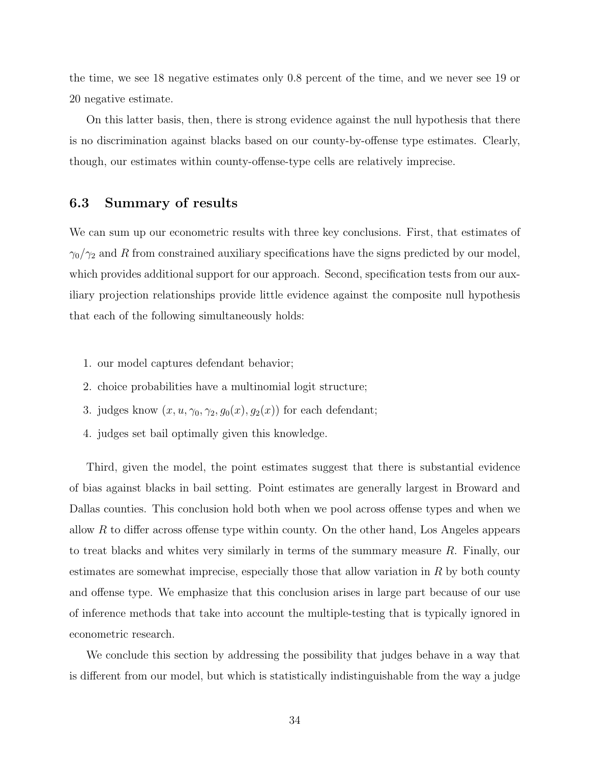the time, we see 18 negative estimates only 0.8 percent of the time, and we never see 19 or 20 negative estimate.

On this latter basis, then, there is strong evidence against the null hypothesis that there is no discrimination against blacks based on our county-by-offense type estimates. Clearly, though, our estimates within county-offense-type cells are relatively imprecise.

### 6.3 Summary of results

We can sum up our econometric results with three key conclusions. First, that estimates of $\gamma_0/\gamma_2$ and $R$ from constrained auxiliary specifications have the signs predicted by our model, which provides additional support for our approach. Second, specification tests from our auxiliary projection relationships provide little evidence against the composite null hypothesis that each of the following simultaneously holds:

1. our model captures defendant behavior;
2. choice probabilities have a multinomial logit structure;
3. judges know $(x, u, \gamma_0, \gamma_2, g_0(x), g_2(x))$ for each defendant;
4. judges set bail optimally given this knowledge.

Third, given the model, the point estimates suggest that there is substantial evidence of bias against blacks in bail setting. Point estimates are generally largest in Broward and Dallas counties. This conclusion hold both when we pool across offense types and when we allow $R$ to differ across offense type within county. On the other hand, Los Angeles appears to treat blacks and whites very similarly in terms of the summary measure $R$. Finally, our estimates are somewhat imprecise, especially those that allow variation in $R$ by both county and offense type. We emphasize that this conclusion arises in large part because of our use of inference methods that take into account the multiple-testing that is typically ignored in econometric research.

We conclude this section by addressing the possibility that judges behave in a way that is different from our model, but which is statistically indistinguishable from the way a judge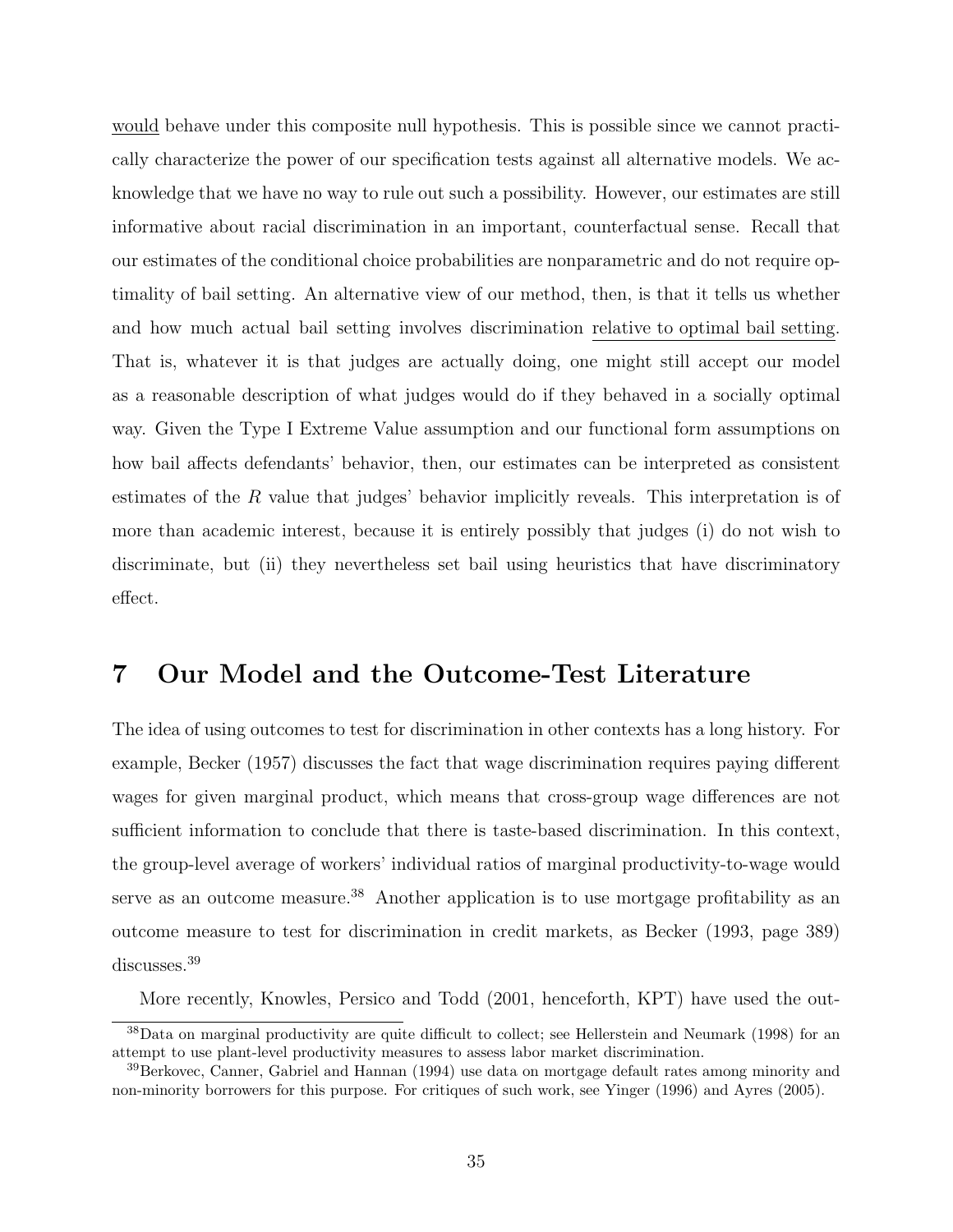would behave under this composite null hypothesis. This is possible since we cannot practically characterize the power of our specification tests against all alternative models. We acknowledge that we have no way to rule out such a possibility. However, our estimates are still informative about racial discrimination in an important, counterfactual sense. Recall that our estimates of the conditional choice probabilities are nonparametric and do not require optimality of bail setting. An alternative view of our method, then, is that it tells us whether and how much actual bail setting involves discrimination relative to optimal bail setting. That is, whatever it is that judges are actually doing, one might still accept our model as a reasonable description of what judges would do if they behaved in a socially optimal way. Given the Type I Extreme Value assumption and our functional form assumptions on how bail affects defendants' behavior, then, our estimates can be interpreted as consistent estimates of the $R$ value that judges' behavior implicitly reveals. This interpretation is of more than academic interest, because it is entirely possibly that judges (i) do not wish to discriminate, but (ii) they nevertheless set bail using heuristics that have discriminatory effect.

# 7 Our Model and the Outcome-Test Literature

The idea of using outcomes to test for discrimination in other contexts has a long history. For example, Becker (1957) discusses the fact that wage discrimination requires paying different wages for given marginal product, which means that cross-group wage differences are not sufficient information to conclude that there is taste-based discrimination. In this context, the group-level average of workers' individual ratios of marginal productivity-to-wage would serve as an outcome measure.[38] Another application is to use mortgage profitability as an outcome measure to test for discrimination in credit markets, as Becker (1993, page 389) discusses.[39]

More recently, Knowles, Persico and Todd (2001, henceforth, KPT) have used the out-

[38]Data on marginal productivity are quite difficult to collect; see Hellerstein and Neumark (1998) for an attempt to use plant-level productivity measures to assess labor market discrimination.

[39]Berkovec, Canner, Gabriel and Hannan (1994) use data on mortgage default rates among minority and non-minority borrowers for this purpose. For critiques of such work, see Yinger (1996) and Ayres (2005).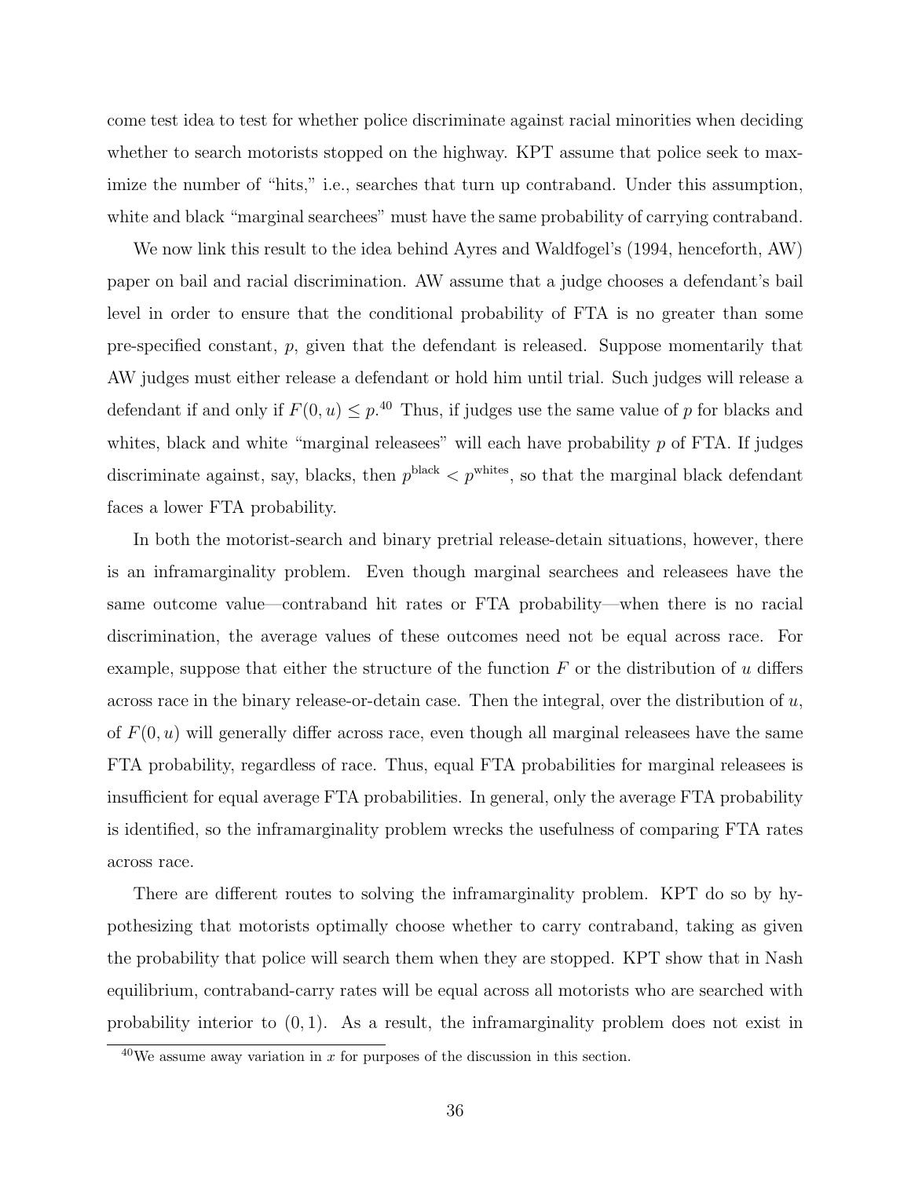come test idea to test for whether police discriminate against racial minorities when deciding whether to search motorists stopped on the highway. KPT assume that police seek to maximize the number of "hits," i.e., searches that turn up contraband. Under this assumption, white and black "marginal searchees" must have the same probability of carrying contraband.

We now link this result to the idea behind Ayres and Waldfogel's (1994, henceforth, AW) paper on bail and racial discrimination. AW assume that a judge chooses a defendant's bail level in order to ensure that the conditional probability of FTA is no greater than some pre-specified constant, $p$, given that the defendant is released. Suppose momentarily that AW judges must either release a defendant or hold him until trial. Such judges will release a defendant if and only if $F(0, u) \leq p$.[40] Thus, if judges use the same value of $p$ for blacks and whites, black and white "marginal releasees" will each have probability $p$ of FTA. If judges discriminate against, say, blacks, then $p^{\text{black}} < p^{\text{whites}}$, so that the marginal black defendant faces a lower FTA probability.

In both the motorist-search and binary pretrial release-detain situations, however, there is an inframarginality problem. Even though marginal searchees and releasees have the same outcome value—contraband hit rates or FTA probability—when there is no racial discrimination, the average values of these outcomes need not be equal across race. For example, suppose that either the structure of the function $F$ or the distribution of $u$ differs across race in the binary release-or-detain case. Then the integral, over the distribution of $u$, of $F(0, u)$ will generally differ across race, even though all marginal releasees have the same FTA probability, regardless of race. Thus, equal FTA probabilities for marginal releasees is insufficient for equal average FTA probabilities. In general, only the average FTA probability is identified, so the inframarginality problem wrecks the usefulness of comparing FTA rates across race.

There are different routes to solving the inframarginality problem. KPT do so by hypothesizing that motorists optimally choose whether to carry contraband, taking as given the probability that police will search them when they are stopped. KPT show that in Nash equilibrium, contraband-carry rates will be equal across all motorists who are searched with probability interior to $(0, 1)$. As a result, the inframarginality problem does not exist in

[40] We assume away variation in $x$ for purposes of the discussion in this section.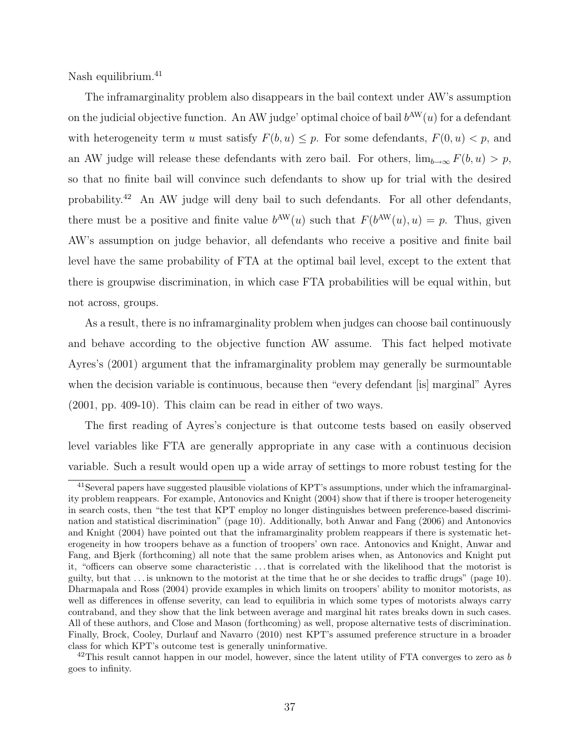Nash equilibrium.[41]

The inframarginality problem also disappears in the bail context under AW's assumption on the judicial objective function. An AW judge' optimal choice of bail $b^{\text{AW}}(u)$ for a defendant with heterogeneity term $u$ must satisfy $F(b, u) \leq p$. For some defendants, $F(0, u) < p$, and an AW judge will release these defendants with zero bail. For others, $\lim_{b \to \infty} F(b, u) > p$, so that no finite bail will convince such defendants to show up for trial with the desired probability.[42] An AW judge will deny bail to such defendants. For all other defendants, there must be a positive and finite value $b^{\text{AW}}(u)$ such that $F(b^{\text{AW}}(u), u) = p$. Thus, given AW's assumption on judge behavior, all defendants who receive a positive and finite bail level have the same probability of FTA at the optimal bail level, except to the extent that there is groupwise discrimination, in which case FTA probabilities will be equal within, but not across, groups.

As a result, there is no inframarginality problem when judges can choose bail continuously and behave according to the objective function AW assume. This fact helped motivate Ayres's (2001) argument that the inframarginality problem may generally be surmountable when the decision variable is continuous, because then "every defendant [is] marginal" Ayres (2001, pp. 409-10). This claim can be read in either of two ways.

The first reading of Ayres's conjecture is that outcome tests based on easily observed level variables like FTA are generally appropriate in any case with a continuous decision variable. Such a result would open up a wide array of settings to more robust testing for the

---

[41] Several papers have suggested plausible violations of KPT's assumptions, under which the inframarginality problem reappears. For example, Antonovics and Knight (2004) show that if there is trooper heterogeneity in search costs, then "the test that KPT employ no longer distinguishes between preference-based discrimination and statistical discrimination" (page 10). Additionally, both Anwar and Fang (2006) and Antonovics and Knight (2004) have pointed out that the inframarginality problem reappears if there is systematic heterogeneity in how troopers behave as a function of troopers' own race. Antonovics and Knight, Anwar and Fang, and Bjerk (forthcoming) all note that the same problem arises when, as Antonovics and Knight put it, "officers can observe some characteristic ... that is correlated with the likelihood that the motorist is guilty, but that ... is unknown to the motorist at the time that he or she decides to traffic drugs" (page 10). Dharmapala and Ross (2004) provide examples in which limits on troopers' ability to monitor motorists, as well as differences in offense severity, can lead to equilibria in which some types of motorists always carry contraband, and they show that the link between average and marginal hit rates breaks down in such cases. All of these authors, and Close and Mason (forthcoming) as well, propose alternative tests of discrimination. Finally, Brock, Cooley, Durlauf and Navarro (2010) nest KPT's assumed preference structure in a broader class for which KPT's outcome test is generally uninformative.

[42] This result cannot happen in our model, however, since the latent utility of FTA converges to zero as $b$ goes to infinity.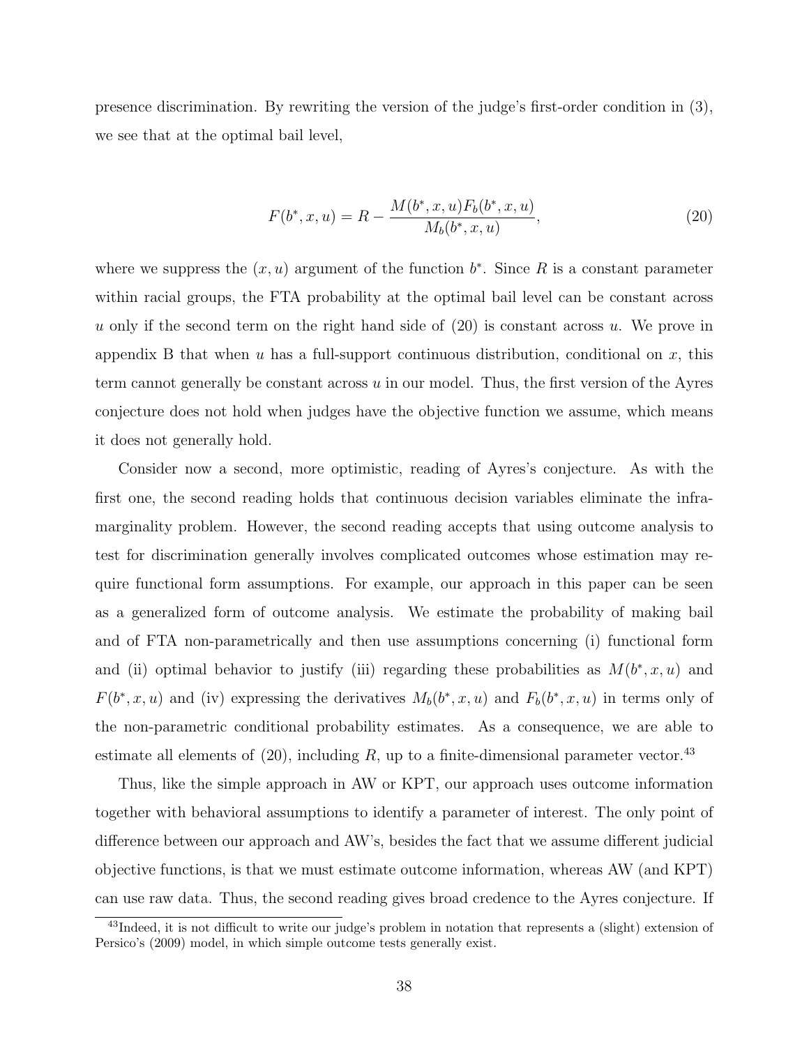presence discrimination. By rewriting the version of the judge's first-order condition in (3), we see that at the optimal bail level,

$$F(b^*, x, u) = R - \frac{M(b^*, x, u)F_b(b^*, x, u)}{M_b(b^*, x, u)}, \tag{20}$$

where we suppress the $(x, u)$ argument of the function $b^*$. Since $R$ is a constant parameter within racial groups, the FTA probability at the optimal bail level can be constant across $u$ only if the second term on the right hand side of (20) is constant across $u$. We prove in appendix B that when $u$ has a full-support continuous distribution, conditional on $x$, this term cannot generally be constant across $u$ in our model. Thus, the first version of the Ayres conjecture does not hold when judges have the objective function we assume, which means it does not generally hold.

Consider now a second, more optimistic, reading of Ayres's conjecture. As with the first one, the second reading holds that continuous decision variables eliminate the inframarginality problem. However, the second reading accepts that using outcome analysis to test for discrimination generally involves complicated outcomes whose estimation may require functional form assumptions. For example, our approach in this paper can be seen as a generalized form of outcome analysis. We estimate the probability of making bail and of FTA non-parametrically and then use assumptions concerning (i) functional form and (ii) optimal behavior to justify (iii) regarding these probabilities as $M(b^*, x, u)$ and $F(b^*, x, u)$ and (iv) expressing the derivatives $M_b(b^*, x, u)$ and $F_b(b^*, x, u)$ in terms only of the non-parametric conditional probability estimates. As a consequence, we are able to estimate all elements of (20), including $R$, up to a finite-dimensional parameter vector.[43]

Thus, like the simple approach in AW or KPT, our approach uses outcome information together with behavioral assumptions to identify a parameter of interest. The only point of difference between our approach and AW's, besides the fact that we assume different judicial objective functions, is that we must estimate outcome information, whereas AW (and KPT) can use raw data. Thus, the second reading gives broad credence to the Ayres conjecture. If

[43] Indeed, it is not difficult to write our judge's problem in notation that represents a (slight) extension of Persico's (2009) model, in which simple outcome tests generally exist.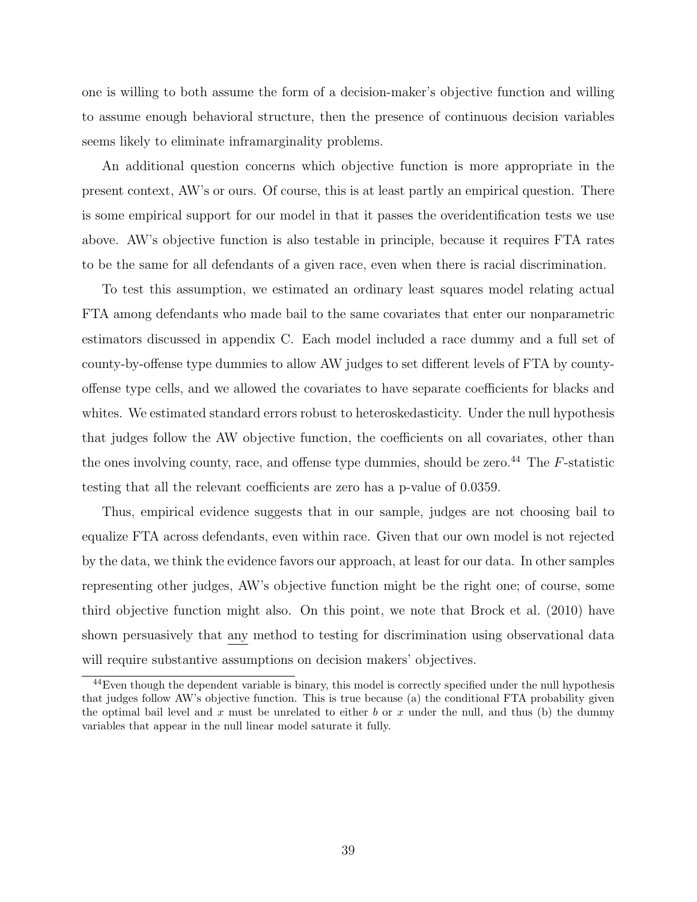one is willing to both assume the form of a decision-maker's objective function and willing to assume enough behavioral structure, then the presence of continuous decision variables seems likely to eliminate inframarginality problems.

An additional question concerns which objective function is more appropriate in the present context, AW's or ours. Of course, this is at least partly an empirical question. There is some empirical support for our model in that it passes the overidentification tests we use above. AW's objective function is also testable in principle, because it requires FTA rates to be the same for all defendants of a given race, even when there is racial discrimination.

To test this assumption, we estimated an ordinary least squares model relating actual FTA among defendants who made bail to the same covariates that enter our nonparametric estimators discussed in appendix C. Each model included a race dummy and a full set of county-by-offense type dummies to allow AW judges to set different levels of FTA by county-offense type cells, and we allowed the covariates to have separate coefficients for blacks and whites. We estimated standard errors robust to heteroskedasticity. Under the null hypothesis that judges follow the AW objective function, the coefficients on all covariates, other than the ones involving county, race, and offense type dummies, should be zero.[44] The $F$-statistic testing that all the relevant coefficients are zero has a p-value of 0.0359.

Thus, empirical evidence suggests that in our sample, judges are not choosing bail to equalize FTA across defendants, even within race. Given that our own model is not rejected by the data, we think the evidence favors our approach, at least for our data. In other samples representing other judges, AW's objective function might be the right one; of course, some third objective function might also. On this point, we note that Brock et al. (2010) have shown persuasively that <u>any</u> method to testing for discrimination using observational data will require substantive assumptions on decision makers' objectives.

[44] Even though the dependent variable is binary, this model is correctly specified under the null hypothesis that judges follow AW's objective function. This is true because (a) the conditional FTA probability given the optimal bail level and $x$ must be unrelated to either $b$ or $x$ under the null, and thus (b) the dummy variables that appear in the null linear model saturate it fully.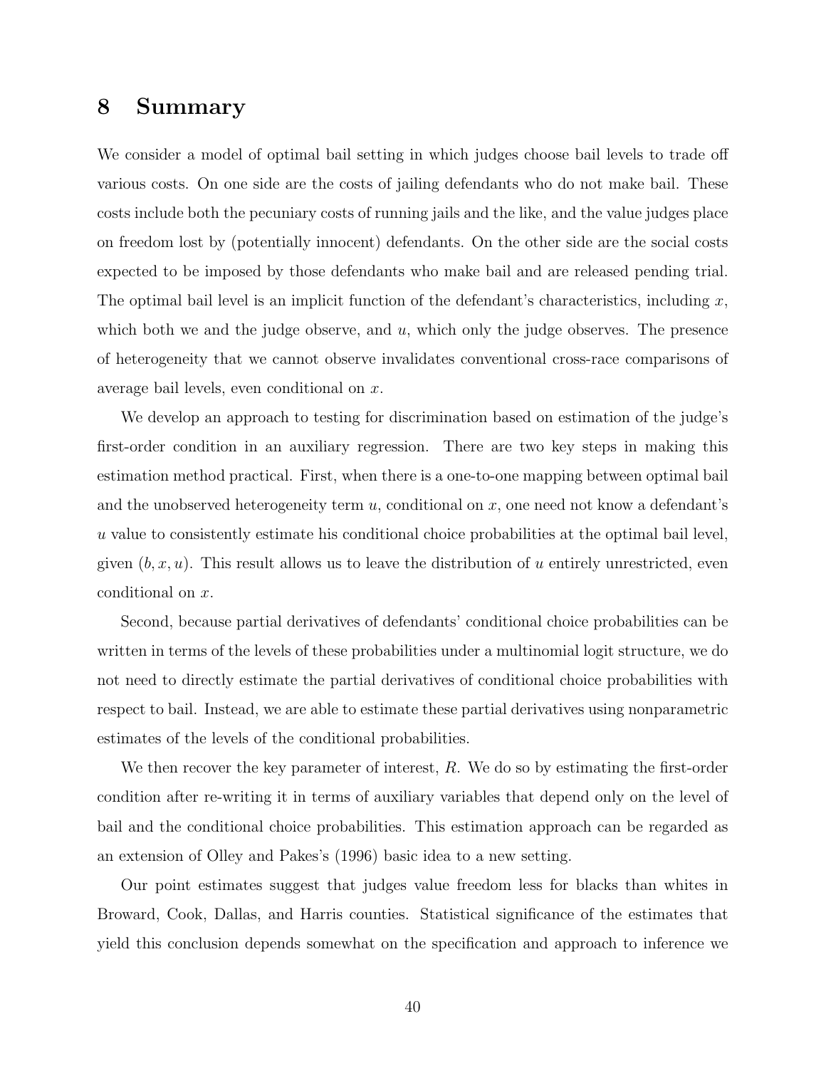# 8 Summary

We consider a model of optimal bail setting in which judges choose bail levels to trade off various costs. On one side are the costs of jailing defendants who do not make bail. These costs include both the pecuniary costs of running jails and the like, and the value judges place on freedom lost by (potentially innocent) defendants. On the other side are the social costs expected to be imposed by those defendants who make bail and are released pending trial. The optimal bail level is an implicit function of the defendant's characteristics, including $x$, which both we and the judge observe, and $u$, which only the judge observes. The presence of heterogeneity that we cannot observe invalidates conventional cross-race comparisons of average bail levels, even conditional on $x$.

We develop an approach to testing for discrimination based on estimation of the judge's first-order condition in an auxiliary regression. There are two key steps in making this estimation method practical. First, when there is a one-to-one mapping between optimal bail and the unobserved heterogeneity term $u$, conditional on $x$, one need not know a defendant's $u$ value to consistently estimate his conditional choice probabilities at the optimal bail level, given $(b, x, u)$. This result allows us to leave the distribution of $u$ entirely unrestricted, even conditional on $x$.

Second, because partial derivatives of defendants' conditional choice probabilities can be written in terms of the levels of these probabilities under a multinomial logit structure, we do not need to directly estimate the partial derivatives of conditional choice probabilities with respect to bail. Instead, we are able to estimate these partial derivatives using nonparametric estimates of the levels of the conditional probabilities.

We then recover the key parameter of interest, $R$. We do so by estimating the first-order condition after re-writing it in terms of auxiliary variables that depend only on the level of bail and the conditional choice probabilities. This estimation approach can be regarded as an extension of Olley and Pakes's (1996) basic idea to a new setting.

Our point estimates suggest that judges value freedom less for blacks than whites in Broward, Cook, Dallas, and Harris counties. Statistical significance of the estimates that yield this conclusion depends somewhat on the specification and approach to inference we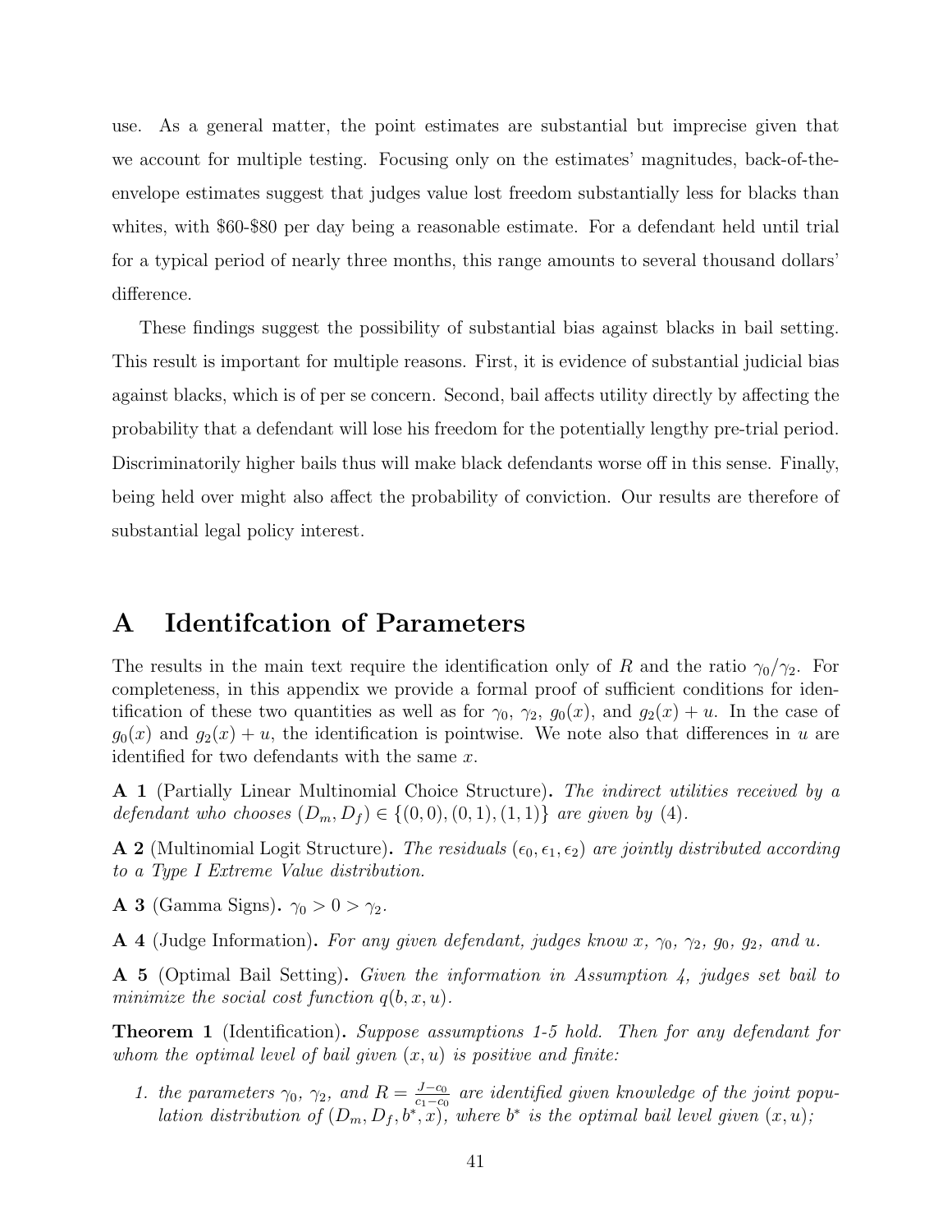use. As a general matter, the point estimates are substantial but imprecise given that we account for multiple testing. Focusing only on the estimates' magnitudes, back-of-the-envelope estimates suggest that judges value lost freedom substantially less for blacks than whites, with \$60-\$80 per day being a reasonable estimate. For a defendant held until trial for a typical period of nearly three months, this range amounts to several thousand dollars' difference.

These findings suggest the possibility of substantial bias against blacks in bail setting. This result is important for multiple reasons. First, it is evidence of substantial judicial bias against blacks, which is of per se concern. Second, bail affects utility directly by affecting the probability that a defendant will lose his freedom for the potentially lengthy pre-trial period. Discriminatorily higher bails thus will make black defendants worse off in this sense. Finally, being held over might also affect the probability of conviction. Our results are therefore of substantial legal policy interest.

# A Identifcation of Parameters

The results in the main text require the identification only of $R$ and the ratio $\gamma_0/\gamma_2$. For completeness, in this appendix we provide a formal proof of sufficient conditions for identification of these two quantities as well as for $\gamma_0$, $\gamma_2$, $g_0(x)$, and $g_2(x) + u$. In the case of $g_0(x)$ and $g_2(x) + u$, the identification is pointwise. We note also that differences in $u$ are identified for two defendants with the same $x$.

**A 1** (Partially Linear Multinomial Choice Structure)**.** *The indirect utilities received by a defendant who chooses $(D_m, D_f) \in \{(0,0), (0,1), (1,1)\}$ are given by (4).*

**A 2** (Multinomial Logit Structure)**.** *The residuals $(\epsilon_0, \epsilon_1, \epsilon_2)$ are jointly distributed according to a Type I Extreme Value distribution.*

**A 3** (Gamma Signs)**.** $\gamma_0 > 0 > \gamma_2$.

**A 4** (Judge Information)**.** *For any given defendant, judges know $x$, $\gamma_0$, $\gamma_2$, $g_0$, $g_2$, and $u$.*

**A 5** (Optimal Bail Setting)**.** *Given the information in Assumption 4, judges set bail to minimize the social cost function $q(b, x, u)$.*

**Theorem 1** (Identification)**.** *Suppose assumptions 1-5 hold. Then for any defendant for whom the optimal level of bail given $(x, u)$ is positive and finite:*

1. *the parameters $\gamma_0$, $\gamma_2$, and $R = \frac{J - c_0}{c_1 - c_0}$ are identified given knowledge of the joint population distribution of $(D_m, D_f, b^*, x)$, where $b^*$ is the optimal bail level given $(x, u)$;*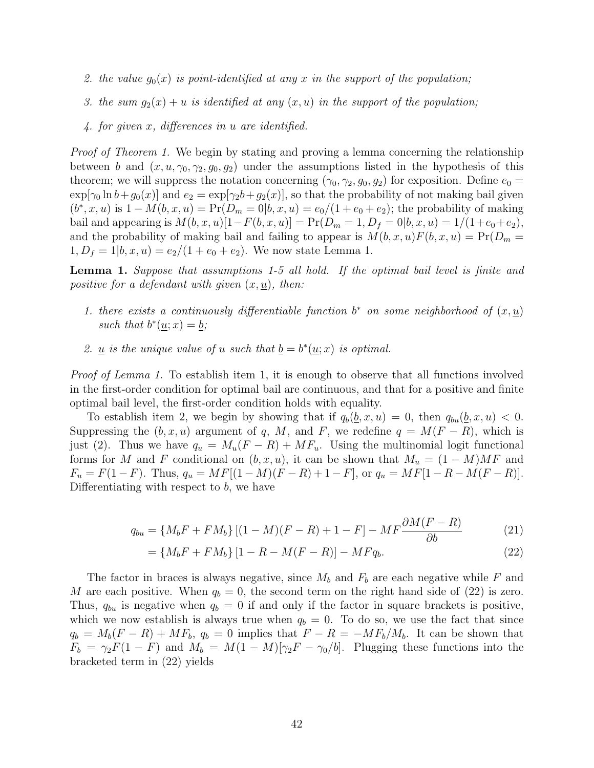2. *the value $g_0(x)$ is point-identified at any $x$ in the support of the population;*

3. *the sum $g_2(x) + u$ is identified at any $(x, u)$ in the support of the population;*

4. *for given $x$, differences in $u$ are identified.*

*Proof of Theorem 1.* We begin by stating and proving a lemma concerning the relationship between $b$ and $(x, u, \gamma_0, \gamma_2, g_0, g_2)$ under the assumptions listed in the hypothesis of this theorem; we will suppress the notation concerning $(\gamma_0, \gamma_2, g_0, g_2)$ for exposition. Define $e_0 = \exp[\gamma_0 \ln b + g_0(x)]$ and $e_2 = \exp[\gamma_2 b + g_2(x)]$, so that the probability of not making bail given $(b^*, x, u)$ is $1 - M(b, x, u) = \Pr(D_m = 0|b, x, u) = e_0/(1 + e_0 + e_2)$; the probability of making bail and appearing is $M(b, x, u)[1 - F(b, x, u)] = \Pr(D_m = 1, D_f = 0|b, x, u) = 1/(1 + e_0 + e_2)$, and the probability of making bail and failing to appear is $M(b, x, u)F(b, x, u) = \Pr(D_m = 1, D_f = 1|b, x, u) = e_2/(1 + e_0 + e_2)$. We now state Lemma 1.

**Lemma 1.** *Suppose that assumptions 1-5 all hold. If the optimal bail level is finite and positive for a defendant with given $(x, \underline{u})$, then:*

1. *there exists a continuously differentiable function $b^*$ on some neighborhood of $(x, \underline{u})$ such that $b^*(\underline{u}; x) = \underline{b}$;*

2. *$\underline{u}$ is the unique value of $u$ such that $\underline{b} = b^*(\underline{u}; x)$ is optimal.*

*Proof of Lemma 1.* To establish item 1, it is enough to observe that all functions involved in the first-order condition for optimal bail are continuous, and that for a positive and finite optimal bail level, the first-order condition holds with equality.

To establish item 2, we begin by showing that if $q_b(\underline{b}, x, u) = 0$, then $q_{bu}(\underline{b}, x, u) < 0$. Suppressing the $(b, x, u)$ argument of $q$, $M$, and $F$, we redefine $q = M(F - R)$, which is just (2). Thus we have $q_u = M_u(F - R) + MF_u$. Using the multinomial logit functional forms for $M$ and $F$ conditional on $(b, x, u)$, it can be shown that $M_u = (1 - M)MF$ and $F_u = F(1 - F)$. Thus, $q_u = MF[(1 - M)(F - R) + 1 - F]$, or $q_u = MF[1 - R - M(F - R)]$. Differentiating with respect to $b$, we have

$$
\begin{aligned}
q_{bu} &= \{M_b F + F M_b\} [(1 - M)(F - R) + 1 - F] - MF \frac{\partial M(F - R)}{\partial b} &(21)\\
&= \{M_b F + F M_b\} [1 - R - M(F - R)] - MF q_b. &(22)
\end{aligned}
$$

The factor in braces is always negative, since $M_b$ and $F_b$ are each negative while $F$ and $M$ are each positive. When $q_b = 0$, the second term on the right hand side of (22) is zero. Thus, $q_{bu}$ is negative when $q_b = 0$ if and only if the factor in square brackets is positive, which we now establish is always true when $q_b = 0$. To do so, we use the fact that since $q_b = M_b(F - R) + MF_b$, $q_b = 0$ implies that $F - R = -MF_b/M_b$. It can be shown that $F_b = \gamma_2 F(1 - F)$ and $M_b = M(1 - M)[\gamma_2 F - \gamma_0/b]$. Plugging these functions into the bracketed term in (22) yields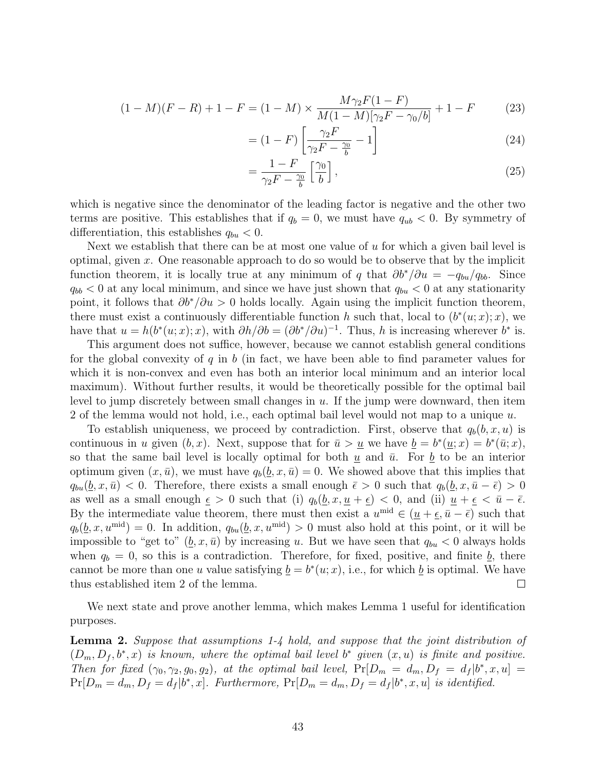$$(1-M)(F-R)+1-F = (1-M)\times\frac{M\gamma_2 F(1-F)}{M(1-M)[\gamma_2 F-\gamma_0/b]}+1-F \tag{23}$$

$$= (1-F)\left[\frac{\gamma_2 F}{\gamma_2 F-\frac{\gamma_0}{b}}-1\right] \tag{24}$$

$$= \frac{1-F}{\gamma_2 F-\frac{\gamma_0}{b}}\left[\frac{\gamma_0}{b}\right], \tag{25}$$

which is negative since the denominator of the leading factor is negative and the other two terms are positive. This establishes that if $q_b = 0$, we must have $q_{ub} < 0$. By symmetry of differentiation, this establishes $q_{bu} < 0$.

Next we establish that there can be at most one value of $u$ for which a given bail level is optimal, given $x$. One reasonable approach to do so would be to observe that by the implicit function theorem, it is locally true at any minimum of $q$ that $\partial b^*/\partial u = -q_{bu}/q_{bb}$. Since $q_{bb} < 0$ at any local minimum, and since we have just shown that $q_{bu} < 0$ at any stationarity point, it follows that $\partial b^*/\partial u > 0$ holds locally. Again using the implicit function theorem, there must exist a continuously differentiable function $h$ such that, local to $(b^*(u;x);x)$, we have that $u = h(b^*(u;x);x)$, with $\partial h/\partial b = (\partial b^*/\partial u)^{-1}$. Thus, $h$ is increasing wherever $b^*$ is.

This argument does not suffice, however, because we cannot establish general conditions for the global convexity of $q$ in $b$ (in fact, we have been able to find parameter values for which it is non-convex and even has both an interior local minimum and an interior local maximum). Without further results, it would be theoretically possible for the optimal bail level to jump discretely between small changes in $u$. If the jump were downward, then item 2 of the lemma would not hold, i.e., each optimal bail level would not map to a unique $u$.

To establish uniqueness, we proceed by contradiction. First, observe that $q_b(b,x,u)$ is continuous in $u$ given $(b,x)$. Next, suppose that for $\bar{u} > \underline{u}$ we have $\underline{b} = b^*(\underline{u};x) = b^*(\bar{u};x)$, so that the same bail level is locally optimal for both $\underline{u}$ and $\bar{u}$. For $\underline{b}$ to be an interior optimum given $(x,\bar{u})$, we must have $q_b(\underline{b},x,\bar{u}) = 0$. We showed above that this implies that $q_{bu}(\underline{b},x,\bar{u}) < 0$. Therefore, there exists a small enough $\bar{\epsilon} > 0$ such that $q_b(\underline{b},x,\bar{u}-\bar{\epsilon}) > 0$ as well as a small enough $\underline{\epsilon} > 0$ such that (i) $q_b(\underline{b},x,\underline{u}+\underline{\epsilon}) < 0$, and (ii) $\underline{u}+\underline{\epsilon} < \bar{u}-\bar{\epsilon}$. By the intermediate value theorem, there must then exist a $u^{\text{mid}} \in (\underline{u}+\underline{\epsilon}, \bar{u}-\bar{\epsilon})$ such that $q_b(\underline{b},x,u^{\text{mid}}) = 0$. In addition, $q_{bu}(\underline{b},x,u^{\text{mid}}) > 0$ must also hold at this point, or it will be impossible to "get to" $(\underline{b},x,\bar{u})$ by increasing $u$. But we have seen that $q_{bu} < 0$ always holds when $q_b = 0$, so this is a contradiction. Therefore, for fixed, positive, and finite $\underline{b}$, there cannot be more than one $u$ value satisfying $\underline{b} = b^*(u;x)$, i.e., for which $\underline{b}$ is optimal. We have thus established item 2 of the lemma. □

We next state and prove another lemma, which makes Lemma 1 useful for identification purposes.

**Lemma 2.** *Suppose that assumptions 1-4 hold, and suppose that the joint distribution of $(D_m, D_f, b^*, x)$ is known, where the optimal bail level $b^*$ given $(x,u)$ is finite and positive. Then for fixed $(\gamma_0, \gamma_2, g_0, g_2)$, at the optimal bail level, $\Pr[D_m = d_m, D_f = d_f | b^*, x, u] = \Pr[D_m = d_m, D_f = d_f | b^*, x]$. Furthermore, $\Pr[D_m = d_m, D_f = d_f | b^*, x, u]$ is identified.*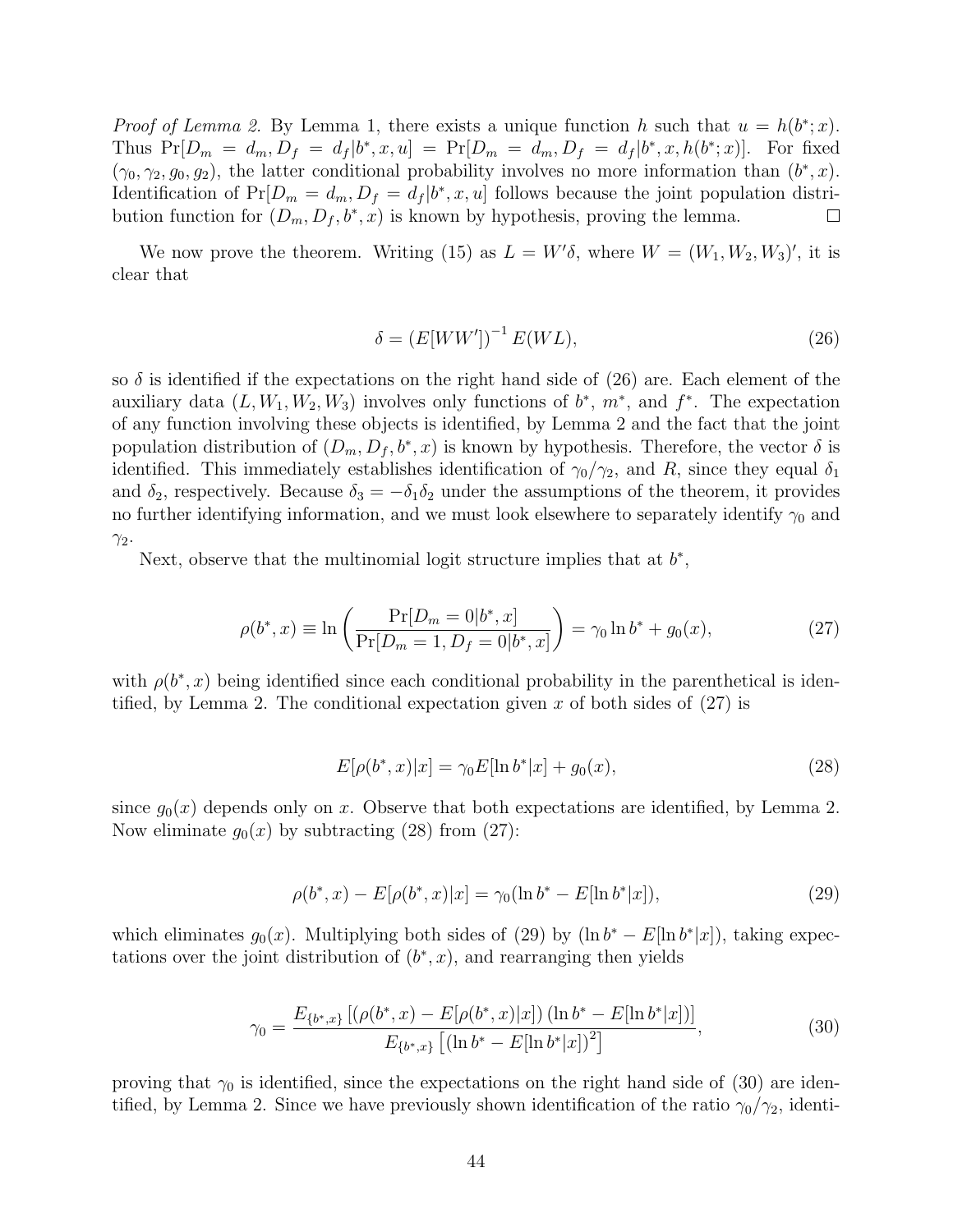*Proof of Lemma 2.* By Lemma 1, there exists a unique function $h$ such that $u = h(b^*; x)$. Thus $\Pr[D_m = d_m, D_f = d_f | b^*, x, u] = \Pr[D_m = d_m, D_f = d_f | b^*, x, h(b^*; x)]$. For fixed $(\gamma_0, \gamma_2, g_0, g_2)$, the latter conditional probability involves no more information than $(b^*, x)$. Identification of $\Pr[D_m = d_m, D_f = d_f | b^*, x, u]$ follows because the joint population distribution function for $(D_m, D_f, b^*, x)$ is known by hypothesis, proving the lemma. □

We now prove the theorem. Writing (15) as $L = W'\delta$, where $W = (W_1, W_2, W_3)'$, it is clear that

$$\delta = \left(E[WW']\right)^{-1} E(WL), \tag{26}$$

so $\delta$ is identified if the expectations on the right hand side of (26) are. Each element of the auxiliary data $(L, W_1, W_2, W_3)$ involves only functions of $b^*$, $m^*$, and $f^*$. The expectation of any function involving these objects is identified, by Lemma 2 and the fact that the joint population distribution of $(D_m, D_f, b^*, x)$ is known by hypothesis. Therefore, the vector $\delta$ is identified. This immediately establishes identification of $\gamma_0/\gamma_2$, and $R$, since they equal $\delta_1$ and $\delta_2$, respectively. Because $\delta_3 = -\delta_1\delta_2$ under the assumptions of the theorem, it provides no further identifying information, and we must look elsewhere to separately identify $\gamma_0$ and $\gamma_2$.

Next, observe that the multinomial logit structure implies that at $b^*$,

$$\rho(b^*, x) \equiv \ln\left(\frac{\Pr[D_m = 0|b^*, x]}{\Pr[D_m = 1, D_f = 0|b^*, x]}\right) = \gamma_0 \ln b^* + g_0(x), \tag{27}$$

with $\rho(b^*, x)$ being identified since each conditional probability in the parenthetical is identified, by Lemma 2. The conditional expectation given $x$ of both sides of (27) is

$$E[\rho(b^*, x)|x] = \gamma_0 E[\ln b^*|x] + g_0(x), \tag{28}$$

since $g_0(x)$ depends only on $x$. Observe that both expectations are identified, by Lemma 2. Now eliminate $g_0(x)$ by subtracting (28) from (27):

$$\rho(b^*, x) - E[\rho(b^*, x)|x] = \gamma_0(\ln b^* - E[\ln b^*|x]), \tag{29}$$

which eliminates $g_0(x)$. Multiplying both sides of (29) by $(\ln b^* - E[\ln b^*|x])$, taking expectations over the joint distribution of $(b^*, x)$, and rearranging then yields

$$\gamma_0 = \frac{E_{\{b^*, x\}}\left[\left(\rho(b^*, x) - E[\rho(b^*, x)|x]\right)\left(\ln b^* - E[\ln b^*|x]\right)\right]}{E_{\{b^*, x\}}\left[\left(\ln b^* - E[\ln b^*|x]\right)^2\right]}, \tag{30}$$

proving that $\gamma_0$ is identified, since the expectations on the right hand side of (30) are identified, by Lemma 2. Since we have previously shown identification of the ratio $\gamma_0/\gamma_2$, identi-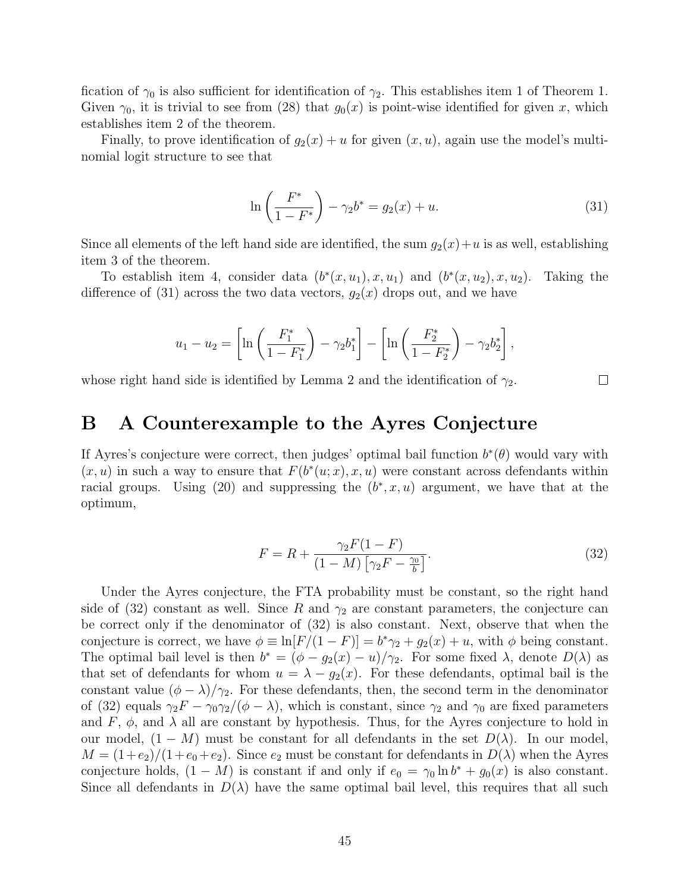fication of $\gamma_0$ is also sufficient for identification of $\gamma_2$. This establishes item 1 of Theorem 1. Given $\gamma_0$, it is trivial to see from (28) that $g_0(x)$ is point-wise identified for given $x$, which establishes item 2 of the theorem.

Finally, to prove identification of $g_2(x) + u$ for given $(x, u)$, again use the model's multinomial logit structure to see that

$$\ln\left(\frac{F^*}{1-F^*}\right) - \gamma_2 b^* = g_2(x) + u. \tag{31}$$

Since all elements of the left hand side are identified, the sum $g_2(x)+u$ is as well, establishing item 3 of the theorem.

To establish item 4, consider data $(b^*(x, u_1), x, u_1)$ and $(b^*(x, u_2), x, u_2)$. Taking the difference of (31) across the two data vectors, $g_2(x)$ drops out, and we have

$$u_1 - u_2 = \left[\ln\left(\frac{F_1^*}{1-F_1^*}\right) - \gamma_2 b_1^*\right] - \left[\ln\left(\frac{F_2^*}{1-F_2^*}\right) - \gamma_2 b_2^*\right],$$

whose right hand side is identified by Lemma 2 and the identification of $\gamma_2$. □

# B A Counterexample to the Ayres Conjecture

If Ayres's conjecture were correct, then judges' optimal bail function $b^*(\theta)$ would vary with $(x, u)$ in such a way to ensure that $F(b^*(u; x), x, u)$ were constant across defendants within racial groups. Using (20) and suppressing the $(b^*, x, u)$ argument, we have that at the optimum,

$$F = R + \frac{\gamma_2 F(1-F)}{(1-M)\left[\gamma_2 F - \frac{\gamma_0}{b}\right]}. \tag{32}$$

Under the Ayres conjecture, the FTA probability must be constant, so the right hand side of (32) constant as well. Since $R$ and $\gamma_2$ are constant parameters, the conjecture can be correct only if the denominator of (32) is also constant. Next, observe that when the conjecture is correct, we have $\phi \equiv \ln[F/(1-F)] = b^*\gamma_2 + g_2(x) + u$, with $\phi$ being constant. The optimal bail level is then $b^* = (\phi - g_2(x) - u)/\gamma_2$. For some fixed $\lambda$, denote $D(\lambda)$ as that set of defendants for whom $u = \lambda - g_2(x)$. For these defendants, optimal bail is the constant value $(\phi - \lambda)/\gamma_2$. For these defendants, then, the second term in the denominator of (32) equals $\gamma_2 F - \gamma_0\gamma_2/(\phi - \lambda)$, which is constant, since $\gamma_2$ and $\gamma_0$ are fixed parameters and $F$, $\phi$, and $\lambda$ all are constant by hypothesis. Thus, for the Ayres conjecture to hold in our model, $(1 - M)$ must be constant for all defendants in the set $D(\lambda)$. In our model, $M = (1+e_2)/(1+e_0+e_2)$. Since $e_2$ must be constant for defendants in $D(\lambda)$ when the Ayres conjecture holds, $(1 - M)$ is constant if and only if $e_0 = \gamma_0 \ln b^* + g_0(x)$ is also constant. Since all defendants in $D(\lambda)$ have the same optimal bail level, this requires that all such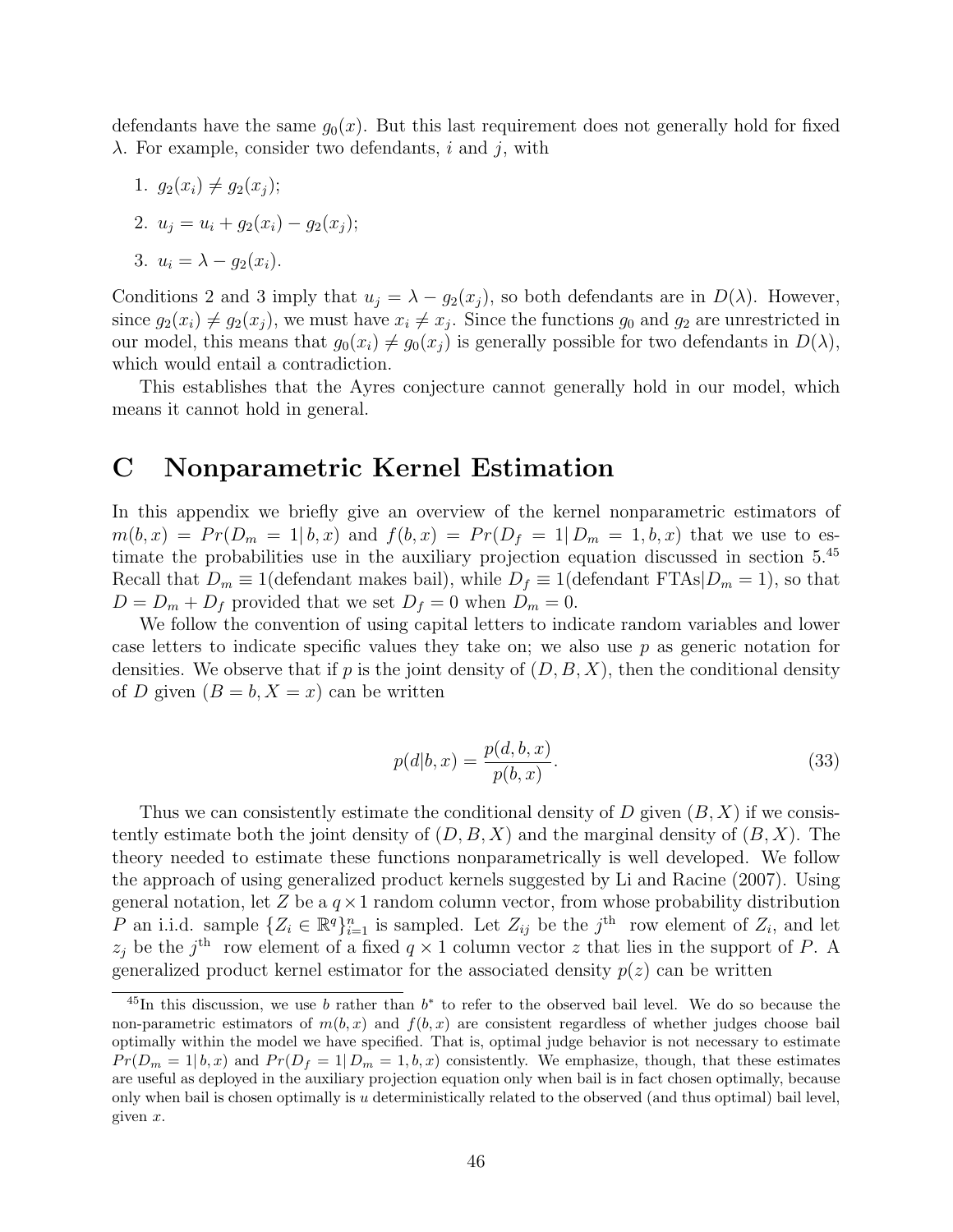defendants have the same $g_0(x)$. But this last requirement does not generally hold for fixed $\lambda$. For example, consider two defendants, $i$ and $j$, with

1. $g_2(x_i) \neq g_2(x_j)$;
2. $u_j = u_i + g_2(x_i) - g_2(x_j)$;
3. $u_i = \lambda - g_2(x_i)$.

Conditions 2 and 3 imply that $u_j = \lambda - g_2(x_j)$, so both defendants are in $D(\lambda)$. However, since $g_2(x_i) \neq g_2(x_j)$, we must have $x_i \neq x_j$. Since the functions $g_0$ and $g_2$ are unrestricted in our model, this means that $g_0(x_i) \neq g_0(x_j)$ is generally possible for two defendants in $D(\lambda)$, which would entail a contradiction.

This establishes that the Ayres conjecture cannot generally hold in our model, which means it cannot hold in general.

# C Nonparametric Kernel Estimation

In this appendix we briefly give an overview of the kernel nonparametric estimators of $m(b, x) = Pr(D_m = 1|\, b, x)$ and $f(b, x) = Pr(D_f = 1|\, D_m = 1, b, x)$ that we use to estimate the probabilities use in the auxiliary projection equation discussed in section 5.[45] Recall that $D_m \equiv 1(\text{defendant makes bail})$, while $D_f \equiv 1(\text{defendant FTAs}|D_m = 1)$, so that $D = D_m + D_f$ provided that we set $D_f = 0$ when $D_m = 0$.

We follow the convention of using capital letters to indicate random variables and lower case letters to indicate specific values they take on; we also use $p$ as generic notation for densities. We observe that if $p$ is the joint density of $(D, B, X)$, then the conditional density of $D$ given $(B = b, X = x)$ can be written

$$p(d|b, x) = \frac{p(d, b, x)}{p(b, x)}. \tag{33}$$

Thus we can consistently estimate the conditional density of $D$ given $(B, X)$ if we consistently estimate both the joint density of $(D, B, X)$ and the marginal density of $(B, X)$. The theory needed to estimate these functions nonparametrically is well developed. We follow the approach of using generalized product kernels suggested by Li and Racine (2007). Using general notation, let $Z$ be a $q \times 1$ random column vector, from whose probability distribution $P$ an i.i.d. sample $\{Z_i \in \mathbb{R}^q\}_{i=1}^n$ is sampled. Let $Z_{ij}$ be the $j^{\text{th}}$ row element of $Z_i$, and let $z_j$ be the $j^{\text{th}}$ row element of a fixed $q \times 1$ column vector $z$ that lies in the support of $P$. A generalized product kernel estimator for the associated density $p(z)$ can be written

[45] In this discussion, we use $b$ rather than $b^*$ to refer to the observed bail level. We do so because the non-parametric estimators of $m(b, x)$ and $f(b, x)$ are consistent regardless of whether judges choose bail optimally within the model we have specified. That is, optimal judge behavior is not necessary to estimate $Pr(D_m = 1|\, b, x)$ and $Pr(D_f = 1|\, D_m = 1, b, x)$ consistently. We emphasize, though, that these estimates are useful as deployed in the auxiliary projection equation only when bail is in fact chosen optimally, because only when bail is chosen optimally is $u$ deterministically related to the observed (and thus optimal) bail level, given $x$.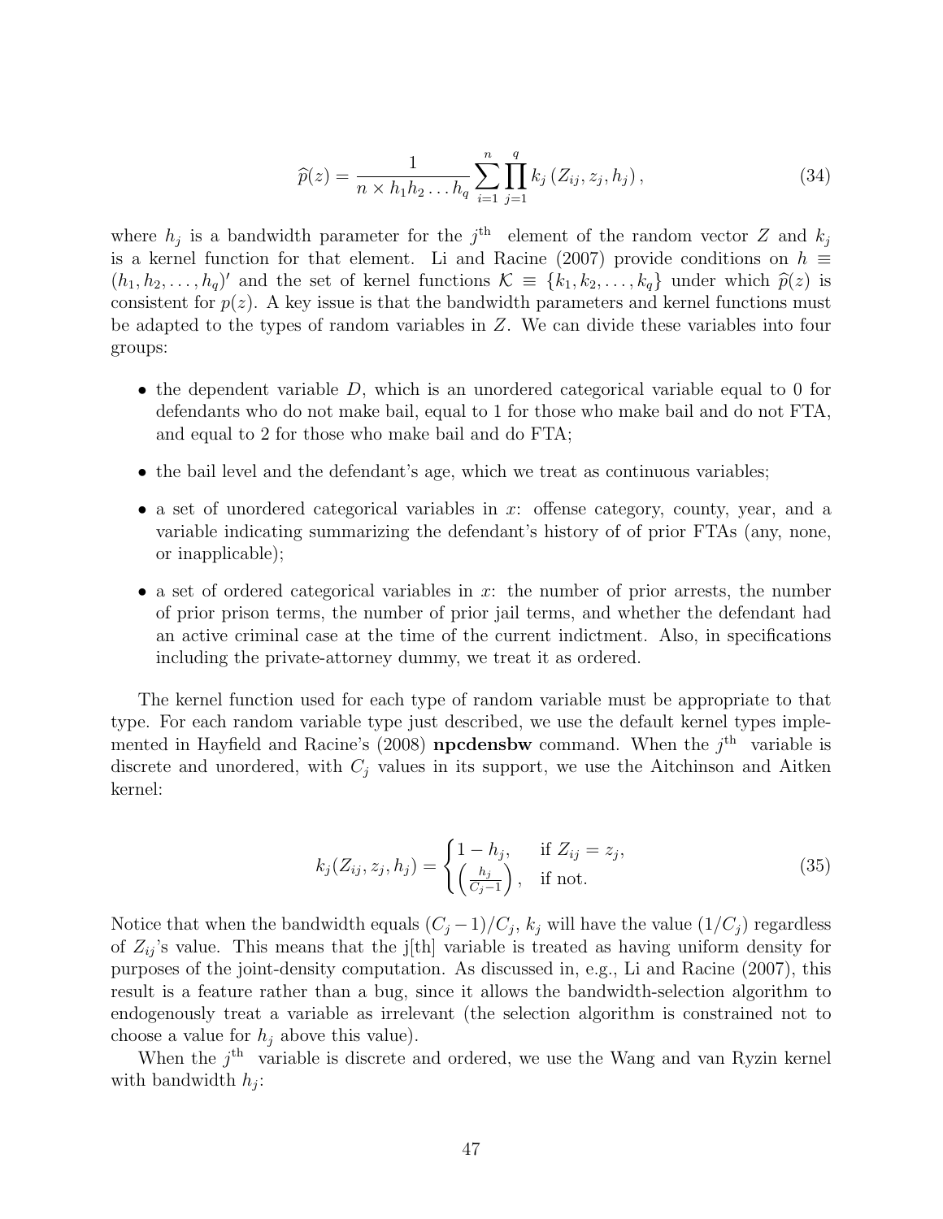$$\widehat{p}(z) = \frac{1}{n \times h_1 h_2 \dots h_q} \sum_{i=1}^{n} \prod_{j=1}^{q} k_j \left( Z_{ij}, z_j, h_j \right), \tag{34}$$

where $h_j$ is a bandwidth parameter for the $j^{\text{th}}$ element of the random vector $Z$ and $k_j$ is a kernel function for that element. Li and Racine (2007) provide conditions on $h \equiv (h_1, h_2, \dots, h_q)'$ and the set of kernel functions $\mathcal{K} \equiv \{k_1, k_2, \dots, k_q\}$ under which $\widehat{p}(z)$ is consistent for $p(z)$. A key issue is that the bandwidth parameters and kernel functions must be adapted to the types of random variables in $Z$. We can divide these variables into four groups:

- the dependent variable $D$, which is an unordered categorical variable equal to 0 for defendants who do not make bail, equal to 1 for those who make bail and do not FTA, and equal to 2 for those who make bail and do FTA;
- the bail level and the defendant's age, which we treat as continuous variables;
- a set of unordered categorical variables in $x$: offense category, county, year, and a variable indicating summarizing the defendant's history of of prior FTAs (any, none, or inapplicable);
- a set of ordered categorical variables in $x$: the number of prior arrests, the number of prior prison terms, the number of prior jail terms, and whether the defendant had an active criminal case at the time of the current indictment. Also, in specifications including the private-attorney dummy, we treat it as ordered.

The kernel function used for each type of random variable must be appropriate to that type. For each random variable type just described, we use the default kernel types implemented in Hayfield and Racine's (2008) **npcdensbw** command. When the $j^{\text{th}}$ variable is discrete and unordered, with $C_j$ values in its support, we use the Aitchinson and Aitken kernel:

$$k_j(Z_{ij}, z_j, h_j) = \begin{cases} 1 - h_j, & \text{if } Z_{ij} = z_j, \\ \left( \frac{h_j}{C_j - 1} \right), & \text{if not.} \end{cases} \tag{35}$$

Notice that when the bandwidth equals $(C_j - 1)/C_j$, $k_j$ will have the value $(1/C_j)$ regardless of $Z_{ij}$'s value. This means that the j[th] variable is treated as having uniform density for purposes of the joint-density computation. As discussed in, e.g., Li and Racine (2007), this result is a feature rather than a bug, since it allows the bandwidth-selection algorithm to endogenously treat a variable as irrelevant (the selection algorithm is constrained not to choose a value for $h_j$ above this value).

When the $j^{\text{th}}$ variable is discrete and ordered, we use the Wang and van Ryzin kernel with bandwidth $h_j$: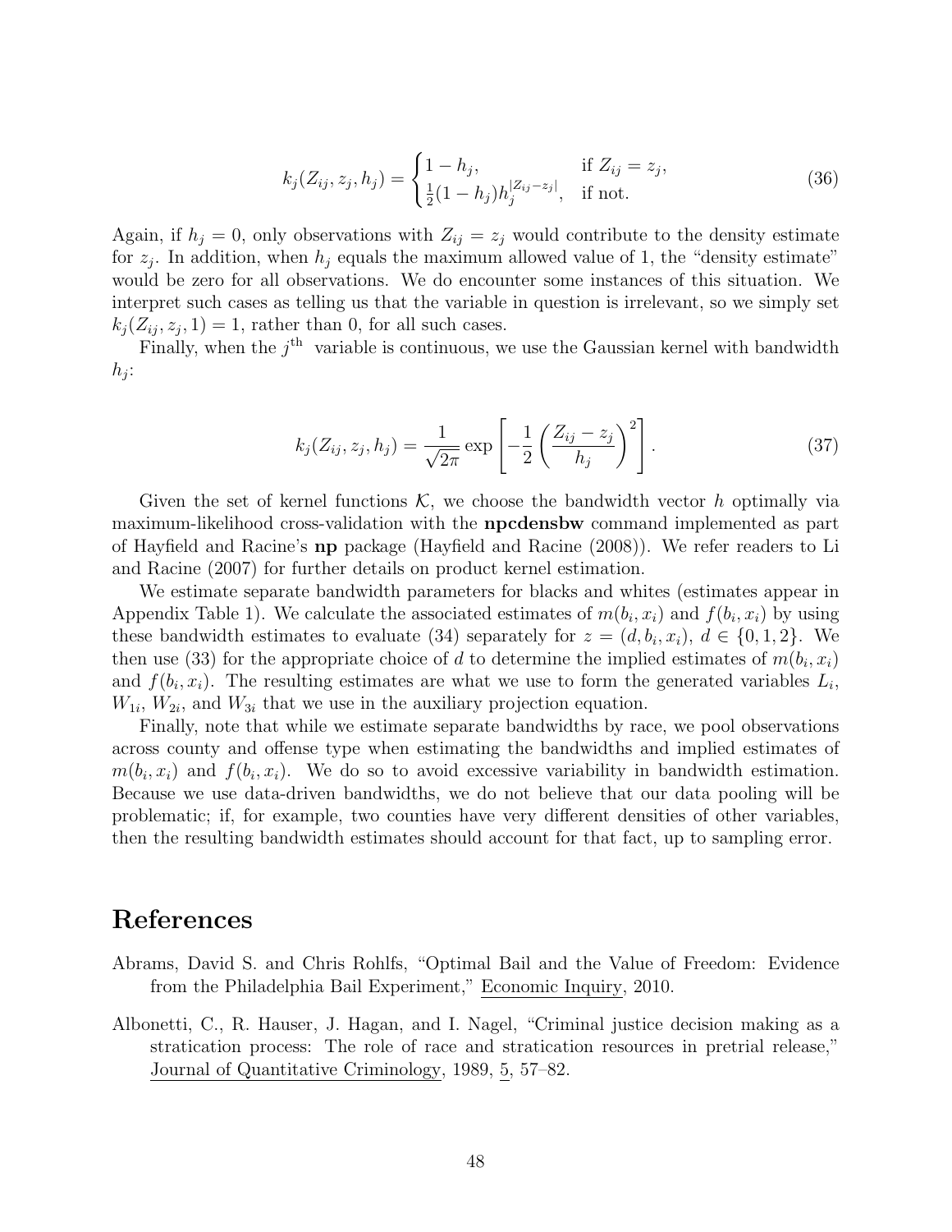$$k_j(Z_{ij}, z_j, h_j) = \begin{cases} 1 - h_j, & \text{if } Z_{ij} = z_j, \\ \frac{1}{2}(1 - h_j)h_j^{|Z_{ij} - z_j|}, & \text{if not.} \end{cases} \tag{36}$$

Again, if $h_j = 0$, only observations with $Z_{ij} = z_j$ would contribute to the density estimate for $z_j$. In addition, when $h_j$ equals the maximum allowed value of 1, the "density estimate" would be zero for all observations. We do encounter some instances of this situation. We interpret such cases as telling us that the variable in question is irrelevant, so we simply set $k_j(Z_{ij}, z_j, 1) = 1$, rather than 0, for all such cases.

Finally, when the $j^{\text{th}}$ variable is continuous, we use the Gaussian kernel with bandwidth $h_j$:

$$k_j(Z_{ij}, z_j, h_j) = \frac{1}{\sqrt{2\pi}} \exp\left[-\frac{1}{2}\left(\frac{Z_{ij} - z_j}{h_j}\right)^2\right]. \tag{37}$$

Given the set of kernel functions $\mathcal{K}$, we choose the bandwidth vector $h$ optimally via maximum-likelihood cross-validation with the **npcdensbw** command implemented as part of Hayfield and Racine's **np** package (Hayfield and Racine (2008)). We refer readers to Li and Racine (2007) for further details on product kernel estimation.

We estimate separate bandwidth parameters for blacks and whites (estimates appear in Appendix Table 1). We calculate the associated estimates of $m(b_i, x_i)$ and $f(b_i, x_i)$ by using these bandwidth estimates to evaluate (34) separately for $z = (d, b_i, x_i)$, $d \in \{0, 1, 2\}$. We then use (33) for the appropriate choice of $d$ to determine the implied estimates of $m(b_i, x_i)$ and $f(b_i, x_i)$. The resulting estimates are what we use to form the generated variables $L_i$, $W_{1i}$, $W_{2i}$, and $W_{3i}$ that we use in the auxiliary projection equation.

Finally, note that while we estimate separate bandwidths by race, we pool observations across county and offense type when estimating the bandwidths and implied estimates of $m(b_i, x_i)$ and $f(b_i, x_i)$. We do so to avoid excessive variability in bandwidth estimation. Because we use data-driven bandwidths, we do not believe that our data pooling will be problematic; if, for example, two counties have very different densities of other variables, then the resulting bandwidth estimates should account for that fact, up to sampling error.

# References

Abrams, David S. and Chris Rohlfs, "Optimal Bail and the Value of Freedom: Evidence from the Philadelphia Bail Experiment," Economic Inquiry, 2010.

Albonetti, C., R. Hauser, J. Hagan, and I. Nagel, "Criminal justice decision making as a stratication process: The role of race and stratication resources in pretrial release," Journal of Quantitative Criminology, 1989, 5, 57–82.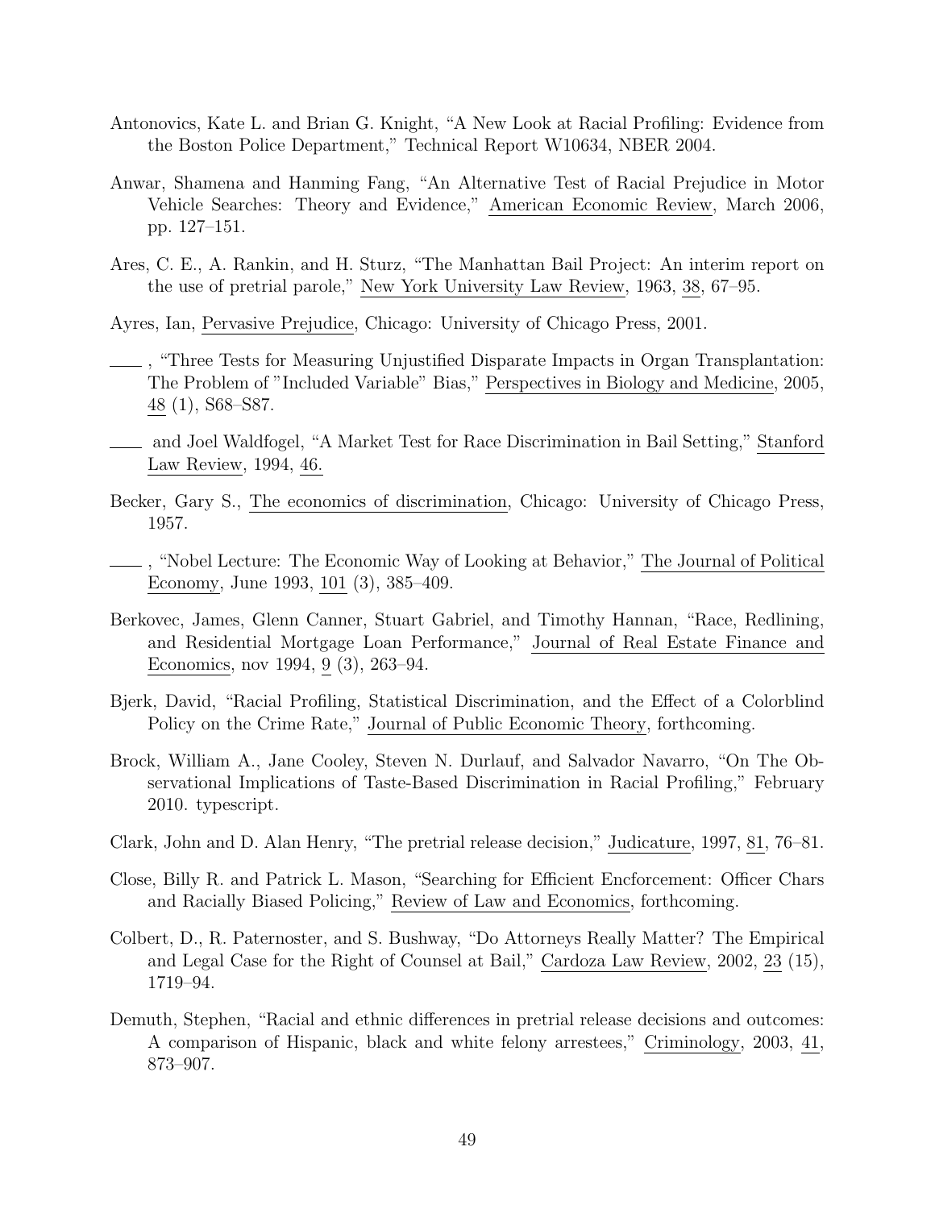Antonovics, Kate L. and Brian G. Knight, "A New Look at Racial Profiling: Evidence from the Boston Police Department," Technical Report W10634, NBER 2004.

Anwar, Shamena and Hanming Fang, "An Alternative Test of Racial Prejudice in Motor Vehicle Searches: Theory and Evidence," American Economic Review, March 2006, pp. 127–151.

Ares, C. E., A. Rankin, and H. Sturz, "The Manhattan Bail Project: An interim report on the use of pretrial parole," New York University Law Review, 1963, 38, 67–95.

Ayres, Ian, Pervasive Prejudice, Chicago: University of Chicago Press, 2001.

—— , "Three Tests for Measuring Unjustified Disparate Impacts in Organ Transplantation: The Problem of "Included Variable" Bias," Perspectives in Biology and Medicine, 2005, 48 (1), S68–S87.

—— and Joel Waldfogel, "A Market Test for Race Discrimination in Bail Setting," Stanford Law Review, 1994, 46.

Becker, Gary S., The economics of discrimination, Chicago: University of Chicago Press, 1957.

—— , "Nobel Lecture: The Economic Way of Looking at Behavior," The Journal of Political Economy, June 1993, 101 (3), 385–409.

Berkovec, James, Glenn Canner, Stuart Gabriel, and Timothy Hannan, "Race, Redlining, and Residential Mortgage Loan Performance," Journal of Real Estate Finance and Economics, nov 1994, 9 (3), 263–94.

Bjerk, David, "Racial Profiling, Statistical Discrimination, and the Effect of a Colorblind Policy on the Crime Rate," Journal of Public Economic Theory, forthcoming.

Brock, William A., Jane Cooley, Steven N. Durlauf, and Salvador Navarro, "On The Observational Implications of Taste-Based Discrimination in Racial Profiling," February 2010. typescript.

Clark, John and D. Alan Henry, "The pretrial release decision," Judicature, 1997, 81, 76–81.

Close, Billy R. and Patrick L. Mason, "Searching for Efficient Encforcement: Officer Chars and Racially Biased Policing," Review of Law and Economics, forthcoming.

Colbert, D., R. Paternoster, and S. Bushway, "Do Attorneys Really Matter? The Empirical and Legal Case for the Right of Counsel at Bail," Cardoza Law Review, 2002, 23 (15), 1719–94.

Demuth, Stephen, "Racial and ethnic differences in pretrial release decisions and outcomes: A comparison of Hispanic, black and white felony arrestees," Criminology, 2003, 41, 873–907.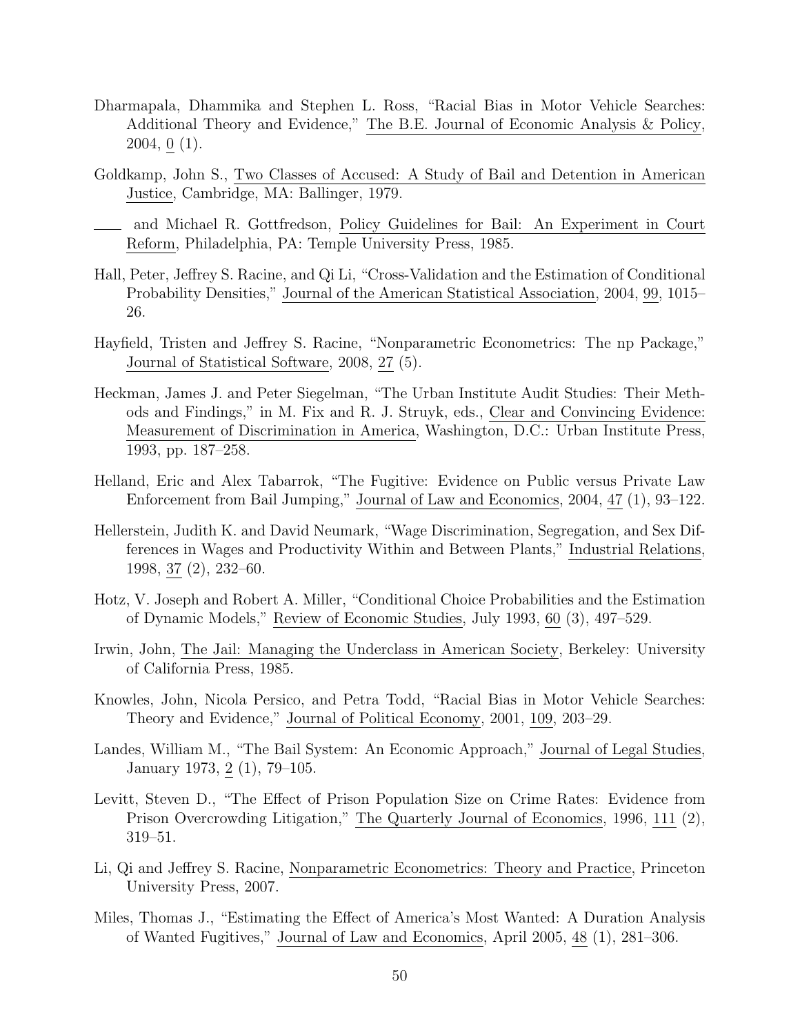Dharmapala, Dhammika and Stephen L. Ross, "Racial Bias in Motor Vehicle Searches: Additional Theory and Evidence," The B.E. Journal of Economic Analysis & Policy, 2004, 0 (1).

Goldkamp, John S., Two Classes of Accused: A Study of Bail and Detention in American Justice, Cambridge, MA: Ballinger, 1979.

—— and Michael R. Gottfredson, Policy Guidelines for Bail: An Experiment in Court Reform, Philadelphia, PA: Temple University Press, 1985.

Hall, Peter, Jeffrey S. Racine, and Qi Li, "Cross-Validation and the Estimation of Conditional Probability Densities," Journal of the American Statistical Association, 2004, 99, 1015–26.

Hayfield, Tristen and Jeffrey S. Racine, "Nonparametric Econometrics: The np Package," Journal of Statistical Software, 2008, 27 (5).

Heckman, James J. and Peter Siegelman, "The Urban Institute Audit Studies: Their Methods and Findings," in M. Fix and R. J. Struyk, eds., Clear and Convincing Evidence: Measurement of Discrimination in America, Washington, D.C.: Urban Institute Press, 1993, pp. 187–258.

Helland, Eric and Alex Tabarrok, "The Fugitive: Evidence on Public versus Private Law Enforcement from Bail Jumping," Journal of Law and Economics, 2004, 47 (1), 93–122.

Hellerstein, Judith K. and David Neumark, "Wage Discrimination, Segregation, and Sex Differences in Wages and Productivity Within and Between Plants," Industrial Relations, 1998, 37 (2), 232–60.

Hotz, V. Joseph and Robert A. Miller, "Conditional Choice Probabilities and the Estimation of Dynamic Models," Review of Economic Studies, July 1993, 60 (3), 497–529.

Irwin, John, The Jail: Managing the Underclass in American Society, Berkeley: University of California Press, 1985.

Knowles, John, Nicola Persico, and Petra Todd, "Racial Bias in Motor Vehicle Searches: Theory and Evidence," Journal of Political Economy, 2001, 109, 203–29.

Landes, William M., "The Bail System: An Economic Approach," Journal of Legal Studies, January 1973, 2 (1), 79–105.

Levitt, Steven D., "The Effect of Prison Population Size on Crime Rates: Evidence from Prison Overcrowding Litigation," The Quarterly Journal of Economics, 1996, 111 (2), 319–51.

Li, Qi and Jeffrey S. Racine, Nonparametric Econometrics: Theory and Practice, Princeton University Press, 2007.

Miles, Thomas J., "Estimating the Effect of America's Most Wanted: A Duration Analysis of Wanted Fugitives," Journal of Law and Economics, April 2005, 48 (1), 281–306.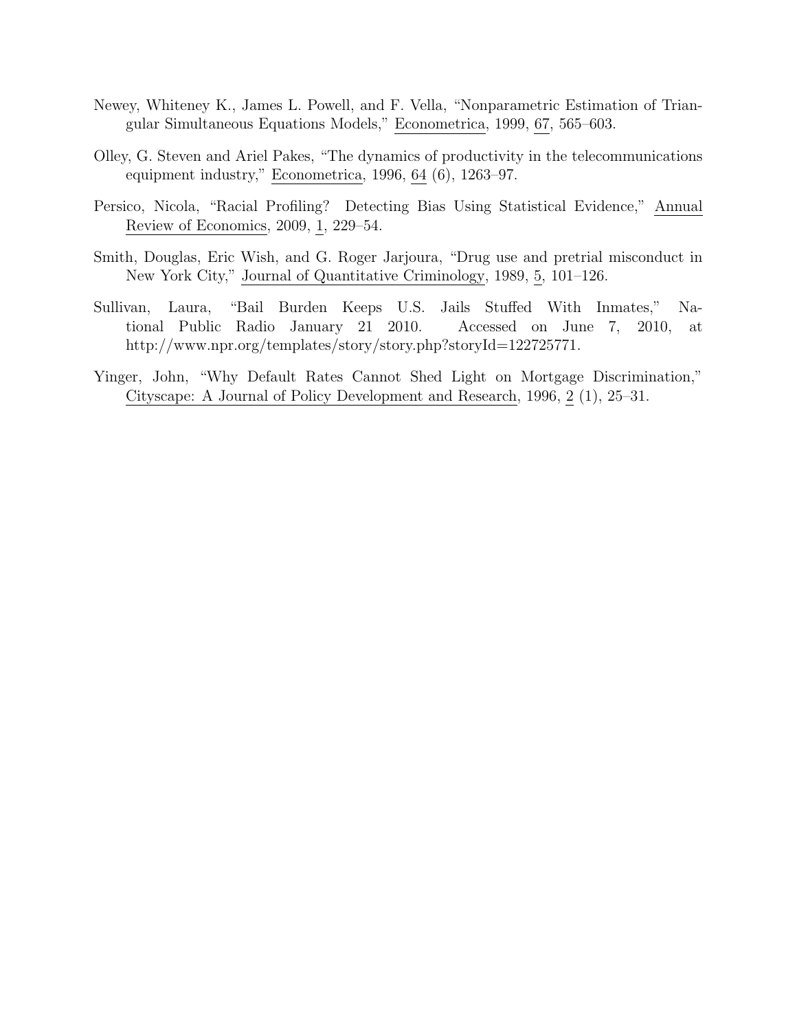Newey, Whiteney K., James L. Powell, and F. Vella, "Nonparametric Estimation of Triangular Simultaneous Equations Models," Econometrica, 1999, 67, 565–603.

Olley, G. Steven and Ariel Pakes, "The dynamics of productivity in the telecommunications equipment industry," Econometrica, 1996, 64 (6), 1263–97.

Persico, Nicola, "Racial Profiling? Detecting Bias Using Statistical Evidence," Annual Review of Economics, 2009, 1, 229–54.

Smith, Douglas, Eric Wish, and G. Roger Jarjoura, "Drug use and pretrial misconduct in New York City," Journal of Quantitative Criminology, 1989, 5, 101–126.

Sullivan, Laura, "Bail Burden Keeps U.S. Jails Stuffed With Inmates," National Public Radio January 21 2010. Accessed on June 7, 2010, at http://www.npr.org/templates/story/story.php?storyId=122725771.

Yinger, John, "Why Default Rates Cannot Shed Light on Mortgage Discrimination," Cityscape: A Journal of Policy Development and Research, 1996, 2 (1), 25–31.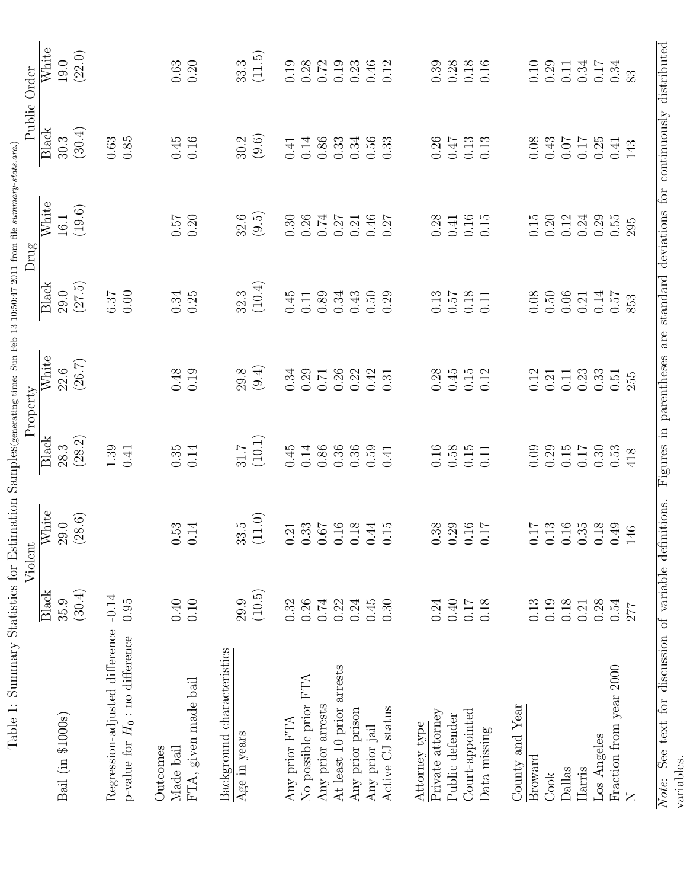Table 1: Summary Statistics for Estimation Samples(generating time: Sun Feb 13 10:50:47 2011 from file *summary-stats.aru.*)

| | Violent | | Property | | Drug | | Public Order | |
|---|---|---|---|---|---|---|---|---|
| | Black | White | Black | White | Black | White | Black | White |
| Bail (in \$1000s) | 35.9 | 29.0 | 28.3 | 22.6 | 29.0 | 16.1 | 30.3 | 19.0 |
| | (30.4) | (28.6) | (28.2) | (26.7) | (27.5) | (19.6) | (30.4) | (22.0) |
| Regression-adjusted difference | -0.14 | | 1.39 | | 6.37 | | 0.63 | |
| p-value for $H_0$ : no difference | 0.95 | | 0.41 | | 0.00 | | 0.85 | |
| Outcomes | | | | | | | | |
| Made bail | 0.40 | 0.53 | 0.35 | 0.48 | 0.34 | 0.57 | 0.45 | 0.63 |
| FTA, given made bail | 0.10 | 0.14 | 0.14 | 0.19 | 0.25 | 0.20 | 0.16 | 0.20 |
| Background characteristics | | | | | | | | |
| Age in years | 29.9 | 33.5 | 31.7 | 29.8 | 32.3 | 32.6 | 30.2 | 33.3 |
| | (10.5) | (11.0) | (10.1) | (9.4) | (10.4) | (9.5) | (9.6) | (11.5) |
| Any prior FTA | 0.32 | 0.21 | 0.45 | 0.34 | 0.45 | 0.30 | 0.41 | 0.19 |
| No possible prior FTA | 0.26 | 0.33 | 0.14 | 0.29 | 0.11 | 0.26 | 0.14 | 0.28 |
| Any prior arrests | 0.74 | 0.67 | 0.86 | 0.71 | 0.89 | 0.74 | 0.86 | 0.72 |
| At least 10 prior arrests | 0.22 | 0.16 | 0.36 | 0.26 | 0.34 | 0.27 | 0.33 | 0.19 |
| Any prior prison | 0.24 | 0.18 | 0.36 | 0.22 | 0.43 | 0.21 | 0.34 | 0.23 |
| Any prior jail | 0.45 | 0.44 | 0.59 | 0.42 | 0.50 | 0.46 | 0.56 | 0.46 |
| Active CJ status | 0.30 | 0.15 | 0.41 | 0.31 | 0.29 | 0.27 | 0.33 | 0.12 |
| Attorney type | | | | | | | | |
| Private attorney | 0.24 | 0.38 | 0.16 | 0.28 | 0.13 | 0.28 | 0.26 | 0.39 |
| Public defender | 0.40 | 0.29 | 0.58 | 0.45 | 0.57 | 0.41 | 0.47 | 0.28 |
| Court-appointed | 0.17 | 0.16 | 0.15 | 0.15 | 0.18 | 0.16 | 0.13 | 0.18 |
| Data missing | 0.18 | 0.17 | 0.11 | 0.12 | 0.11 | 0.15 | 0.13 | 0.16 |
| County and Year | | | | | | | | |
| Broward | 0.13 | 0.17 | 0.09 | 0.12 | 0.08 | 0.15 | 0.08 | 0.10 |
| Cook | 0.19 | 0.13 | 0.29 | 0.21 | 0.50 | 0.20 | 0.43 | 0.29 |
| Dallas | 0.18 | 0.16 | 0.15 | 0.11 | 0.06 | 0.12 | 0.07 | 0.11 |
| Harris | 0.21 | 0.35 | 0.17 | 0.23 | 0.21 | 0.24 | 0.17 | 0.34 |
| Los Angeles | 0.28 | 0.18 | 0.30 | 0.33 | 0.14 | 0.29 | 0.25 | 0.17 |
| Fraction from year 2000 | 0.54 | 0.49 | 0.53 | 0.51 | 0.57 | 0.55 | 0.41 | 0.34 |
| N | 277 | 146 | 418 | 255 | 853 | 295 | 143 | 83 |

*Note*: See text for discussion of variable definitions. Figures in parentheses are standard deviations for continuously distributed variables.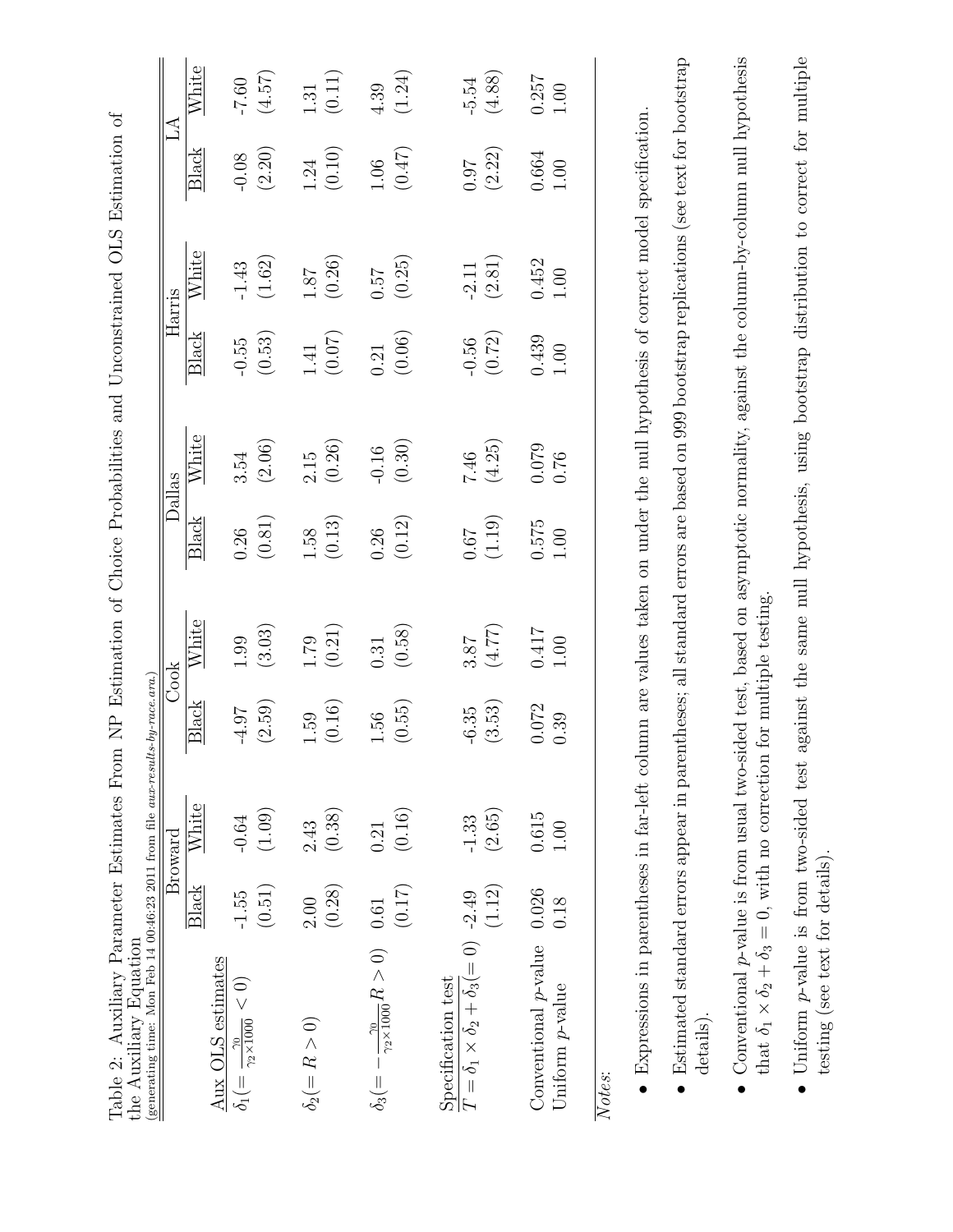Table 2: Auxiliary Parameter Estimates From NP Estimation of Choice Probabilities and Unconstrained OLS Estimation of the Auxiliary Equation

(generating time: Mon Feb 14 00:46:23 2011 from file *aux-results-by-race.ara*)

| | Broward | | Cook | | Dallas | | Harris | | LA | |
|---|---|---|---|---|---|---|---|---|---|---|
| | Black | White | Black | White | Black | White | Black | White | Black | White |
| Aux OLS estimates | | | | | | | | | | |
| $\delta_1 (= \frac{\gamma_0}{\gamma_2 \times 1000} < 0)$ | -1.55 | -0.64 | -4.97 | 1.99 | 0.26 | 3.54 | -0.55 | -1.43 | -0.08 | -7.60 |
| | (0.51) | (1.09) | (2.59) | (3.03) | (0.81) | (2.06) | (0.53) | (1.62) | (2.20) | (4.57) |
| $\delta_2 (= R > 0)$ | 2.00 | 2.43 | 1.59 | 1.79 | 1.58 | 2.15 | 1.41 | 1.87 | 1.24 | 1.31 |
| | (0.28) | (0.38) | (0.16) | (0.21) | (0.13) | (0.26) | (0.07) | (0.26) | (0.10) | (0.11) |
| $\delta_3 (= -\frac{\gamma_0}{\gamma_2 \times 1000} R > 0)$ | 0.61 | 0.21 | 1.56 | 0.31 | 0.26 | -0.16 | 0.21 | 0.57 | 1.06 | 4.39 |
| | (0.17) | (0.16) | (0.55) | (0.58) | (0.12) | (0.30) | (0.06) | (0.25) | (0.47) | (1.24) |
| Specification test | | | | | | | | | | |
| $T = \delta_1 \times \delta_2 + \delta_3 (= 0)$ | -2.49 | -1.33 | -6.35 | 3.87 | 0.67 | 7.46 | -0.56 | -2.11 | 0.97 | -5.54 |
| | (1.12) | (2.65) | (3.53) | (4.77) | (1.19) | (4.25) | (0.72) | (2.81) | (2.22) | (4.88) |
| Conventional $p$-value | 0.026 | 0.615 | 0.072 | 0.417 | 0.575 | 0.079 | 0.439 | 0.452 | 0.664 | 0.257 |
| Uniform $p$-value | 0.18 | 1.00 | 0.39 | 1.00 | 1.00 | 0.76 | 1.00 | 1.00 | 1.00 | 1.00 |

*Notes*:

- Expressions in parentheses in far-left column are values taken on under the null hypothesis of correct model specification.
- Estimated standard errors appear in parentheses; all standard errors are based on 999 bootstrap replications (see text for bootstrap details).
- Conventional $p$-value is from usual two-sided test, based on asymptotic normality, against the column-by-column null hypothesis that $\delta_1 \times \delta_2 + \delta_3 = 0$, with no correction for multiple testing.
- Uniform $p$-value is from two-sided test against the same null hypothesis, using bootstrap distribution to correct for multiple testing (see text for details).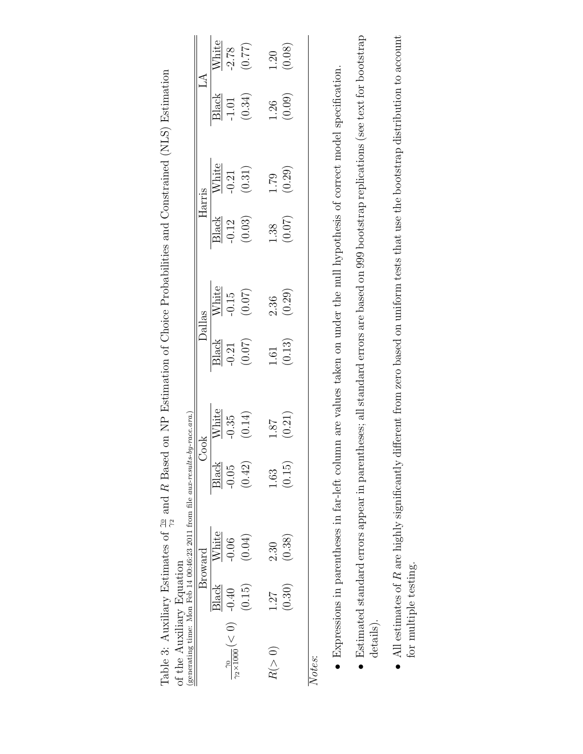Table 3: Auxiliary Estimates of $\frac{\gamma_0}{\gamma_2}$ and $R$ Based on NP Estimation of Choice Probabilities and Constrained (NLS) Estimation of the Auxiliary Equation

(generating time: Mon Feb 14 00:46:23 2011 from file *aux-results-by-race.ara.*)

| | Broward | | Cook | | Dallas | | Harris | | LA | |
|---|---|---|---|---|---|---|---|---|---|---|
| | Black | White | Black | White | Black | White | Black | White | Black | White |
| $\frac{\gamma_0}{\gamma_2 \times 1000}(<0)$ | -0.40 | -0.06 | -0.05 | -0.35 | -0.21 | -0.15 | -0.12 | -0.21 | -1.01 | -2.78 |
| | (0.15) | (0.04) | (0.42) | (0.14) | (0.07) | (0.07) | (0.03) | (0.31) | (0.34) | (0.77) |
| $R(>0)$ | 1.27 | 2.30 | 1.63 | 1.87 | 1.61 | 2.36 | 1.38 | 1.79 | 1.26 | 1.20 |
| | (0.30) | (0.38) | (0.15) | (0.21) | (0.13) | (0.29) | (0.07) | (0.29) | (0.09) | (0.08) |

*Notes*:

- Expressions in parentheses in far-left column are values taken on under the null hypothesis of correct model specification.
- Estimated standard errors appear in parentheses; all standard errors are based on 999 bootstrap replications (see text for bootstrap details).
- All estimates of $R$ are highly significantly different from zero based on uniform tests that use the bootstrap distribution to account for multiple testing.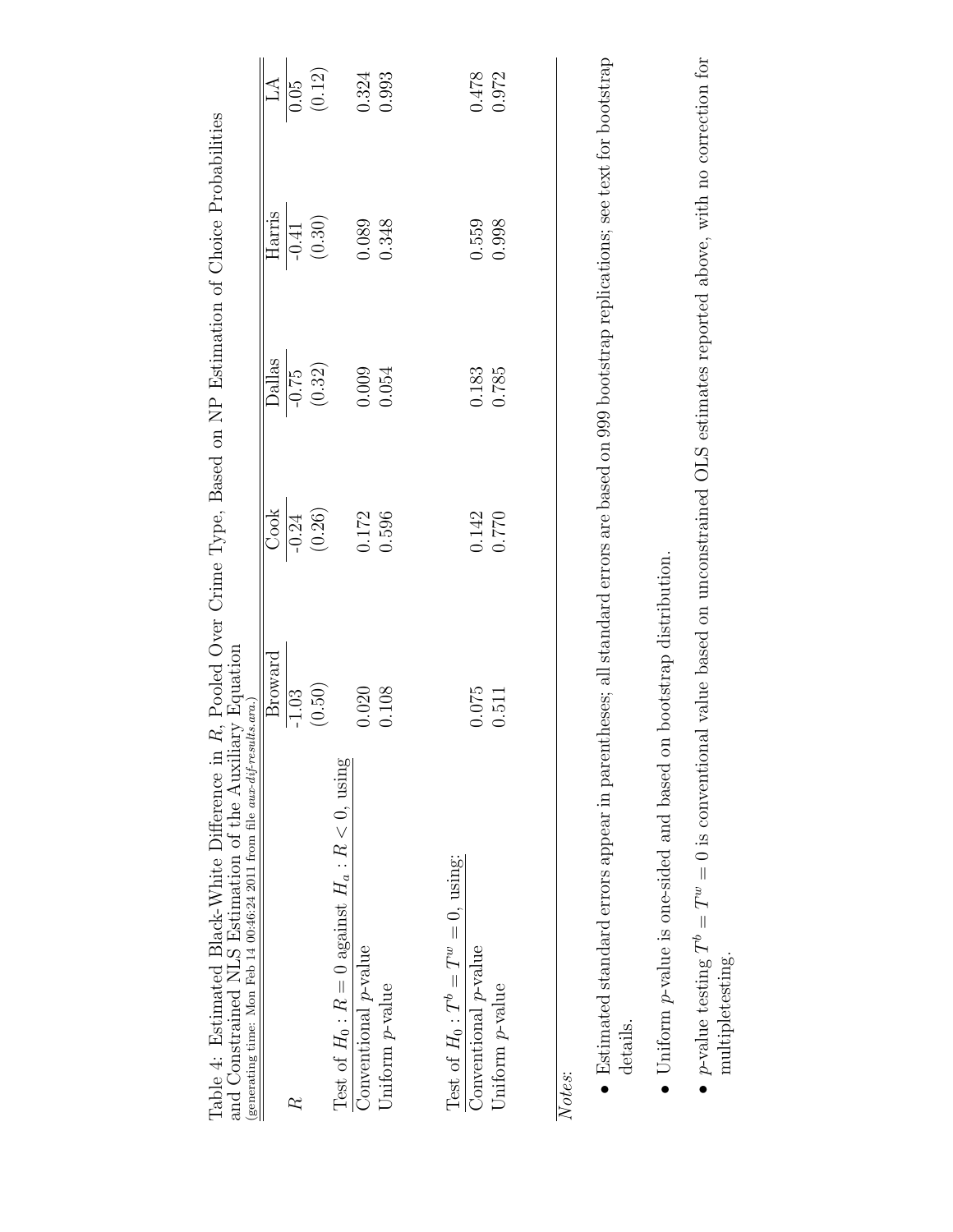Table 4: Estimated Black-White Difference in $R$, Pooled Over Crime Type, Based on NP Estimation of Choice Probabilities and Constrained NLS Estimation of the Auxiliary Equation
(generating time: Mon Feb 14 00:46:24 2011 from file *aux-dif-results.ara.*)

| | Broward | Cook | Dallas | Harris | LA |
|---|---|---|---|---|---|
| $R$ | -1.03 | -0.24 | -0.75 | -0.41 | 0.05 |
| | (0.50) | (0.26) | (0.32) | (0.30) | (0.12) |
| Test of $H_0: R = 0$ against $H_a: R < 0$, using | | | | | |
| Conventional $p$-value | 0.020 | 0.172 | 0.009 | 0.089 | 0.324 |
| Uniform $p$-value | 0.108 | 0.596 | 0.054 | 0.348 | 0.993 |
| Test of $H_0: T^b = T^w = 0$, using: | | | | | |
| Conventional $p$-value | 0.075 | 0.142 | 0.183 | 0.559 | 0.478 |
| Uniform $p$-value | 0.511 | 0.770 | 0.785 | 0.998 | 0.972 |

*Notes*:

- Estimated standard errors appear in parentheses; all standard errors are based on 999 bootstrap replications; see text for bootstrap details.
- Uniform $p$-value is one-sided and based on bootstrap distribution.
- $p$-value testing $T^b = T^w = 0$ is conventional value based on unconstrained OLS estimates reported above, with no correction for multipletesting.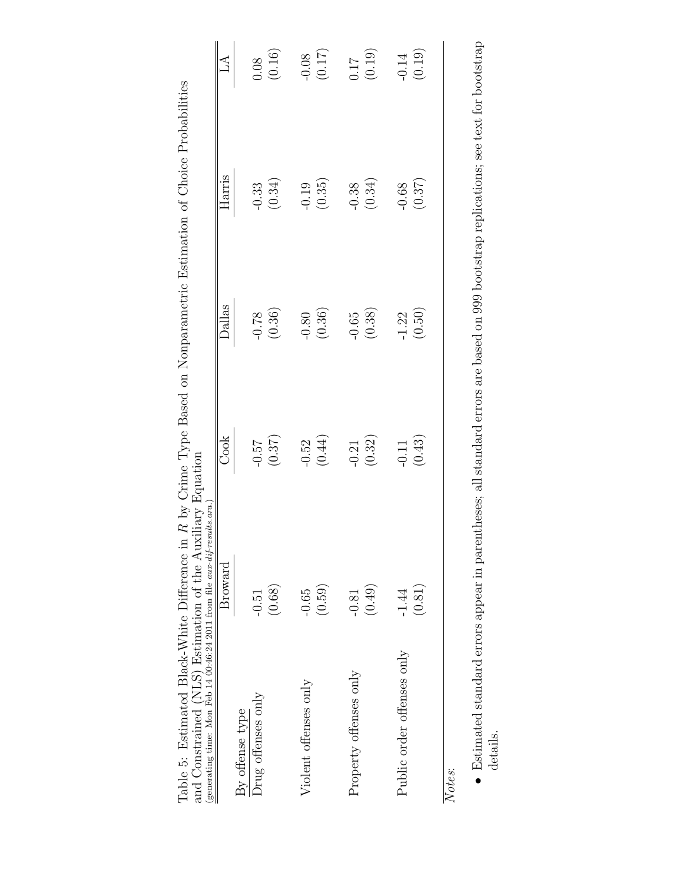Table 5: Estimated Black-White Difference in $R$ by Crime Type Based on Nonparametric Estimation of Choice Probabilities and Constrained (NLS) Estimation of the Auxiliary Equation
(generating time: Mon Feb 14 00:46:24 2011 from file *aux-dif-results.ara.*)

| | Broward | Cook | Dallas | Harris | LA |
|---|---|---|---|---|---|
| By offense type | | | | | |
| Drug offenses only | -0.51 | -0.57 | -0.78 | -0.33 | 0.08 |
| | (0.68) | (0.37) | (0.36) | (0.34) | (0.16) |
| Violent offenses only | -0.65 | -0.52 | -0.80 | -0.19 | -0.08 |
| | (0.59) | (0.44) | (0.36) | (0.35) | (0.17) |
| Property offenses only | -0.81 | -0.21 | -0.65 | -0.38 | 0.17 |
| | (0.49) | (0.32) | (0.38) | (0.34) | (0.19) |
| Public order offenses only | -1.44 | -0.11 | -1.22 | -0.68 | -0.14 |
| | (0.81) | (0.43) | (0.50) | (0.37) | (0.19) |

*Notes:*

- Estimated standard errors appear in parentheses; all standard errors are based on 999 bootstrap replications; see text for bootstrap details.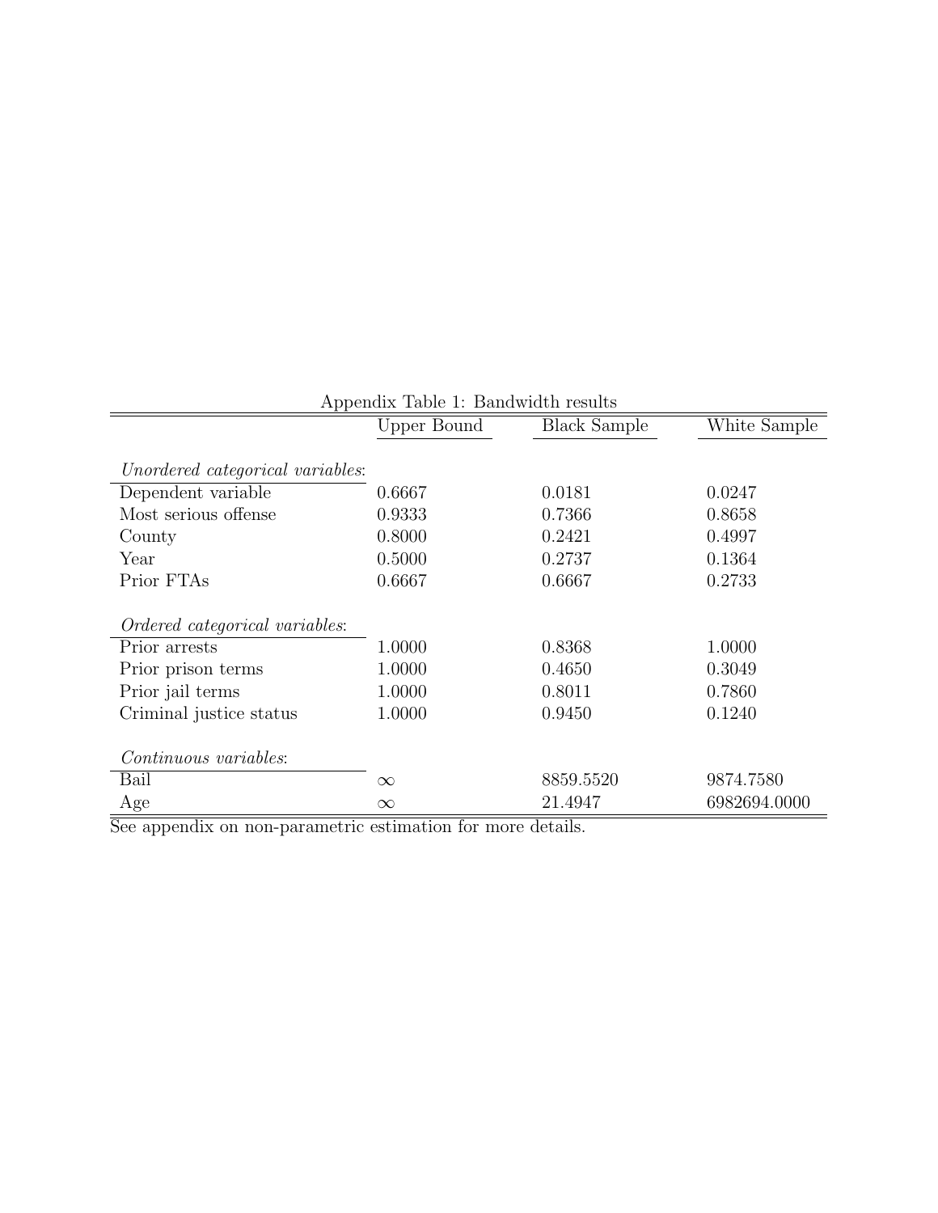Appendix Table 1: Bandwidth results

| | Upper Bound | Black Sample | White Sample |
|---|---|---|---|
| *Unordered categorical variables*: | | | |
| Dependent variable | 0.6667 | 0.0181 | 0.0247 |
| Most serious offense | 0.9333 | 0.7366 | 0.8658 |
| County | 0.8000 | 0.2421 | 0.4997 |
| Year | 0.5000 | 0.2737 | 0.1364 |
| Prior FTAs | 0.6667 | 0.6667 | 0.2733 |
| *Ordered categorical variables*: | | | |
| Prior arrests | 1.0000 | 0.8368 | 1.0000 |
| Prior prison terms | 1.0000 | 0.4650 | 0.3049 |
| Prior jail terms | 1.0000 | 0.8011 | 0.7860 |
| Criminal justice status | 1.0000 | 0.9450 | 0.1240 |
| *Continuous variables*: | | | |
| Bail | $\infty$ | 8859.5520 | 9874.7580 |
| Age | $\infty$ | 21.4947 | 6982694.0000 |

See appendix on non-parametric estimation for more details.